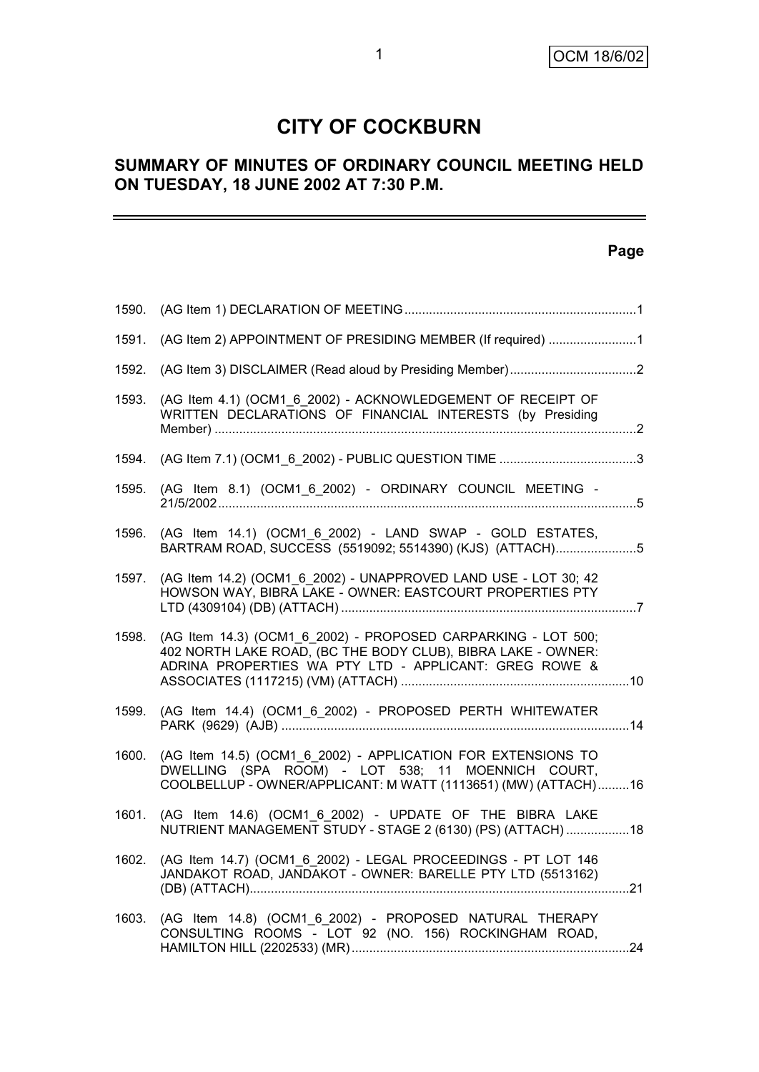# CITY OF COCKBURN

## SUMMARY OF MINUTES OF ORDINARY COUNCIL MEETING HELD ON TUESDAY, 18 JUNE 2002 AT 7:30 P.M.

| | | Page |
|---|---|---|
| 1590. | (AG Item 1) DECLARATION OF MEETING | 1 |
| 1591. | (AG Item 2) APPOINTMENT OF PRESIDING MEMBER (If required) | 1 |
| 1592. | (AG Item 3) DISCLAIMER (Read aloud by Presiding Member) | 2 |
| 1593. | (AG Item 4.1) (OCM1_6_2002) - ACKNOWLEDGEMENT OF RECEIPT OF WRITTEN DECLARATIONS OF FINANCIAL INTERESTS (by Presiding Member) | 2 |
| 1594. | (AG Item 7.1) (OCM1_6_2002) - PUBLIC QUESTION TIME | 3 |
| 1595. | (AG Item 8.1) (OCM1_6_2002) - ORDINARY COUNCIL MEETING - 21/5/2002 | 5 |
| 1596. | (AG Item 14.1) (OCM1_6_2002) - LAND SWAP - GOLD ESTATES, BARTRAM ROAD, SUCCESS (5519092; 5514390) (KJS) (ATTACH) | 5 |
| 1597. | (AG Item 14.2) (OCM1_6_2002) - UNAPPROVED LAND USE - LOT 30; 42 HOWSON WAY, BIBRA LAKE - OWNER: EASTCOURT PROPERTIES PTY LTD (4309104) (DB) (ATTACH) | 7 |
| 1598. | (AG Item 14.3) (OCM1_6_2002) - PROPOSED CARPARKING - LOT 500; 402 NORTH LAKE ROAD, (BC THE BODY CLUB), BIBRA LAKE - OWNER: ADRINA PROPERTIES WA PTY LTD - APPLICANT: GREG ROWE & ASSOCIATES (1117215) (VM) (ATTACH) | 10 |
| 1599. | (AG Item 14.4) (OCM1_6_2002) - PROPOSED PERTH WHITEWATER PARK (9629) (AJB) | 14 |
| 1600. | (AG Item 14.5) (OCM1_6_2002) - APPLICATION FOR EXTENSIONS TO DWELLING (SPA ROOM) - LOT 538; 11 MOENNICH COURT, COOLBELLUP - OWNER/APPLICANT: M WATT (1113651) (MW) (ATTACH) | 16 |
| 1601. | (AG Item 14.6) (OCM1_6_2002) - UPDATE OF THE BIBRA LAKE NUTRIENT MANAGEMENT STUDY - STAGE 2 (6130) (PS) (ATTACH) | 18 |
| 1602. | (AG Item 14.7) (OCM1_6_2002) - LEGAL PROCEEDINGS - PT LOT 146 JANDAKOT ROAD, JANDAKOT - OWNER: BARELLE PTY LTD (5513162) (DB) (ATTACH) | 21 |
| 1603. | (AG Item 14.8) (OCM1_6_2002) - PROPOSED NATURAL THERAPY CONSULTING ROOMS - LOT 92 (NO. 156) ROCKINGHAM ROAD, HAMILTON HILL (2202533) (MR) | 24 |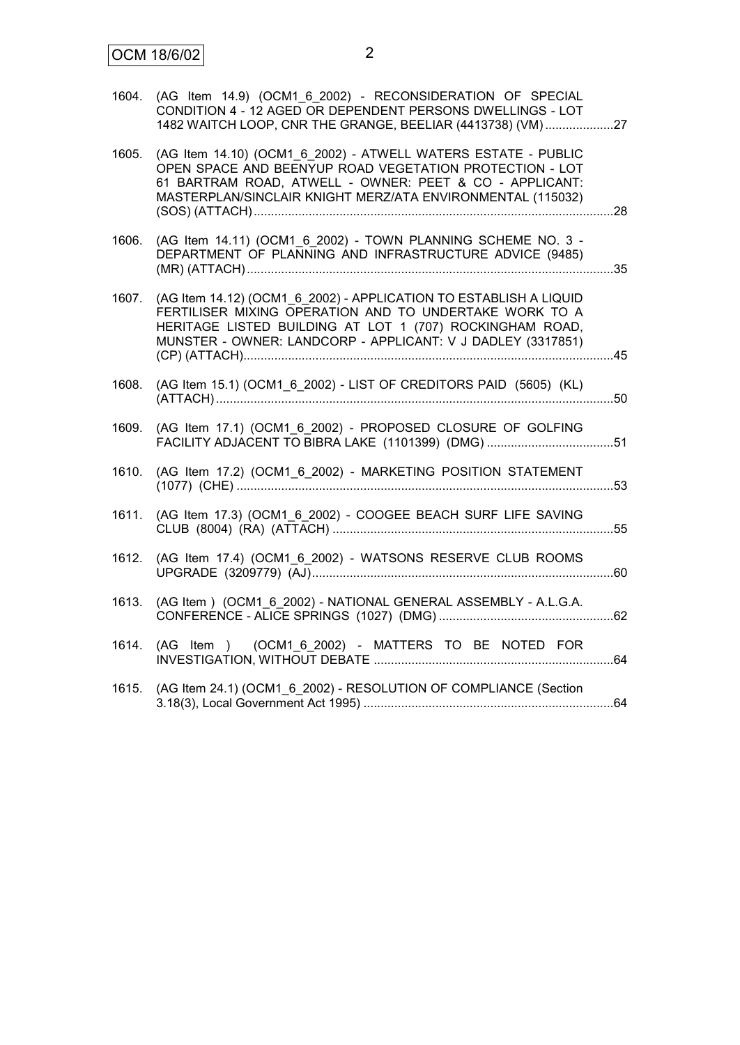1604. (AG Item 14.9) (OCM1_6_2002) - RECONSIDERATION OF SPECIAL CONDITION 4 - 12 AGED OR DEPENDENT PERSONS DWELLINGS - LOT 1482 WAITCH LOOP, CNR THE GRANGE, BEELIAR (4413738) (VM) ....................27

1605. (AG Item 14.10) (OCM1_6_2002) - ATWELL WATERS ESTATE - PUBLIC OPEN SPACE AND BEENYUP ROAD VEGETATION PROTECTION - LOT 61 BARTRAM ROAD, ATWELL - OWNER: PEET & CO - APPLICANT: MASTERPLAN/SINCLAIR KNIGHT MERZ/ATA ENVIRONMENTAL (115032) (SOS) (ATTACH)........................................................................................................28

1606. (AG Item 14.11) (OCM1_6_2002) - TOWN PLANNING SCHEME NO. 3 - DEPARTMENT OF PLANNING AND INFRASTRUCTURE ADVICE (9485) (MR) (ATTACH)..........................................................................................................35

1607. (AG Item 14.12) (OCM1_6_2002) - APPLICATION TO ESTABLISH A LIQUID FERTILISER MIXING OPERATION AND TO UNDERTAKE WORK TO A HERITAGE LISTED BUILDING AT LOT 1 (707) ROCKINGHAM ROAD, MUNSTER - OWNER: LANDCORP - APPLICANT: V J DADLEY (3317851) (CP) (ATTACH)...........................................................................................................45

1608. (AG Item 15.1) (OCM1_6_2002) - LIST OF CREDITORS PAID (5605) (KL) (ATTACH)...................................................................................................................50

1609. (AG Item 17.1) (OCM1_6_2002) - PROPOSED CLOSURE OF GOLFING FACILITY ADJACENT TO BIBRA LAKE (1101399) (DMG) .....................................51

1610. (AG Item 17.2) (OCM1_6_2002) - MARKETING POSITION STATEMENT (1077) (CHE) .............................................................................................................53

1611. (AG Item 17.3) (OCM1_6_2002) - COOGEE BEACH SURF LIFE SAVING CLUB (8004) (RA) (ATTACH) .................................................................................55

1612. (AG Item 17.4) (OCM1_6_2002) - WATSONS RESERVE CLUB ROOMS UPGRADE (3209779) (AJ).......................................................................................60

1613. (AG Item ) (OCM1_6_2002) - NATIONAL GENERAL ASSEMBLY - A.L.G.A. CONFERENCE - ALICE SPRINGS (1027) (DMG) ...................................................62

1614. (AG Item ) (OCM1_6_2002) - MATTERS TO BE NOTED FOR INVESTIGATION, WITHOUT DEBATE .....................................................................64

1615. (AG Item 24.1) (OCM1_6_2002) - RESOLUTION OF COMPLIANCE (Section 3.18(3), Local Government Act 1995) .........................................................................64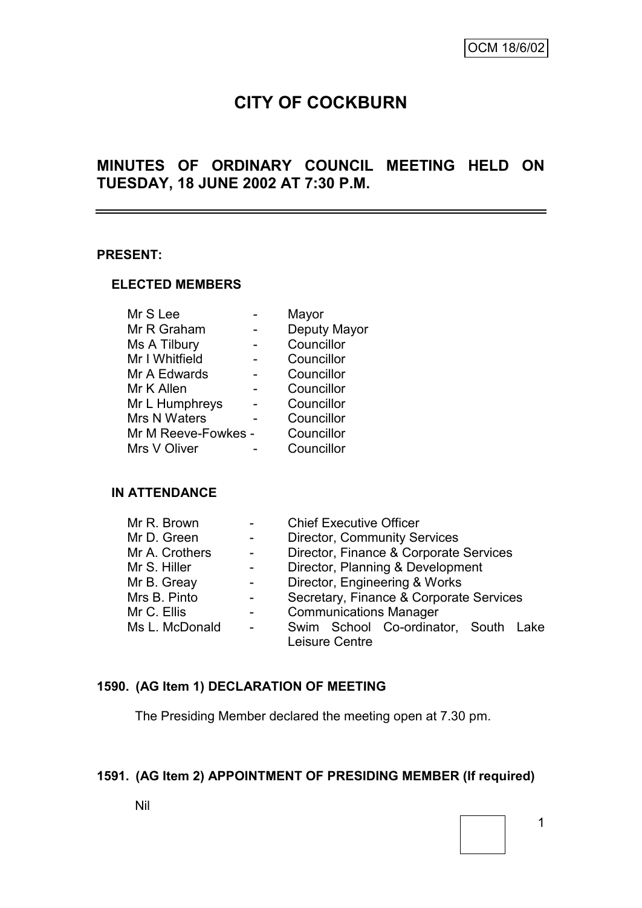OCM 18/6/02

# CITY OF COCKBURN

## MINUTES OF ORDINARY COUNCIL MEETING HELD ON TUESDAY, 18 JUNE 2002 AT 7:30 P.M.

**PRESENT:**

**ELECTED MEMBERS**

| | | |
|---|---|---|
| Mr S Lee | - | Mayor |
| Mr R Graham | - | Deputy Mayor |
| Ms A Tilbury | - | Councillor |
| Mr I Whitfield | - | Councillor |
| Mr A Edwards | - | Councillor |
| Mr K Allen | - | Councillor |
| Mr L Humphreys | - | Councillor |
| Mrs N Waters | - | Councillor |
| Mr M Reeve-Fowkes | - | Councillor |
| Mrs V Oliver | - | Councillor |

**IN ATTENDANCE**

| | | |
|---|---|---|
| Mr R. Brown | - | Chief Executive Officer |
| Mr D. Green | - | Director, Community Services |
| Mr A. Crothers | - | Director, Finance & Corporate Services |
| Mr S. Hiller | - | Director, Planning & Development |
| Mr B. Greay | - | Director, Engineering & Works |
| Mrs B. Pinto | - | Secretary, Finance & Corporate Services |
| Mr C. Ellis | - | Communications Manager |
| Ms L. McDonald | - | Swim School Co-ordinator, South Lake Leisure Centre |

**1590. (AG Item 1) DECLARATION OF MEETING**

The Presiding Member declared the meeting open at 7.30 pm.

**1591. (AG Item 2) APPOINTMENT OF PRESIDING MEMBER (If required)**

Nil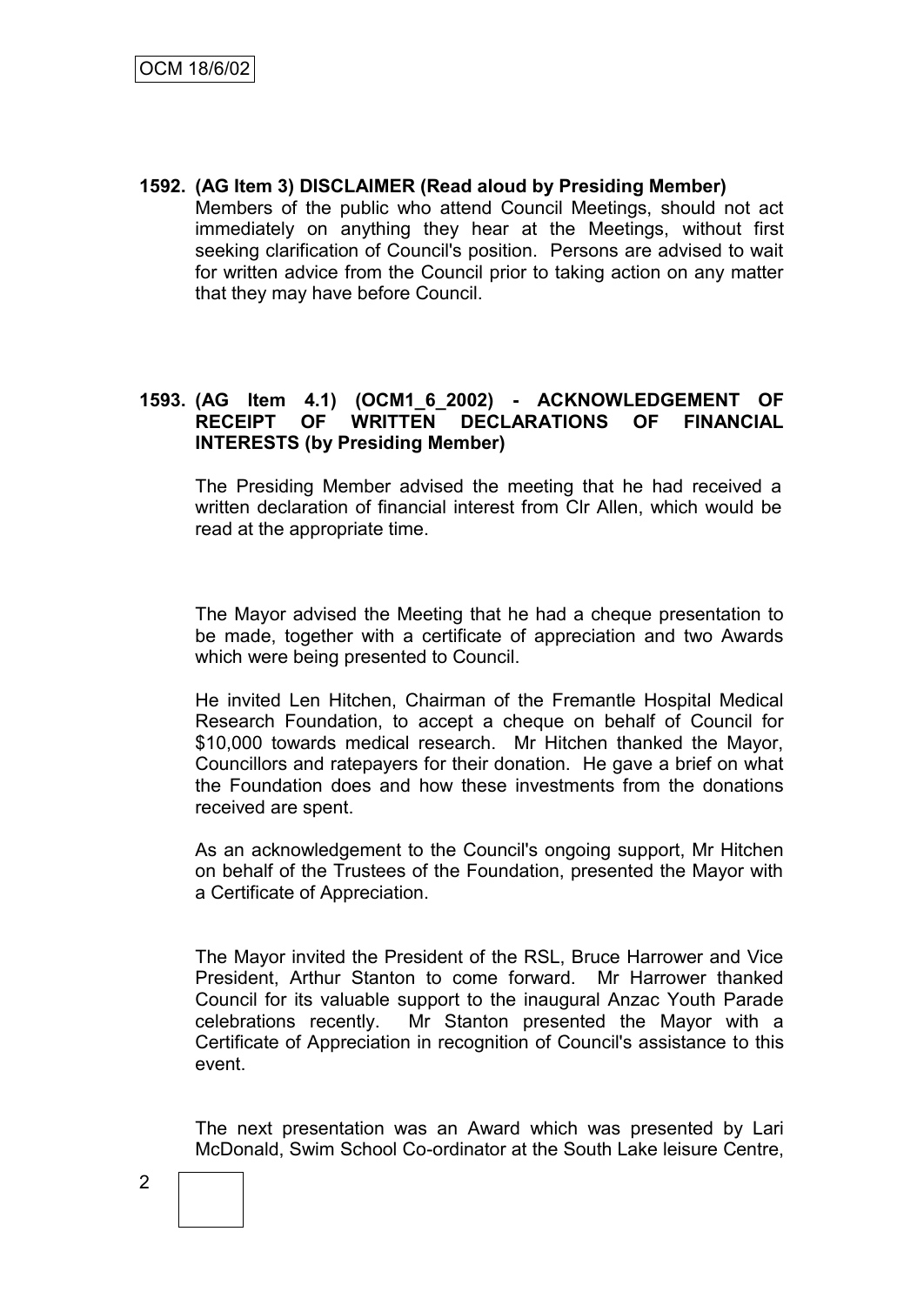**1592. (AG Item 3) DISCLAIMER (Read aloud by Presiding Member)**

Members of the public who attend Council Meetings, should not act immediately on anything they hear at the Meetings, without first seeking clarification of Council's position. Persons are advised to wait for written advice from the Council prior to taking action on any matter that they may have before Council.

**1593. (AG Item 4.1) (OCM1_6_2002) - ACKNOWLEDGEMENT OF RECEIPT OF WRITTEN DECLARATIONS OF FINANCIAL INTERESTS (by Presiding Member)**

The Presiding Member advised the meeting that he had received a written declaration of financial interest from Clr Allen, which would be read at the appropriate time.

The Mayor advised the Meeting that he had a cheque presentation to be made, together with a certificate of appreciation and two Awards which were being presented to Council.

He invited Len Hitchen, Chairman of the Fremantle Hospital Medical Research Foundation, to accept a cheque on behalf of Council for $10,000 towards medical research. Mr Hitchen thanked the Mayor, Councillors and ratepayers for their donation. He gave a brief on what the Foundation does and how these investments from the donations received are spent.

As an acknowledgement to the Council's ongoing support, Mr Hitchen on behalf of the Trustees of the Foundation, presented the Mayor with a Certificate of Appreciation.

The Mayor invited the President of the RSL, Bruce Harrower and Vice President, Arthur Stanton to come forward. Mr Harrower thanked Council for its valuable support to the inaugural Anzac Youth Parade celebrations recently. Mr Stanton presented the Mayor with a Certificate of Appreciation in recognition of Council's assistance to this event.

The next presentation was an Award which was presented by Lari McDonald, Swim School Co-ordinator at the South Lake leisure Centre,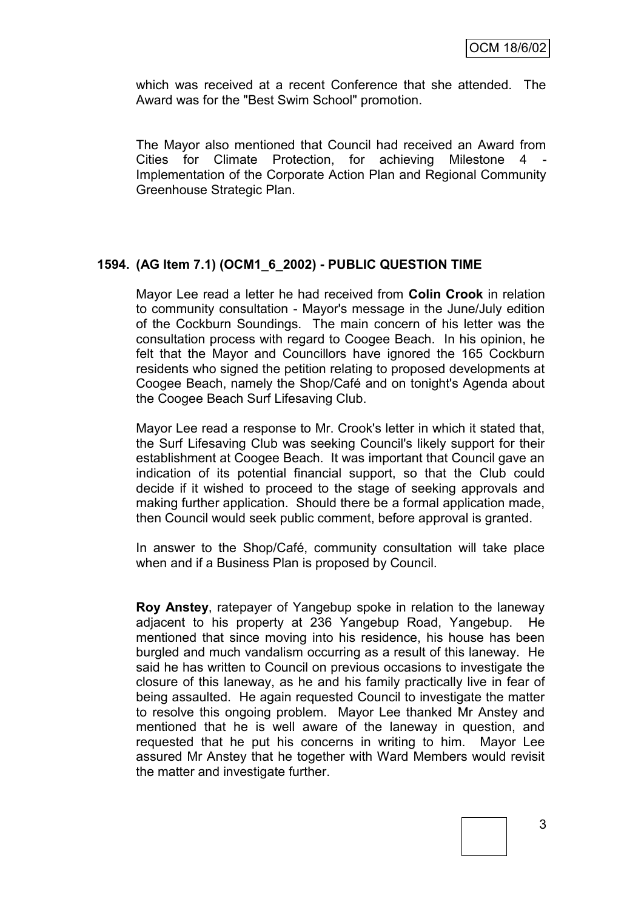which was received at a recent Conference that she attended. The Award was for the "Best Swim School" promotion.

The Mayor also mentioned that Council had received an Award from Cities for Climate Protection, for achieving Milestone 4 - Implementation of the Corporate Action Plan and Regional Community Greenhouse Strategic Plan.

## 1594. (AG Item 7.1) (OCM1_6_2002) - PUBLIC QUESTION TIME

Mayor Lee read a letter he had received from **Colin Crook** in relation to community consultation - Mayor's message in the June/July edition of the Cockburn Soundings. The main concern of his letter was the consultation process with regard to Coogee Beach. In his opinion, he felt that the Mayor and Councillors have ignored the 165 Cockburn residents who signed the petition relating to proposed developments at Coogee Beach, namely the Shop/Café and on tonight's Agenda about the Coogee Beach Surf Lifesaving Club.

Mayor Lee read a response to Mr. Crook's letter in which it stated that, the Surf Lifesaving Club was seeking Council's likely support for their establishment at Coogee Beach. It was important that Council gave an indication of its potential financial support, so that the Club could decide if it wished to proceed to the stage of seeking approvals and making further application. Should there be a formal application made, then Council would seek public comment, before approval is granted.

In answer to the Shop/Café, community consultation will take place when and if a Business Plan is proposed by Council.

**Roy Anstey**, ratepayer of Yangebup spoke in relation to the laneway adjacent to his property at 236 Yangebup Road, Yangebup. He mentioned that since moving into his residence, his house has been burgled and much vandalism occurring as a result of this laneway. He said he has written to Council on previous occasions to investigate the closure of this laneway, as he and his family practically live in fear of being assaulted. He again requested Council to investigate the matter to resolve this ongoing problem. Mayor Lee thanked Mr Anstey and mentioned that he is well aware of the laneway in question, and requested that he put his concerns in writing to him. Mayor Lee assured Mr Anstey that he together with Ward Members would revisit the matter and investigate further.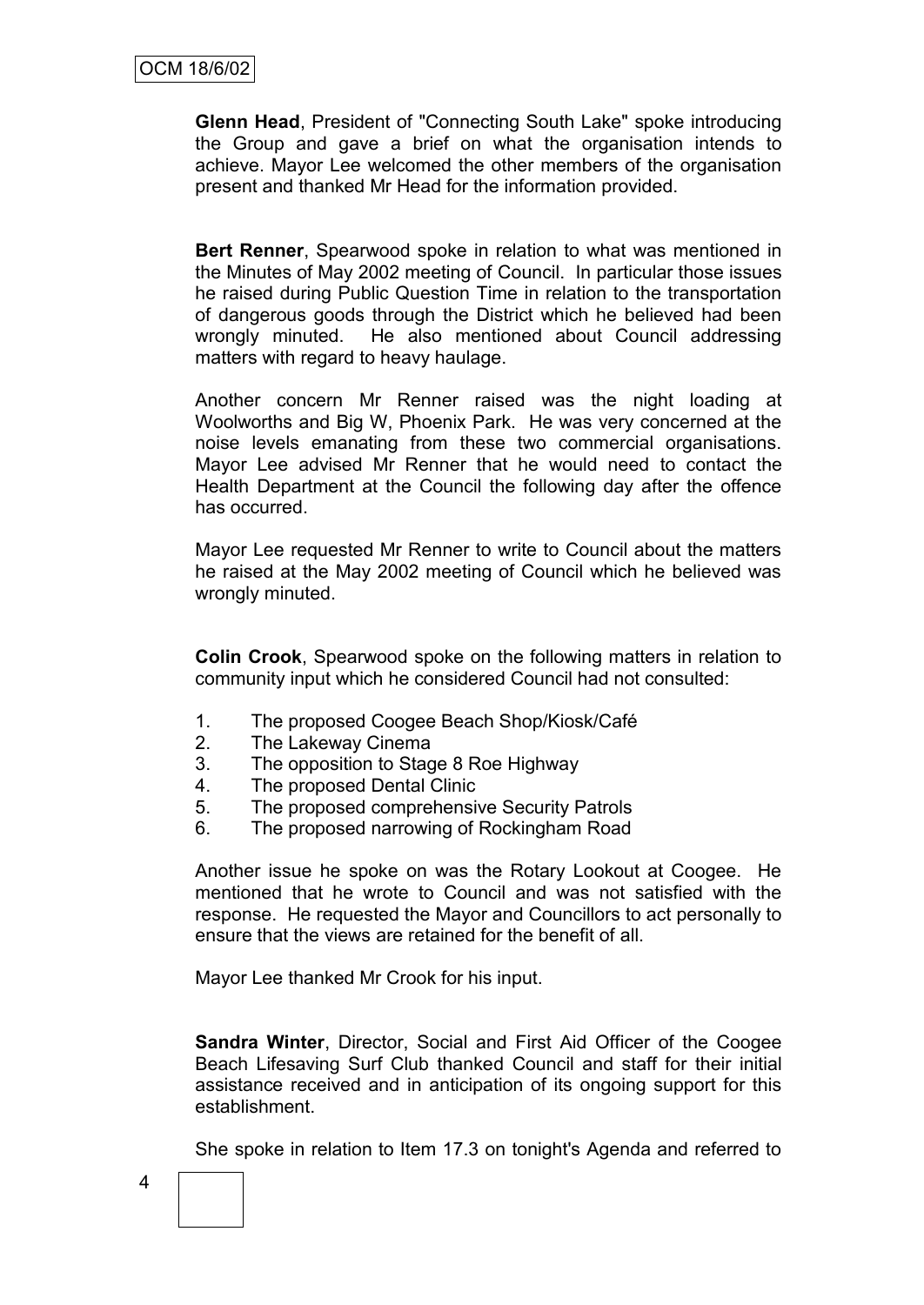**Glenn Head**, President of "Connecting South Lake" spoke introducing the Group and gave a brief on what the organisation intends to achieve. Mayor Lee welcomed the other members of the organisation present and thanked Mr Head for the information provided.

**Bert Renner**, Spearwood spoke in relation to what was mentioned in the Minutes of May 2002 meeting of Council. In particular those issues he raised during Public Question Time in relation to the transportation of dangerous goods through the District which he believed had been wrongly minuted. He also mentioned about Council addressing matters with regard to heavy haulage.

Another concern Mr Renner raised was the night loading at Woolworths and Big W, Phoenix Park. He was very concerned at the noise levels emanating from these two commercial organisations. Mayor Lee advised Mr Renner that he would need to contact the Health Department at the Council the following day after the offence has occurred.

Mayor Lee requested Mr Renner to write to Council about the matters he raised at the May 2002 meeting of Council which he believed was wrongly minuted.

**Colin Crook**, Spearwood spoke on the following matters in relation to community input which he considered Council had not consulted:

1. The proposed Coogee Beach Shop/Kiosk/Café
2. The Lakeway Cinema
3. The opposition to Stage 8 Roe Highway
4. The proposed Dental Clinic
5. The proposed comprehensive Security Patrols
6. The proposed narrowing of Rockingham Road

Another issue he spoke on was the Rotary Lookout at Coogee. He mentioned that he wrote to Council and was not satisfied with the response. He requested the Mayor and Councillors to act personally to ensure that the views are retained for the benefit of all.

Mayor Lee thanked Mr Crook for his input.

**Sandra Winter**, Director, Social and First Aid Officer of the Coogee Beach Lifesaving Surf Club thanked Council and staff for their initial assistance received and in anticipation of its ongoing support for this establishment.

She spoke in relation to Item 17.3 on tonight's Agenda and referred to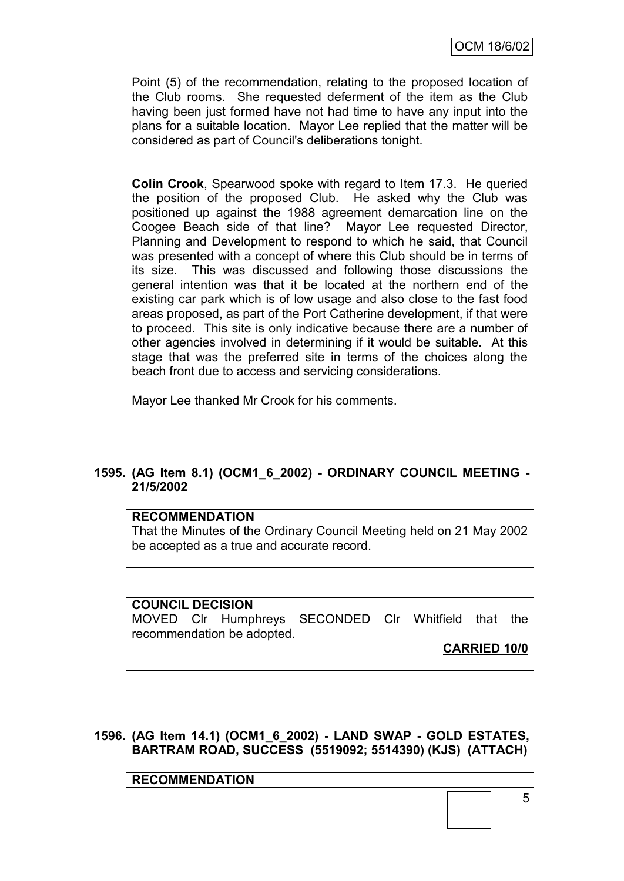Point (5) of the recommendation, relating to the proposed location of the Club rooms. She requested deferment of the item as the Club having been just formed have not had time to have any input into the plans for a suitable location. Mayor Lee replied that the matter will be considered as part of Council's deliberations tonight.

**Colin Crook**, Spearwood spoke with regard to Item 17.3. He queried the position of the proposed Club. He asked why the Club was positioned up against the 1988 agreement demarcation line on the Coogee Beach side of that line? Mayor Lee requested Director, Planning and Development to respond to which he said, that Council was presented with a concept of where this Club should be in terms of its size. This was discussed and following those discussions the general intention was that it be located at the northern end of the existing car park which is of low usage and also close to the fast food areas proposed, as part of the Port Catherine development, if that were to proceed. This site is only indicative because there are a number of other agencies involved in determining if it would be suitable. At this stage that was the preferred site in terms of the choices along the beach front due to access and servicing considerations.

Mayor Lee thanked Mr Crook for his comments.

## 1595. (AG Item 8.1) (OCM1_6_2002) - ORDINARY COUNCIL MEETING - 21/5/2002

**RECOMMENDATION**

That the Minutes of the Ordinary Council Meeting held on 21 May 2002 be accepted as a true and accurate record.

**COUNCIL DECISION**

MOVED Clr Humphreys SECONDED Clr Whitfield that the recommendation be adopted.

**CARRIED 10/0**

## 1596. (AG Item 14.1) (OCM1_6_2002) - LAND SWAP - GOLD ESTATES, BARTRAM ROAD, SUCCESS (5519092; 5514390) (KJS) (ATTACH)

**RECOMMENDATION**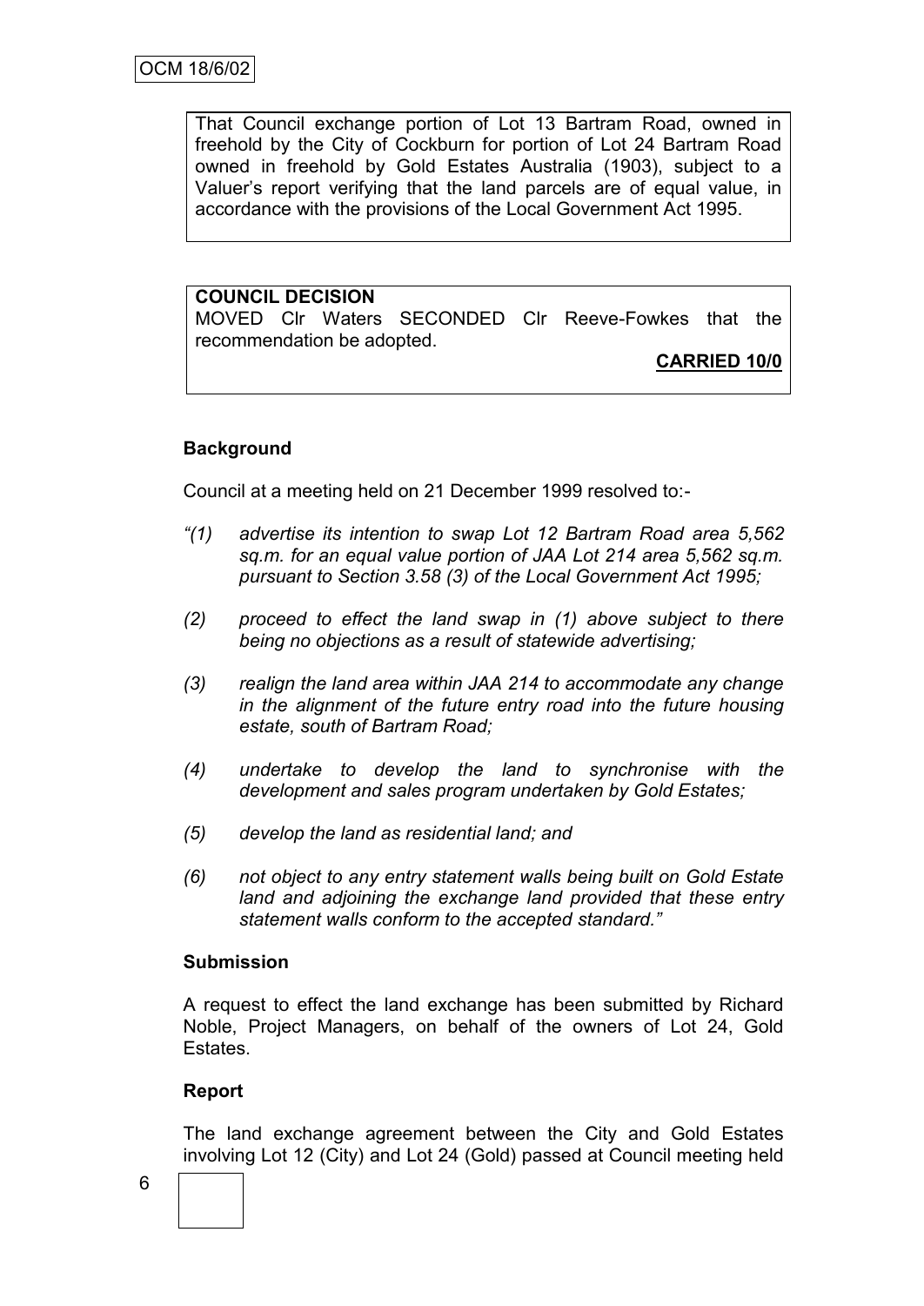That Council exchange portion of Lot 13 Bartram Road, owned in freehold by the City of Cockburn for portion of Lot 24 Bartram Road owned in freehold by Gold Estates Australia (1903), subject to a Valuer's report verifying that the land parcels are of equal value, in accordance with the provisions of the Local Government Act 1995.

**COUNCIL DECISION**

MOVED Clr Waters SECONDED Clr Reeve-Fowkes that the recommendation be adopted.

**CARRIED 10/0**

**Background**

Council at a meeting held on 21 December 1999 resolved to:-

*"(1) advertise its intention to swap Lot 12 Bartram Road area 5,562 sq.m. for an equal value portion of JAA Lot 214 area 5,562 sq.m. pursuant to Section 3.58 (3) of the Local Government Act 1995;*

*(2) proceed to effect the land swap in (1) above subject to there being no objections as a result of statewide advertising;*

*(3) realign the land area within JAA 214 to accommodate any change in the alignment of the future entry road into the future housing estate, south of Bartram Road;*

*(4) undertake to develop the land to synchronise with the development and sales program undertaken by Gold Estates;*

*(5) develop the land as residential land; and*

*(6) not object to any entry statement walls being built on Gold Estate land and adjoining the exchange land provided that these entry statement walls conform to the accepted standard."*

**Submission**

A request to effect the land exchange has been submitted by Richard Noble, Project Managers, on behalf of the owners of Lot 24, Gold Estates.

**Report**

The land exchange agreement between the City and Gold Estates involving Lot 12 (City) and Lot 24 (Gold) passed at Council meeting held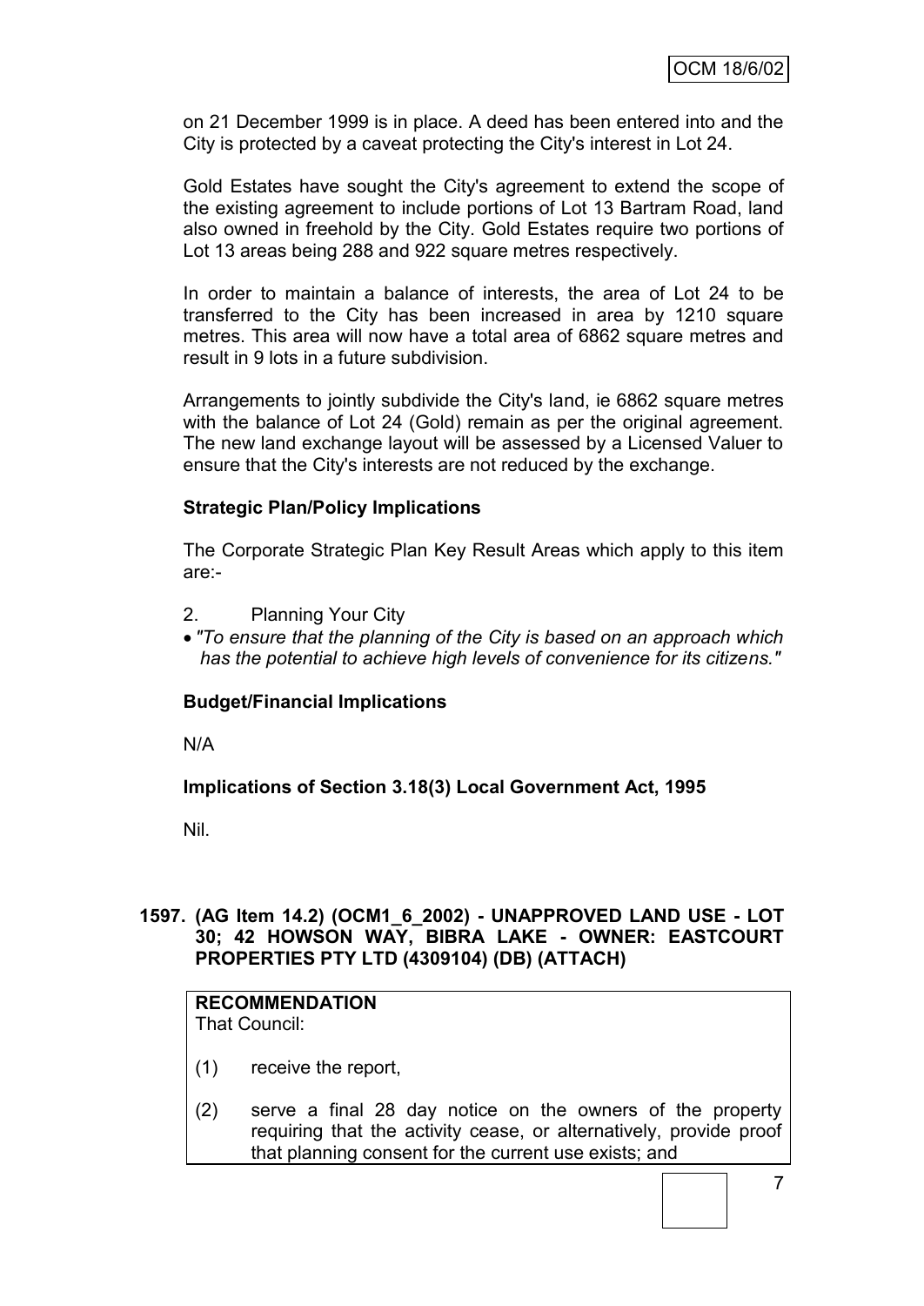on 21 December 1999 is in place. A deed has been entered into and the City is protected by a caveat protecting the City's interest in Lot 24.

Gold Estates have sought the City's agreement to extend the scope of the existing agreement to include portions of Lot 13 Bartram Road, land also owned in freehold by the City. Gold Estates require two portions of Lot 13 areas being 288 and 922 square metres respectively.

In order to maintain a balance of interests, the area of Lot 24 to be transferred to the City has been increased in area by 1210 square metres. This area will now have a total area of 6862 square metres and result in 9 lots in a future subdivision.

Arrangements to jointly subdivide the City's land, ie 6862 square metres with the balance of Lot 24 (Gold) remain as per the original agreement. The new land exchange layout will be assessed by a Licensed Valuer to ensure that the City's interests are not reduced by the exchange.

**Strategic Plan/Policy Implications**

The Corporate Strategic Plan Key Result Areas which apply to this item are:-

2. Planning Your City

- *"To ensure that the planning of the City is based on an approach which has the potential to achieve high levels of convenience for its citizens."*

**Budget/Financial Implications**

N/A

**Implications of Section 3.18(3) Local Government Act, 1995**

Nil.

**1597. (AG Item 14.2) (OCM1_6_2002) - UNAPPROVED LAND USE - LOT 30; 42 HOWSON WAY, BIBRA LAKE - OWNER: EASTCOURT PROPERTIES PTY LTD (4309104) (DB) (ATTACH)**

**RECOMMENDATION**
That Council:

(1) receive the report,

(2) serve a final 28 day notice on the owners of the property requiring that the activity cease, or alternatively, provide proof that planning consent for the current use exists; and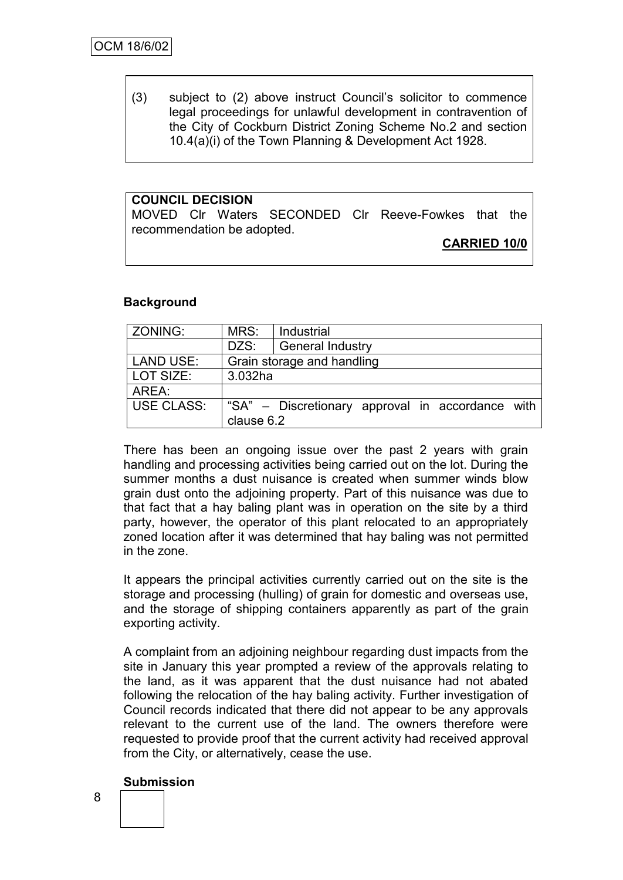(3) subject to (2) above instruct Council's solicitor to commence legal proceedings for unlawful development in contravention of the City of Cockburn District Zoning Scheme No.2 and section 10.4(a)(i) of the Town Planning & Development Act 1928.

**COUNCIL DECISION**

MOVED Clr Waters SECONDED Clr Reeve-Fowkes that the recommendation be adopted.

**CARRIED 10/0**

**Background**

| ZONING: | MRS: | Industrial |
|---|---|---|
| | DZS: | General Industry |
| LAND USE: | Grain storage and handling | |
| LOT SIZE: | 3.032ha | |
| AREA: | | |
| USE CLASS: | "SA" – Discretionary approval in accordance with clause 6.2 | |

There has been an ongoing issue over the past 2 years with grain handling and processing activities being carried out on the lot. During the summer months a dust nuisance is created when summer winds blow grain dust onto the adjoining property. Part of this nuisance was due to that fact that a hay baling plant was in operation on the site by a third party, however, the operator of this plant relocated to an appropriately zoned location after it was determined that hay baling was not permitted in the zone.

It appears the principal activities currently carried out on the site is the storage and processing (hulling) of grain for domestic and overseas use, and the storage of shipping containers apparently as part of the grain exporting activity.

A complaint from an adjoining neighbour regarding dust impacts from the site in January this year prompted a review of the approvals relating to the land, as it was apparent that the dust nuisance had not abated following the relocation of the hay baling activity. Further investigation of Council records indicated that there did not appear to be any approvals relevant to the current use of the land. The owners therefore were requested to provide proof that the current activity had received approval from the City, or alternatively, cease the use.

**Submission**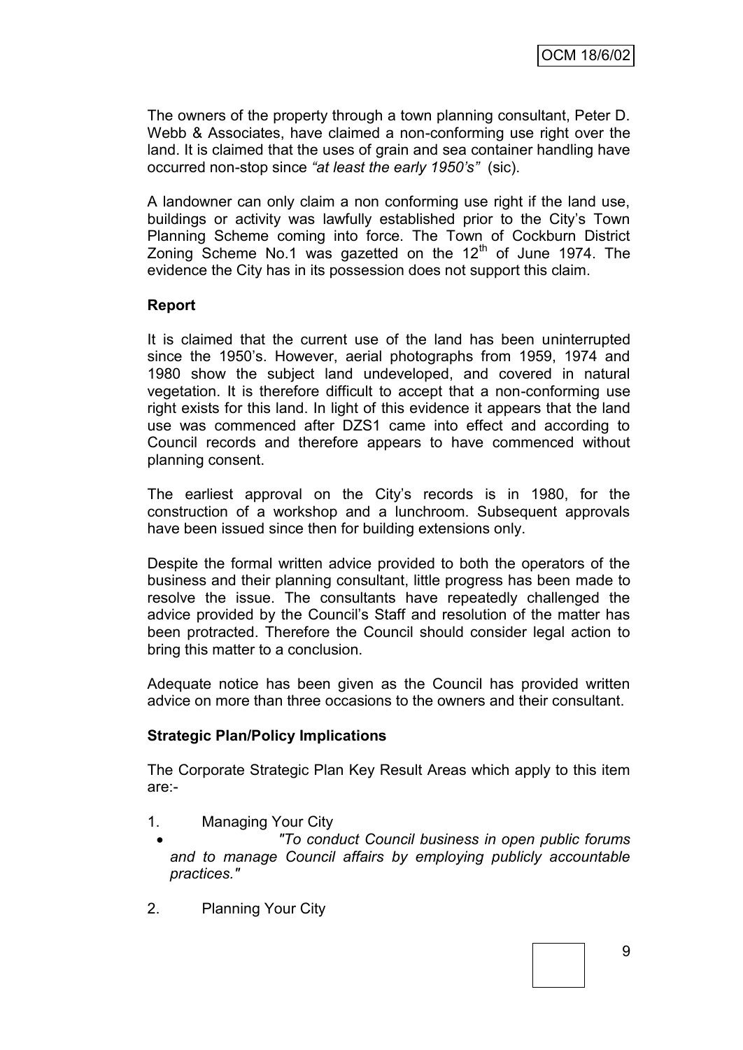The owners of the property through a town planning consultant, Peter D. Webb & Associates, have claimed a non-conforming use right over the land. It is claimed that the uses of grain and sea container handling have occurred non-stop since *"at least the early 1950's"* (sic).

A landowner can only claim a non conforming use right if the land use, buildings or activity was lawfully established prior to the City's Town Planning Scheme coming into force. The Town of Cockburn District Zoning Scheme No.1 was gazetted on the 12th of June 1974. The evidence the City has in its possession does not support this claim.

**Report**

It is claimed that the current use of the land has been uninterrupted since the 1950's. However, aerial photographs from 1959, 1974 and 1980 show the subject land undeveloped, and covered in natural vegetation. It is therefore difficult to accept that a non-conforming use right exists for this land. In light of this evidence it appears that the land use was commenced after DZS1 came into effect and according to Council records and therefore appears to have commenced without planning consent.

The earliest approval on the City's records is in 1980, for the construction of a workshop and a lunchroom. Subsequent approvals have been issued since then for building extensions only.

Despite the formal written advice provided to both the operators of the business and their planning consultant, little progress has been made to resolve the issue. The consultants have repeatedly challenged the advice provided by the Council's Staff and resolution of the matter has been protracted. Therefore the Council should consider legal action to bring this matter to a conclusion.

Adequate notice has been given as the Council has provided written advice on more than three occasions to the owners and their consultant.

**Strategic Plan/Policy Implications**

The Corporate Strategic Plan Key Result Areas which apply to this item are:-

1. Managing Your City
   - *"To conduct Council business in open public forums and to manage Council affairs by employing publicly accountable practices."*

2. Planning Your City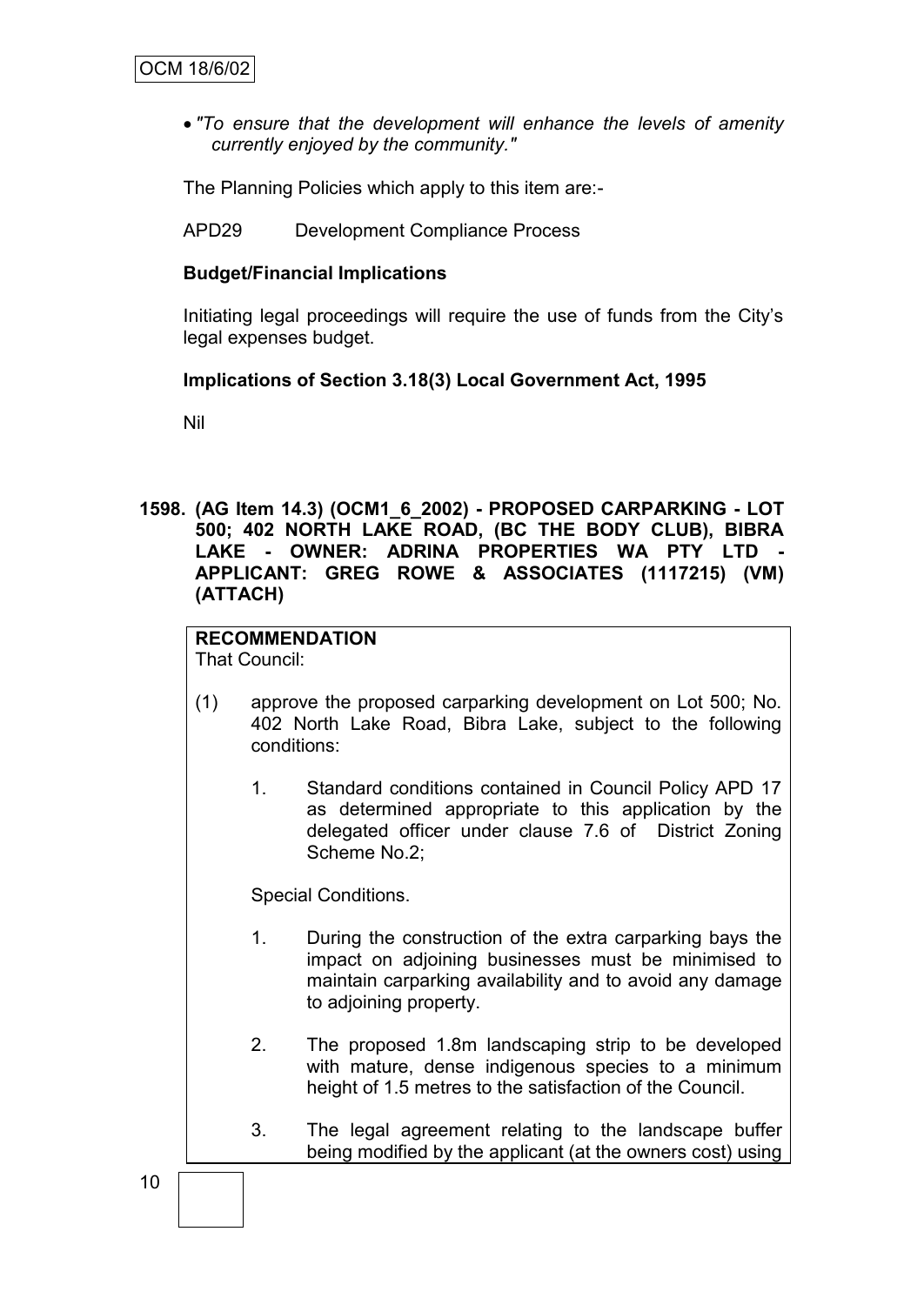- *"To ensure that the development will enhance the levels of amenity currently enjoyed by the community."*

The Planning Policies which apply to this item are:-

APD29 Development Compliance Process

**Budget/Financial Implications**

Initiating legal proceedings will require the use of funds from the City's legal expenses budget.

**Implications of Section 3.18(3) Local Government Act, 1995**

Nil

**1598. (AG Item 14.3) (OCM1_6_2002) - PROPOSED CARPARKING - LOT 500; 402 NORTH LAKE ROAD, (BC THE BODY CLUB), BIBRA LAKE - OWNER: ADRINA PROPERTIES WA PTY LTD - APPLICANT: GREG ROWE & ASSOCIATES (1117215) (VM) (ATTACH)**

**RECOMMENDATION**
That Council:

(1) approve the proposed carparking development on Lot 500; No. 402 North Lake Road, Bibra Lake, subject to the following conditions:

1. Standard conditions contained in Council Policy APD 17 as determined appropriate to this application by the delegated officer under clause 7.6 of District Zoning Scheme No.2;

Special Conditions.

1. During the construction of the extra carparking bays the impact on adjoining businesses must be minimised to maintain carparking availability and to avoid any damage to adjoining property.

2. The proposed 1.8m landscaping strip to be developed with mature, dense indigenous species to a minimum height of 1.5 metres to the satisfaction of the Council.

3. The legal agreement relating to the landscape buffer being modified by the applicant (at the owners cost) using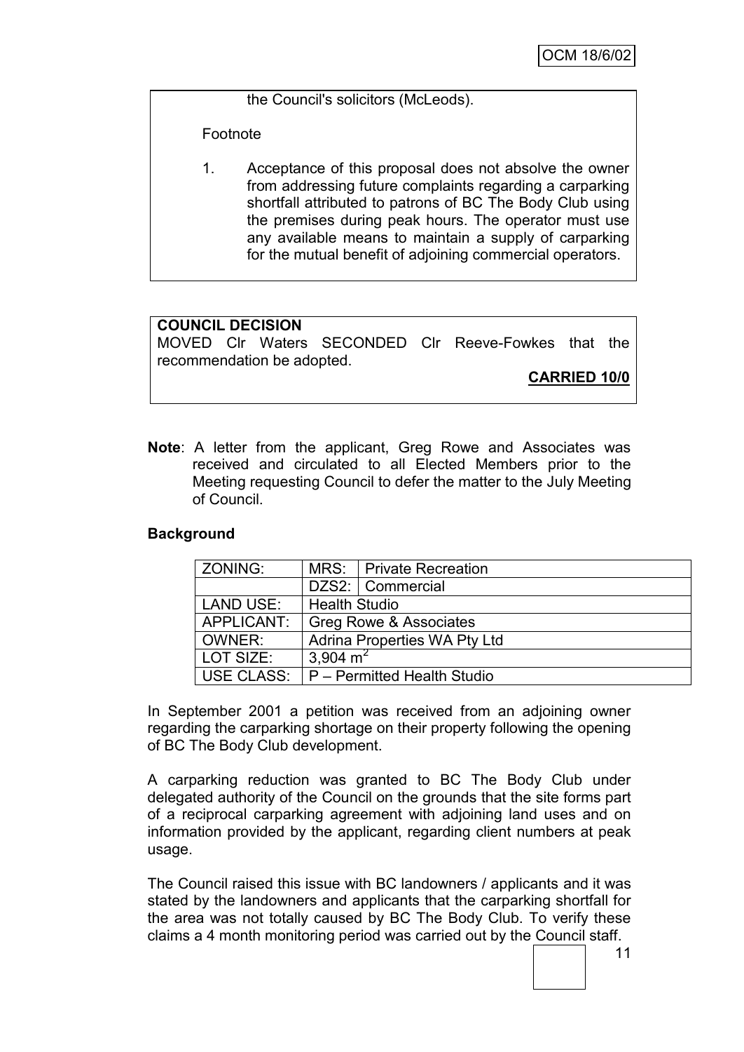the Council's solicitors (McLeods).

Footnote

1. Acceptance of this proposal does not absolve the owner from addressing future complaints regarding a carparking shortfall attributed to patrons of BC The Body Club using the premises during peak hours. The operator must use any available means to maintain a supply of carparking for the mutual benefit of adjoining commercial operators.

**COUNCIL DECISION**

MOVED Clr Waters SECONDED Clr Reeve-Fowkes that the recommendation be adopted.

**CARRIED 10/0**

**Note**: A letter from the applicant, Greg Rowe and Associates was received and circulated to all Elected Members prior to the Meeting requesting Council to defer the matter to the July Meeting of Council.

**Background**

| ZONING: | MRS: | Private Recreation |
|---|---|---|
| | DZS2: | Commercial |
| LAND USE: | Health Studio | |
| APPLICANT: | Greg Rowe & Associates | |
| OWNER: | Adrina Properties WA Pty Ltd | |
| LOT SIZE: | 3,904 $m^2$ | |
| USE CLASS: | P – Permitted Health Studio | |

In September 2001 a petition was received from an adjoining owner regarding the carparking shortage on their property following the opening of BC The Body Club development.

A carparking reduction was granted to BC The Body Club under delegated authority of the Council on the grounds that the site forms part of a reciprocal carparking agreement with adjoining land uses and on information provided by the applicant, regarding client numbers at peak usage.

The Council raised this issue with BC landowners / applicants and it was stated by the landowners and applicants that the carparking shortfall for the area was not totally caused by BC The Body Club. To verify these claims a 4 month monitoring period was carried out by the Council staff.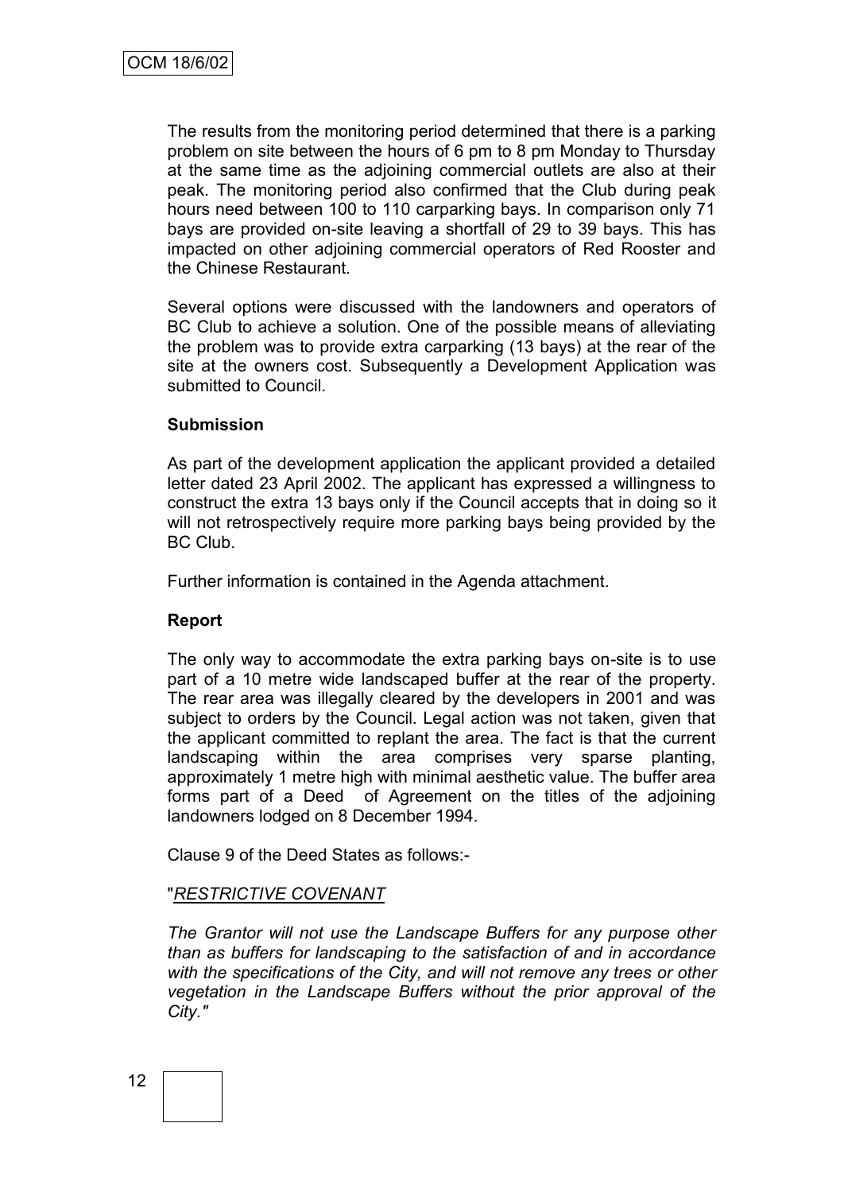The results from the monitoring period determined that there is a parking problem on site between the hours of 6 pm to 8 pm Monday to Thursday at the same time as the adjoining commercial outlets are also at their peak. The monitoring period also confirmed that the Club during peak hours need between 100 to 110 carparking bays. In comparison only 71 bays are provided on-site leaving a shortfall of 29 to 39 bays. This has impacted on other adjoining commercial operators of Red Rooster and the Chinese Restaurant.

Several options were discussed with the landowners and operators of BC Club to achieve a solution. One of the possible means of alleviating the problem was to provide extra carparking (13 bays) at the rear of the site at the owners cost. Subsequently a Development Application was submitted to Council.

**Submission**

As part of the development application the applicant provided a detailed letter dated 23 April 2002. The applicant has expressed a willingness to construct the extra 13 bays only if the Council accepts that in doing so it will not retrospectively require more parking bays being provided by the BC Club.

Further information is contained in the Agenda attachment.

**Report**

The only way to accommodate the extra parking bays on-site is to use part of a 10 metre wide landscaped buffer at the rear of the property. The rear area was illegally cleared by the developers in 2001 and was subject to orders by the Council. Legal action was not taken, given that the applicant committed to replant the area. The fact is that the current landscaping within the area comprises very sparse planting, approximately 1 metre high with minimal aesthetic value. The buffer area forms part of a Deed of Agreement on the titles of the adjoining landowners lodged on 8 December 1994.

Clause 9 of the Deed States as follows:-

"*RESTRICTIVE COVENANT*

*The Grantor will not use the Landscape Buffers for any purpose other than as buffers for landscaping to the satisfaction of and in accordance with the specifications of the City, and will not remove any trees or other vegetation in the Landscape Buffers without the prior approval of the City."*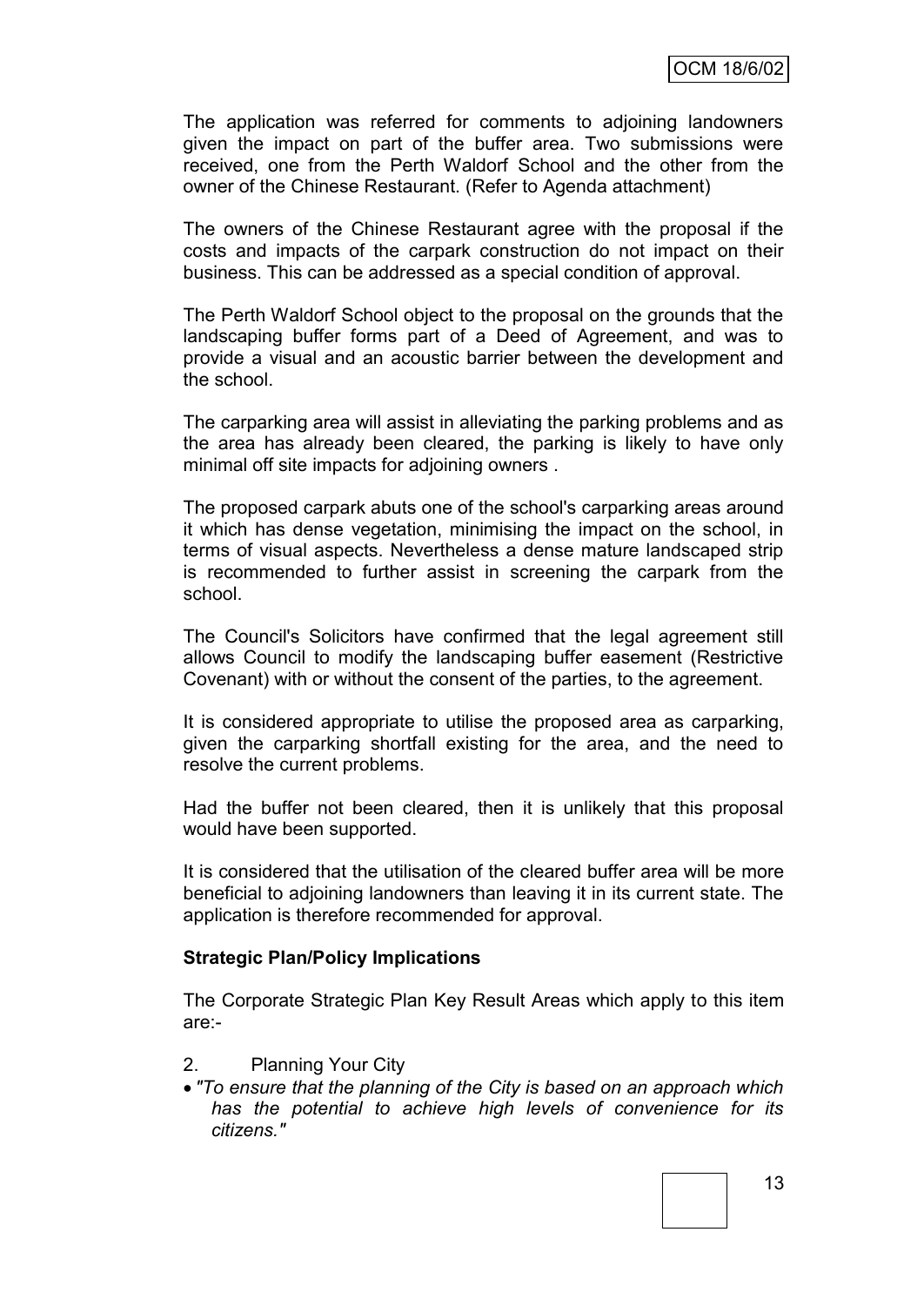The application was referred for comments to adjoining landowners given the impact on part of the buffer area. Two submissions were received, one from the Perth Waldorf School and the other from the owner of the Chinese Restaurant. (Refer to Agenda attachment)

The owners of the Chinese Restaurant agree with the proposal if the costs and impacts of the carpark construction do not impact on their business. This can be addressed as a special condition of approval.

The Perth Waldorf School object to the proposal on the grounds that the landscaping buffer forms part of a Deed of Agreement, and was to provide a visual and an acoustic barrier between the development and the school.

The carparking area will assist in alleviating the parking problems and as the area has already been cleared, the parking is likely to have only minimal off site impacts for adjoining owners .

The proposed carpark abuts one of the school's carparking areas around it which has dense vegetation, minimising the impact on the school, in terms of visual aspects. Nevertheless a dense mature landscaped strip is recommended to further assist in screening the carpark from the school.

The Council's Solicitors have confirmed that the legal agreement still allows Council to modify the landscaping buffer easement (Restrictive Covenant) with or without the consent of the parties, to the agreement.

It is considered appropriate to utilise the proposed area as carparking, given the carparking shortfall existing for the area, and the need to resolve the current problems.

Had the buffer not been cleared, then it is unlikely that this proposal would have been supported.

It is considered that the utilisation of the cleared buffer area will be more beneficial to adjoining landowners than leaving it in its current state. The application is therefore recommended for approval.

**Strategic Plan/Policy Implications**

The Corporate Strategic Plan Key Result Areas which apply to this item are:-

2. Planning Your City

- *"To ensure that the planning of the City is based on an approach which has the potential to achieve high levels of convenience for its citizens."*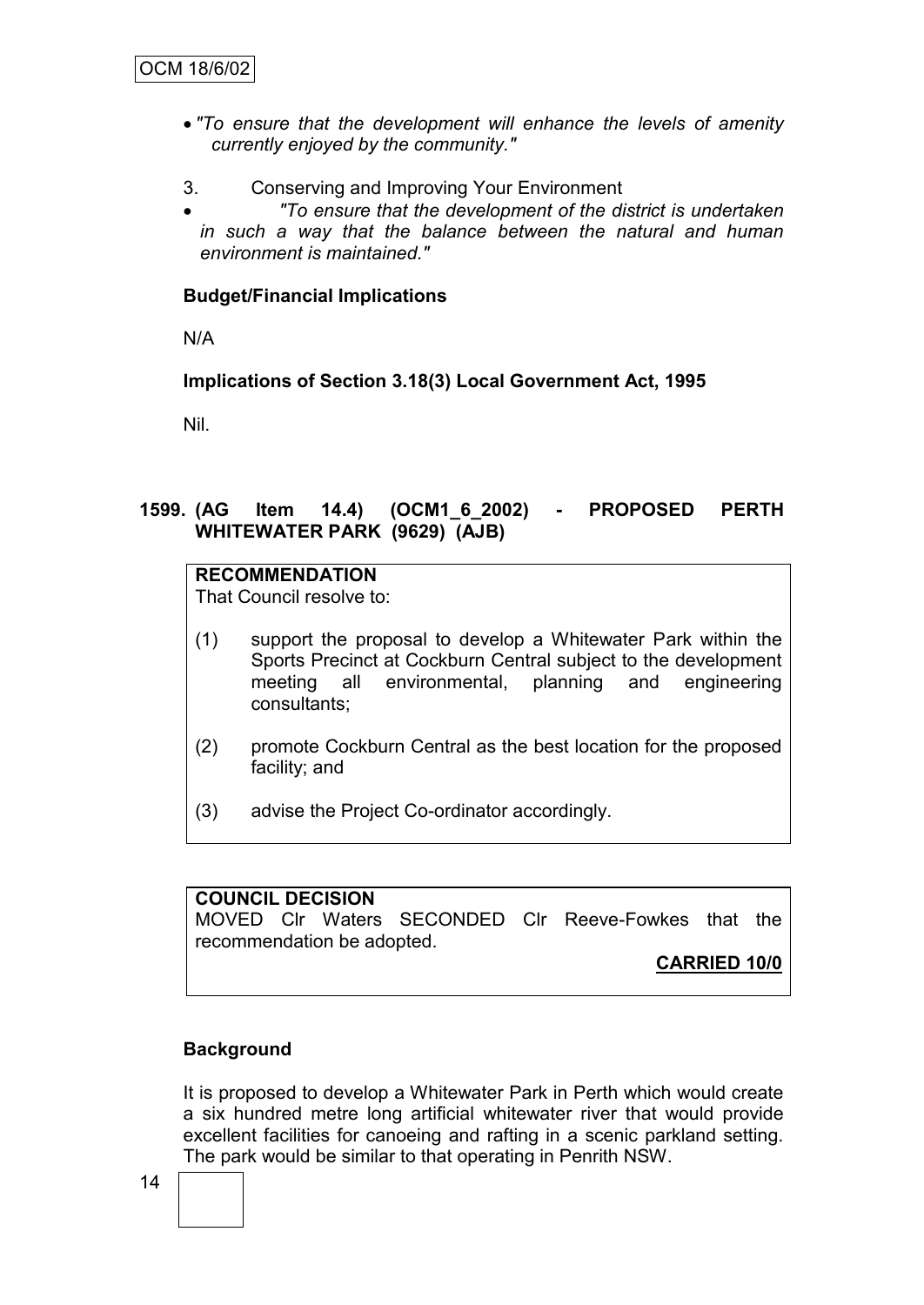- *"To ensure that the development will enhance the levels of amenity currently enjoyed by the community."*

3. Conserving and Improving Your Environment

- *"To ensure that the development of the district is undertaken in such a way that the balance between the natural and human environment is maintained."*

**Budget/Financial Implications**

N/A

**Implications of Section 3.18(3) Local Government Act, 1995**

Nil.

## 1599. (AG Item 14.4) (OCM1_6_2002) - PROPOSED PERTH WHITEWATER PARK (9629) (AJB)

**RECOMMENDATION**
That Council resolve to:

(1) support the proposal to develop a Whitewater Park within the Sports Precinct at Cockburn Central subject to the development meeting all environmental, planning and engineering consultants;

(2) promote Cockburn Central as the best location for the proposed facility; and

(3) advise the Project Co-ordinator accordingly.

**COUNCIL DECISION**
MOVED Clr Waters SECONDED Clr Reeve-Fowkes that the recommendation be adopted.

**CARRIED 10/0**

**Background**

It is proposed to develop a Whitewater Park in Perth which would create a six hundred metre long artificial whitewater river that would provide excellent facilities for canoeing and rafting in a scenic parkland setting. The park would be similar to that operating in Penrith NSW.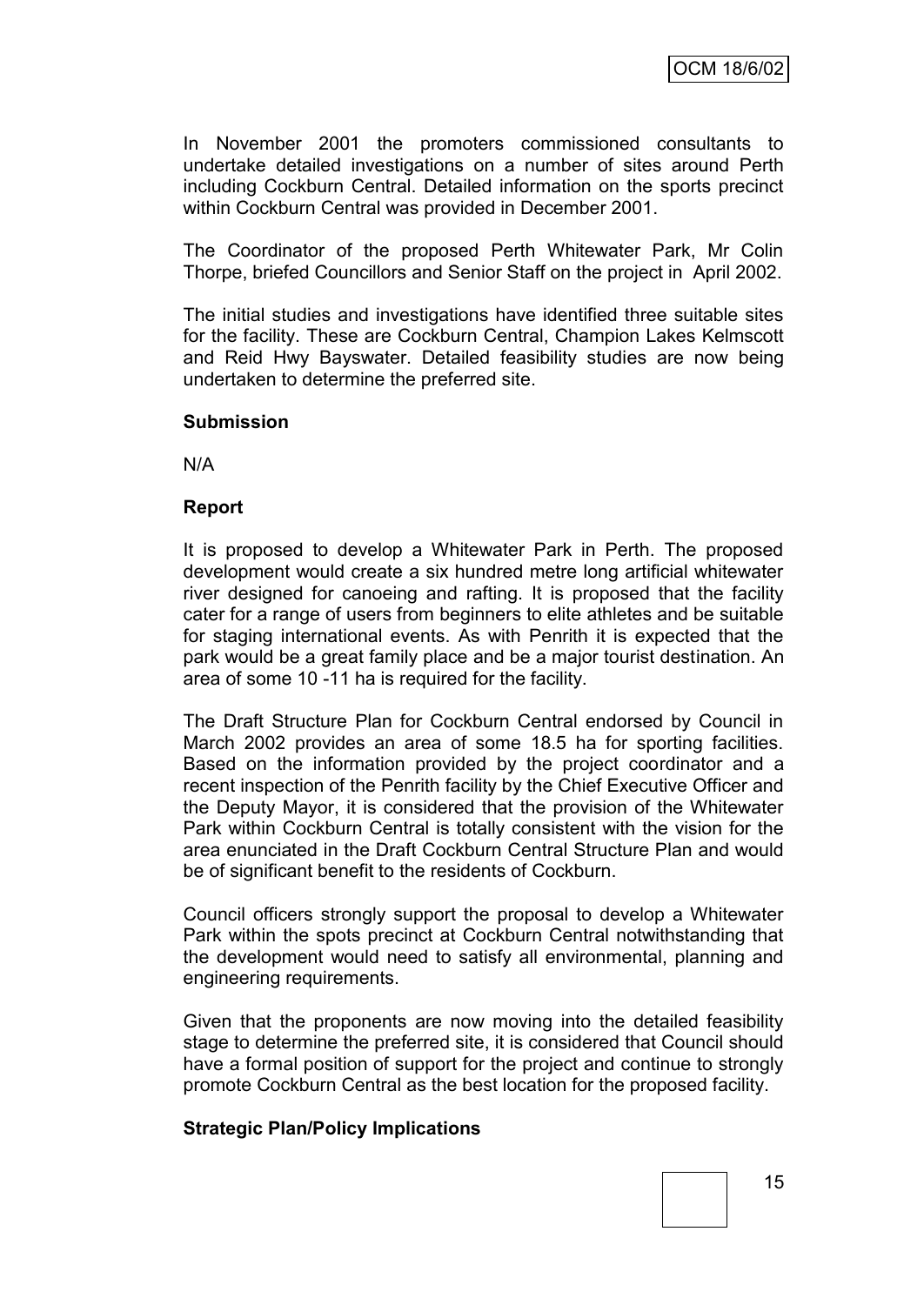In November 2001 the promoters commissioned consultants to undertake detailed investigations on a number of sites around Perth including Cockburn Central. Detailed information on the sports precinct within Cockburn Central was provided in December 2001.

The Coordinator of the proposed Perth Whitewater Park, Mr Colin Thorpe, briefed Councillors and Senior Staff on the project in April 2002.

The initial studies and investigations have identified three suitable sites for the facility. These are Cockburn Central, Champion Lakes Kelmscott and Reid Hwy Bayswater. Detailed feasibility studies are now being undertaken to determine the preferred site.

**Submission**

N/A

**Report**

It is proposed to develop a Whitewater Park in Perth. The proposed development would create a six hundred metre long artificial whitewater river designed for canoeing and rafting. It is proposed that the facility cater for a range of users from beginners to elite athletes and be suitable for staging international events. As with Penrith it is expected that the park would be a great family place and be a major tourist destination. An area of some 10 -11 ha is required for the facility.

The Draft Structure Plan for Cockburn Central endorsed by Council in March 2002 provides an area of some 18.5 ha for sporting facilities. Based on the information provided by the project coordinator and a recent inspection of the Penrith facility by the Chief Executive Officer and the Deputy Mayor, it is considered that the provision of the Whitewater Park within Cockburn Central is totally consistent with the vision for the area enunciated in the Draft Cockburn Central Structure Plan and would be of significant benefit to the residents of Cockburn.

Council officers strongly support the proposal to develop a Whitewater Park within the spots precinct at Cockburn Central notwithstanding that the development would need to satisfy all environmental, planning and engineering requirements.

Given that the proponents are now moving into the detailed feasibility stage to determine the preferred site, it is considered that Council should have a formal position of support for the project and continue to strongly promote Cockburn Central as the best location for the proposed facility.

**Strategic Plan/Policy Implications**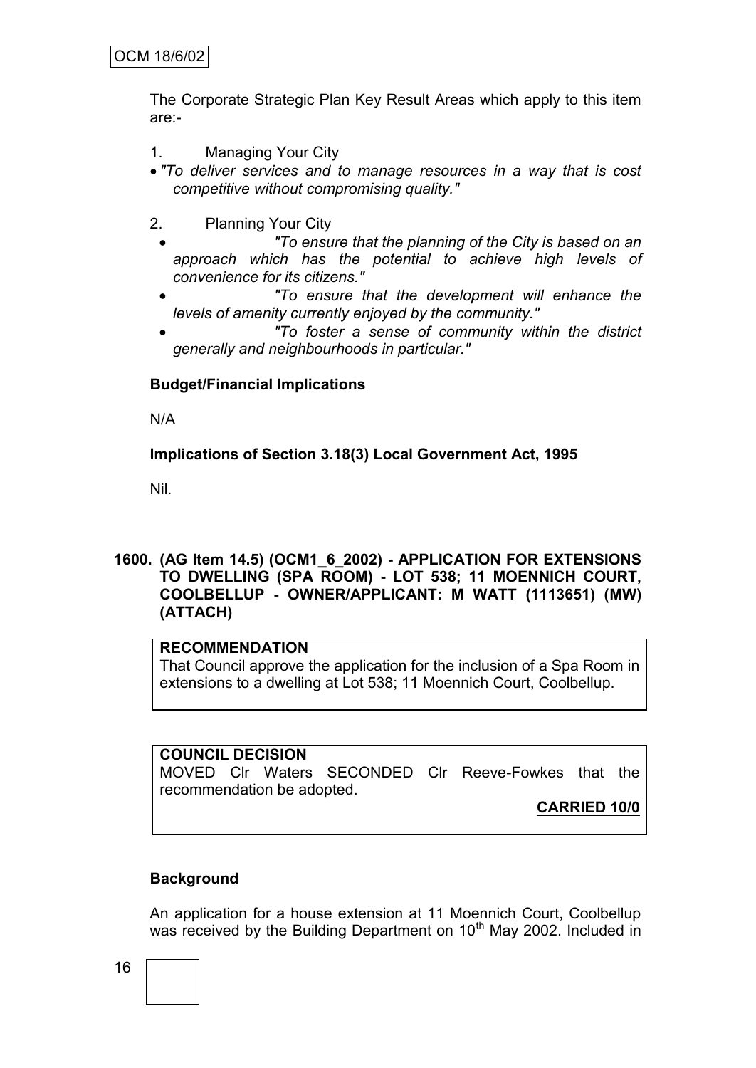The Corporate Strategic Plan Key Result Areas which apply to this item are:-

1. Managing Your City
   - *"To deliver services and to manage resources in a way that is cost competitive without compromising quality."*

2. Planning Your City
   - *"To ensure that the planning of the City is based on an approach which has the potential to achieve high levels of convenience for its citizens."*
   - *"To ensure that the development will enhance the levels of amenity currently enjoyed by the community."*
   - *"To foster a sense of community within the district generally and neighbourhoods in particular."*

**Budget/Financial Implications**

N/A

**Implications of Section 3.18(3) Local Government Act, 1995**

Nil.

**1600. (AG Item 14.5) (OCM1_6_2002) - APPLICATION FOR EXTENSIONS TO DWELLING (SPA ROOM) - LOT 538; 11 MOENNICH COURT, COOLBELLUP - OWNER/APPLICANT: M WATT (1113651) (MW) (ATTACH)**

**RECOMMENDATION**
That Council approve the application for the inclusion of a Spa Room in extensions to a dwelling at Lot 538; 11 Moennich Court, Coolbellup.

**COUNCIL DECISION**
MOVED Clr Waters SECONDED Clr Reeve-Fowkes that the recommendation be adopted.

**CARRIED 10/0**

**Background**

An application for a house extension at 11 Moennich Court, Coolbellup was received by the Building Department on 10th May 2002. Included in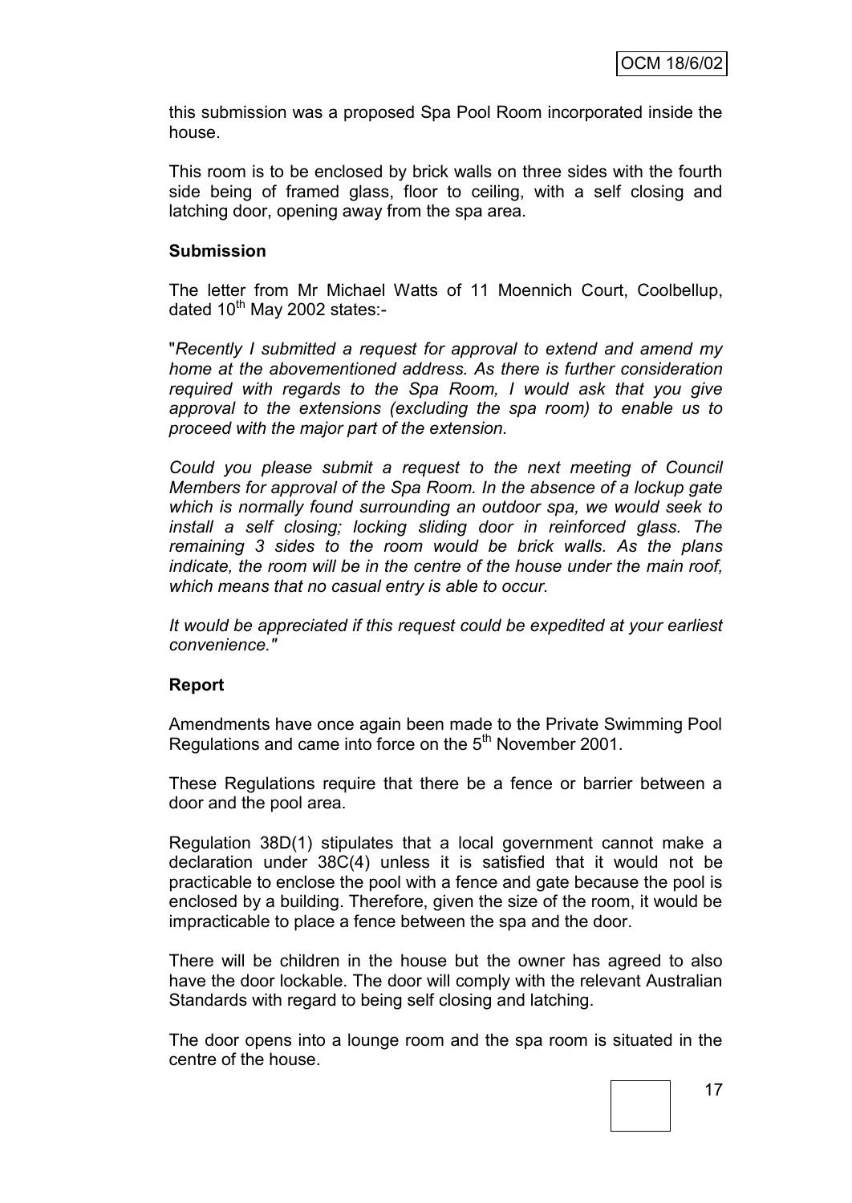this submission was a proposed Spa Pool Room incorporated inside the house.

This room is to be enclosed by brick walls on three sides with the fourth side being of framed glass, floor to ceiling, with a self closing and latching door, opening away from the spa area.

**Submission**

The letter from Mr Michael Watts of 11 Moennich Court, Coolbellup, dated 10th May 2002 states:-

"*Recently I submitted a request for approval to extend and amend my home at the abovementioned address. As there is further consideration required with regards to the Spa Room, I would ask that you give approval to the extensions (excluding the spa room) to enable us to proceed with the major part of the extension.*

*Could you please submit a request to the next meeting of Council Members for approval of the Spa Room. In the absence of a lockup gate which is normally found surrounding an outdoor spa, we would seek to install a self closing; locking sliding door in reinforced glass. The remaining 3 sides to the room would be brick walls. As the plans indicate, the room will be in the centre of the house under the main roof, which means that no casual entry is able to occur.*

*It would be appreciated if this request could be expedited at your earliest convenience.*"

**Report**

Amendments have once again been made to the Private Swimming Pool Regulations and came into force on the 5th November 2001.

These Regulations require that there be a fence or barrier between a door and the pool area.

Regulation 38D(1) stipulates that a local government cannot make a declaration under 38C(4) unless it is satisfied that it would not be practicable to enclose the pool with a fence and gate because the pool is enclosed by a building. Therefore, given the size of the room, it would be impracticable to place a fence between the spa and the door.

There will be children in the house but the owner has agreed to also have the door lockable. The door will comply with the relevant Australian Standards with regard to being self closing and latching.

The door opens into a lounge room and the spa room is situated in the centre of the house.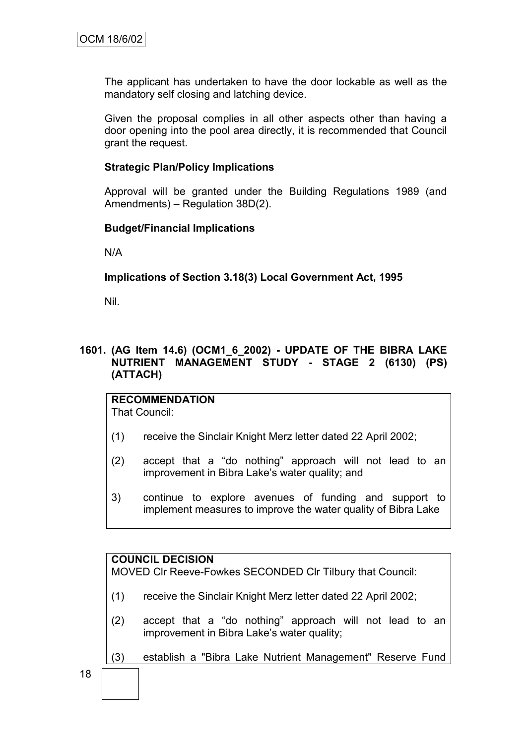The applicant has undertaken to have the door lockable as well as the mandatory self closing and latching device.

Given the proposal complies in all other aspects other than having a door opening into the pool area directly, it is recommended that Council grant the request.

**Strategic Plan/Policy Implications**

Approval will be granted under the Building Regulations 1989 (and Amendments) – Regulation 38D(2).

**Budget/Financial Implications**

N/A

**Implications of Section 3.18(3) Local Government Act, 1995**

Nil.

## 1601. (AG Item 14.6) (OCM1_6_2002) - UPDATE OF THE BIBRA LAKE NUTRIENT MANAGEMENT STUDY - STAGE 2 (6130) (PS) (ATTACH)

**RECOMMENDATION**

That Council:

(1) receive the Sinclair Knight Merz letter dated 22 April 2002;

(2) accept that a "do nothing" approach will not lead to an improvement in Bibra Lake's water quality; and

3) continue to explore avenues of funding and support to implement measures to improve the water quality of Bibra Lake

**COUNCIL DECISION**

MOVED Clr Reeve-Fowkes SECONDED Clr Tilbury that Council:

(1) receive the Sinclair Knight Merz letter dated 22 April 2002;

(2) accept that a "do nothing" approach will not lead to an improvement in Bibra Lake's water quality;

(3) establish a "Bibra Lake Nutrient Management" Reserve Fund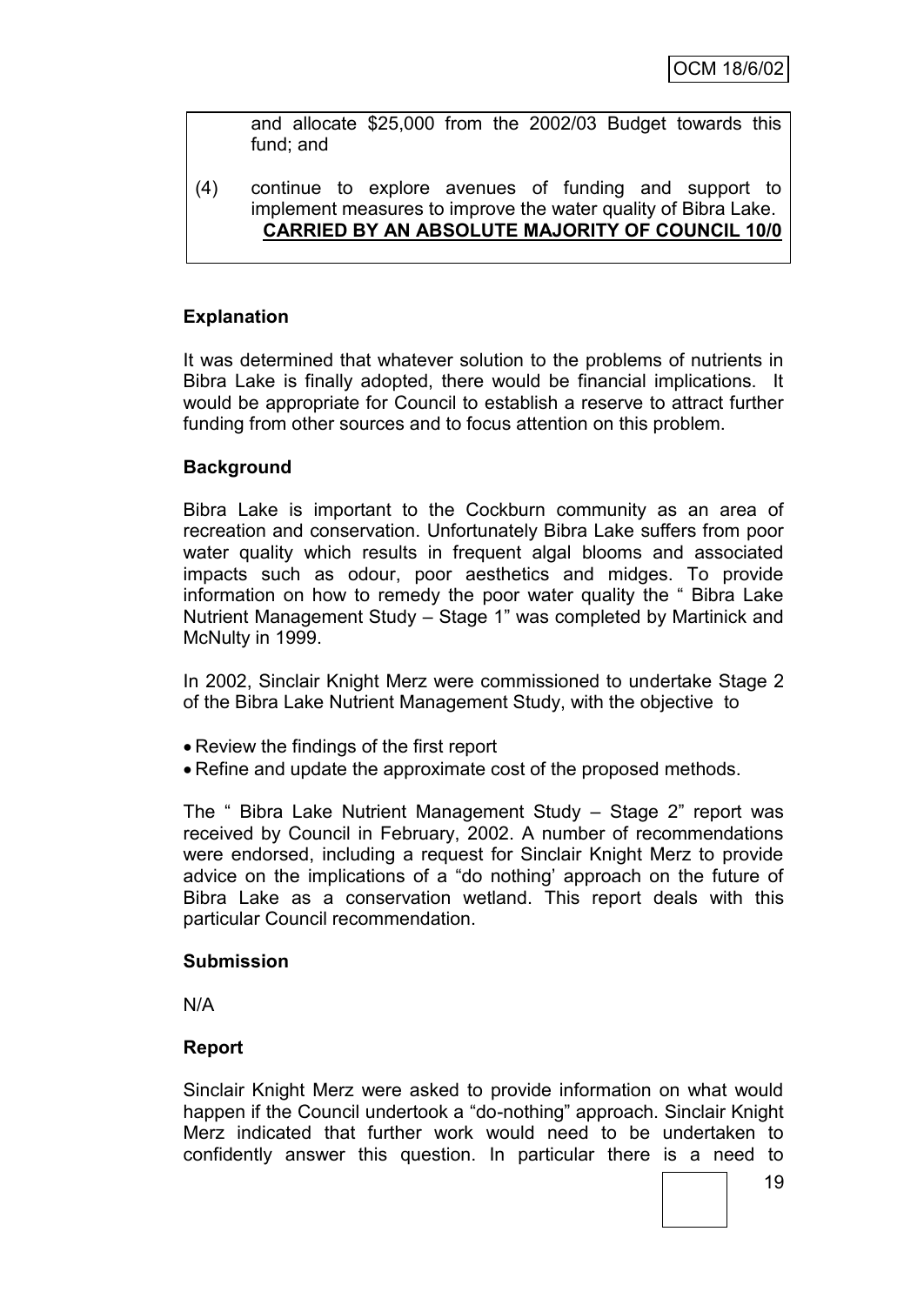and allocate $25,000 from the 2002/03 Budget towards this fund; and

(4) continue to explore avenues of funding and support to implement measures to improve the water quality of Bibra Lake.
**CARRIED BY AN ABSOLUTE MAJORITY OF COUNCIL 10/0**

**Explanation**

It was determined that whatever solution to the problems of nutrients in Bibra Lake is finally adopted, there would be financial implications. It would be appropriate for Council to establish a reserve to attract further funding from other sources and to focus attention on this problem.

**Background**

Bibra Lake is important to the Cockburn community as an area of recreation and conservation. Unfortunately Bibra Lake suffers from poor water quality which results in frequent algal blooms and associated impacts such as odour, poor aesthetics and midges. To provide information on how to remedy the poor water quality the " Bibra Lake Nutrient Management Study – Stage 1" was completed by Martinick and McNulty in 1999.

In 2002, Sinclair Knight Merz were commissioned to undertake Stage 2 of the Bibra Lake Nutrient Management Study, with the objective to

- Review the findings of the first report
- Refine and update the approximate cost of the proposed methods.

The " Bibra Lake Nutrient Management Study – Stage 2" report was received by Council in February, 2002. A number of recommendations were endorsed, including a request for Sinclair Knight Merz to provide advice on the implications of a "do nothing' approach on the future of Bibra Lake as a conservation wetland. This report deals with this particular Council recommendation.

**Submission**

N/A

**Report**

Sinclair Knight Merz were asked to provide information on what would happen if the Council undertook a "do-nothing" approach. Sinclair Knight Merz indicated that further work would need to be undertaken to confidently answer this question. In particular there is a need to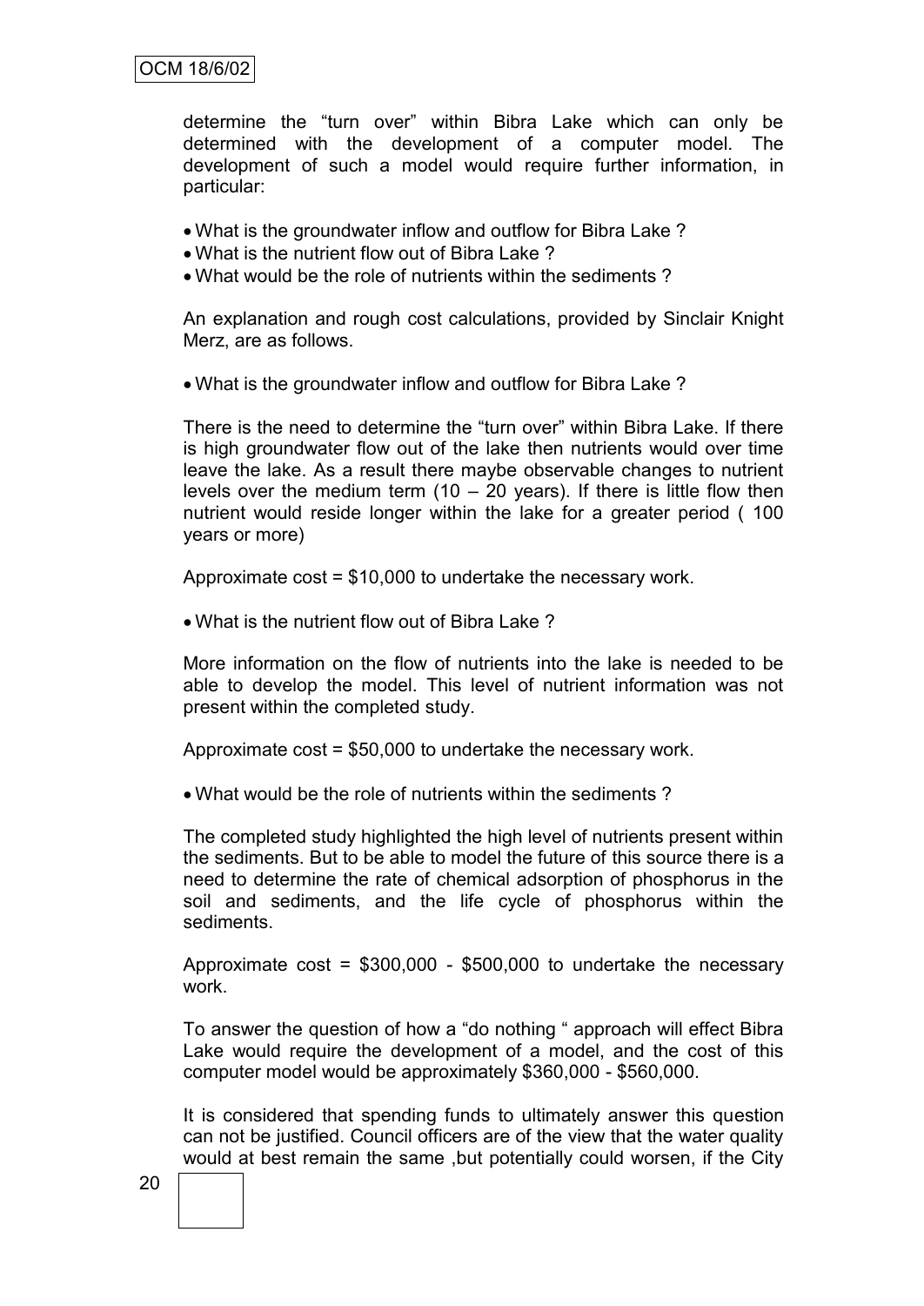determine the "turn over" within Bibra Lake which can only be determined with the development of a computer model. The development of such a model would require further information, in particular:

- What is the groundwater inflow and outflow for Bibra Lake ?
- What is the nutrient flow out of Bibra Lake ?
- What would be the role of nutrients within the sediments ?

An explanation and rough cost calculations, provided by Sinclair Knight Merz, are as follows.

- What is the groundwater inflow and outflow for Bibra Lake ?

There is the need to determine the "turn over" within Bibra Lake. If there is high groundwater flow out of the lake then nutrients would over time leave the lake. As a result there maybe observable changes to nutrient levels over the medium term (10 – 20 years). If there is little flow then nutrient would reside longer within the lake for a greater period ( 100 years or more)

Approximate cost = $10,000 to undertake the necessary work.

- What is the nutrient flow out of Bibra Lake ?

More information on the flow of nutrients into the lake is needed to be able to develop the model. This level of nutrient information was not present within the completed study.

Approximate cost = $50,000 to undertake the necessary work.

- What would be the role of nutrients within the sediments ?

The completed study highlighted the high level of nutrients present within the sediments. But to be able to model the future of this source there is a need to determine the rate of chemical adsorption of phosphorus in the soil and sediments, and the life cycle of phosphorus within the sediments.

Approximate cost = $300,000 - $500,000 to undertake the necessary work.

To answer the question of how a "do nothing " approach will effect Bibra Lake would require the development of a model, and the cost of this computer model would be approximately $360,000 - $560,000.

It is considered that spending funds to ultimately answer this question can not be justified. Council officers are of the view that the water quality would at best remain the same ,but potentially could worsen, if the City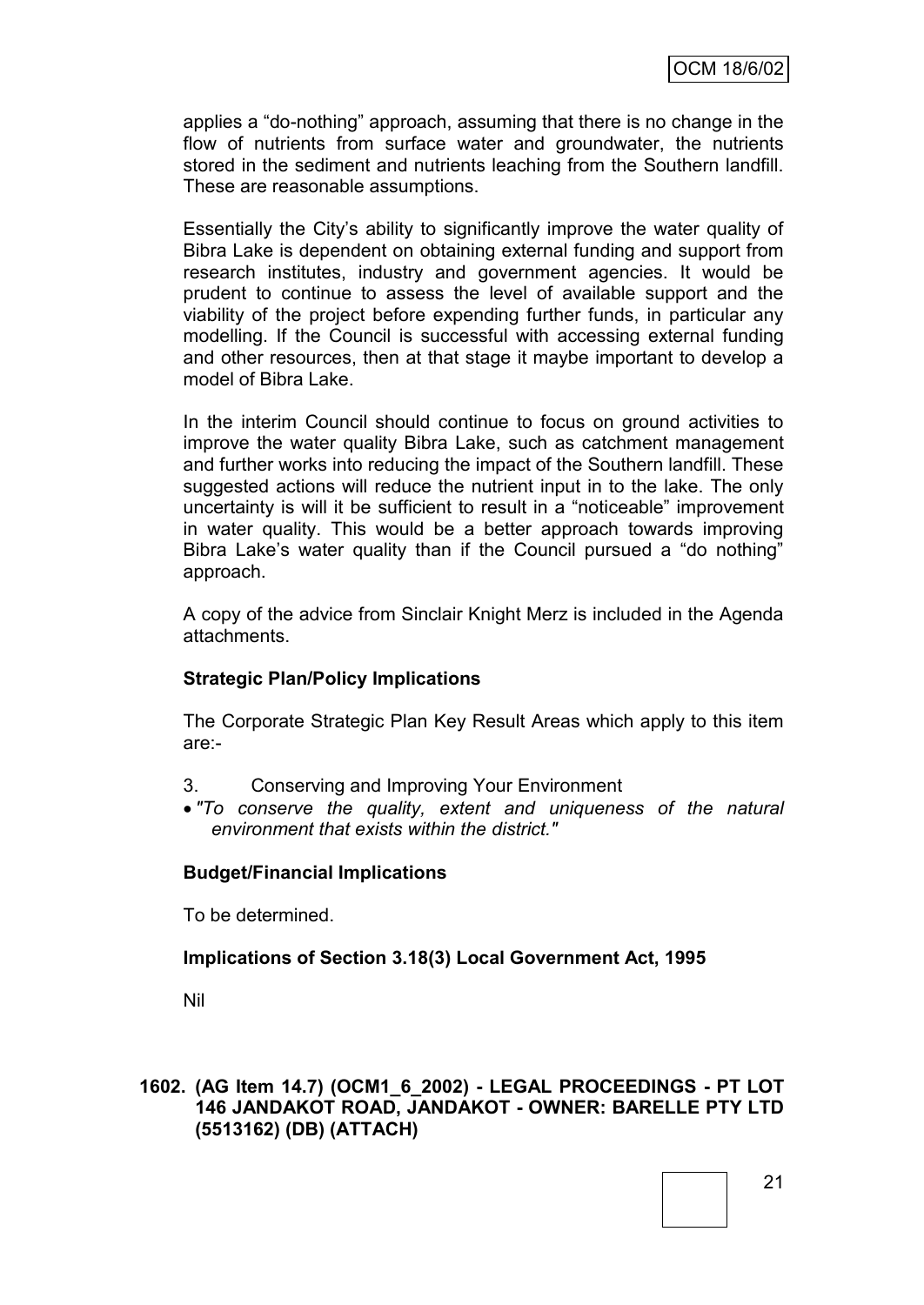applies a "do-nothing" approach, assuming that there is no change in the flow of nutrients from surface water and groundwater, the nutrients stored in the sediment and nutrients leaching from the Southern landfill. These are reasonable assumptions.

Essentially the City's ability to significantly improve the water quality of Bibra Lake is dependent on obtaining external funding and support from research institutes, industry and government agencies. It would be prudent to continue to assess the level of available support and the viability of the project before expending further funds, in particular any modelling. If the Council is successful with accessing external funding and other resources, then at that stage it maybe important to develop a model of Bibra Lake.

In the interim Council should continue to focus on ground activities to improve the water quality Bibra Lake, such as catchment management and further works into reducing the impact of the Southern landfill. These suggested actions will reduce the nutrient input in to the lake. The only uncertainty is will it be sufficient to result in a "noticeable" improvement in water quality. This would be a better approach towards improving Bibra Lake's water quality than if the Council pursued a "do nothing" approach.

A copy of the advice from Sinclair Knight Merz is included in the Agenda attachments.

**Strategic Plan/Policy Implications**

The Corporate Strategic Plan Key Result Areas which apply to this item are:-

3. Conserving and Improving Your Environment

- *"To conserve the quality, extent and uniqueness of the natural environment that exists within the district."*

**Budget/Financial Implications**

To be determined.

**Implications of Section 3.18(3) Local Government Act, 1995**

Nil

**1602. (AG Item 14.7) (OCM1_6_2002) - LEGAL PROCEEDINGS - PT LOT 146 JANDAKOT ROAD, JANDAKOT - OWNER: BARELLE PTY LTD (5513162) (DB) (ATTACH)**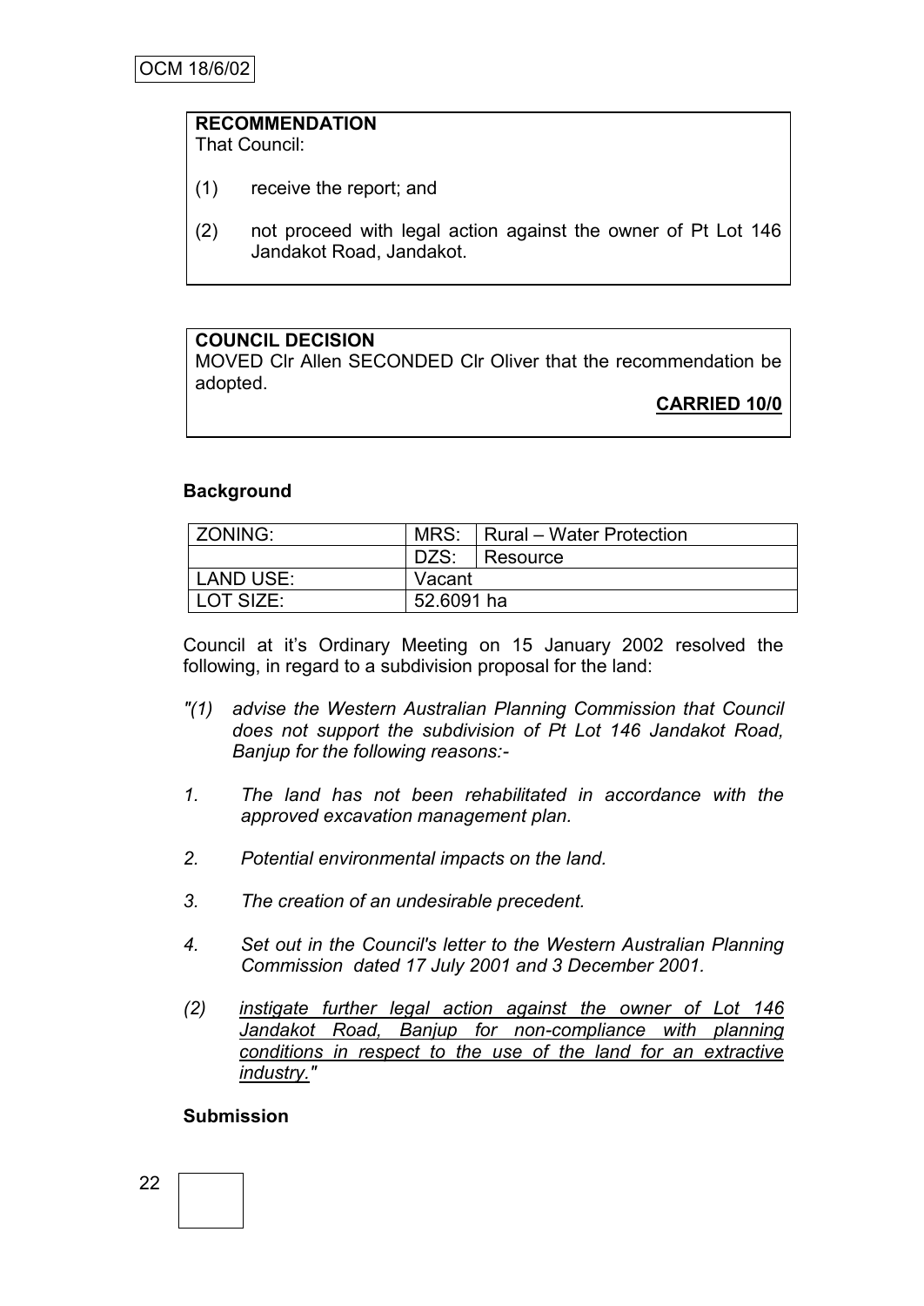**RECOMMENDATION**
That Council:

(1) receive the report; and

(2) not proceed with legal action against the owner of Pt Lot 146 Jandakot Road, Jandakot.

**COUNCIL DECISION**
MOVED Clr Allen SECONDED Clr Oliver that the recommendation be adopted.

**CARRIED 10/0**

**Background**

| ZONING: | MRS: | Rural – Water Protection |
|---|---|---|
| | DZS: | Resource |
| LAND USE: | Vacant | |
| LOT SIZE: | 52.6091 ha | |

Council at it's Ordinary Meeting on 15 January 2002 resolved the following, in regard to a subdivision proposal for the land:

*"(1) advise the Western Australian Planning Commission that Council does not support the subdivision of Pt Lot 146 Jandakot Road, Banjup for the following reasons:-*

*1. The land has not been rehabilitated in accordance with the approved excavation management plan.*

*2. Potential environmental impacts on the land.*

*3. The creation of an undesirable precedent.*

*4. Set out in the Council's letter to the Western Australian Planning Commission dated 17 July 2001 and 3 December 2001.*

*(2) <u>instigate further legal action against the owner of Lot 146 Jandakot Road, Banjup for non-compliance with planning conditions in respect to the use of the land for an extractive industry.</u>"*

**Submission**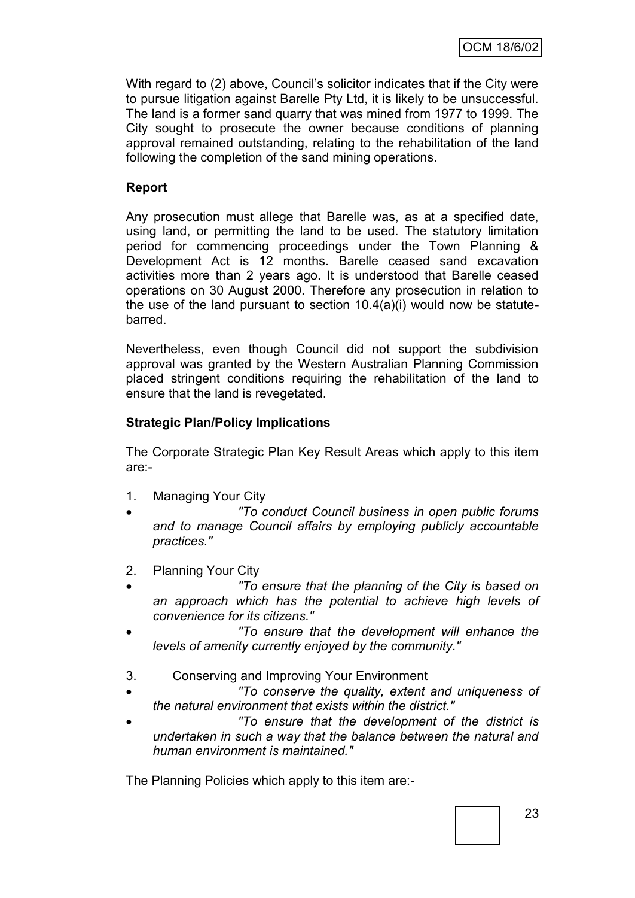With regard to (2) above, Council's solicitor indicates that if the City were to pursue litigation against Barelle Pty Ltd, it is likely to be unsuccessful. The land is a former sand quarry that was mined from 1977 to 1999. The City sought to prosecute the owner because conditions of planning approval remained outstanding, relating to the rehabilitation of the land following the completion of the sand mining operations.

**Report**

Any prosecution must allege that Barelle was, as at a specified date, using land, or permitting the land to be used. The statutory limitation period for commencing proceedings under the Town Planning & Development Act is 12 months. Barelle ceased sand excavation activities more than 2 years ago. It is understood that Barelle ceased operations on 30 August 2000. Therefore any prosecution in relation to the use of the land pursuant to section 10.4(a)(i) would now be statute-barred.

Nevertheless, even though Council did not support the subdivision approval was granted by the Western Australian Planning Commission placed stringent conditions requiring the rehabilitation of the land to ensure that the land is revegetated.

**Strategic Plan/Policy Implications**

The Corporate Strategic Plan Key Result Areas which apply to this item are:-

1. Managing Your City
   - *"To conduct Council business in open public forums and to manage Council affairs by employing publicly accountable practices."*

2. Planning Your City
   - *"To ensure that the planning of the City is based on an approach which has the potential to achieve high levels of convenience for its citizens."*
   - *"To ensure that the development will enhance the levels of amenity currently enjoyed by the community."*

3. Conserving and Improving Your Environment
   - *"To conserve the quality, extent and uniqueness of the natural environment that exists within the district."*
   - *"To ensure that the development of the district is undertaken in such a way that the balance between the natural and human environment is maintained."*

The Planning Policies which apply to this item are:-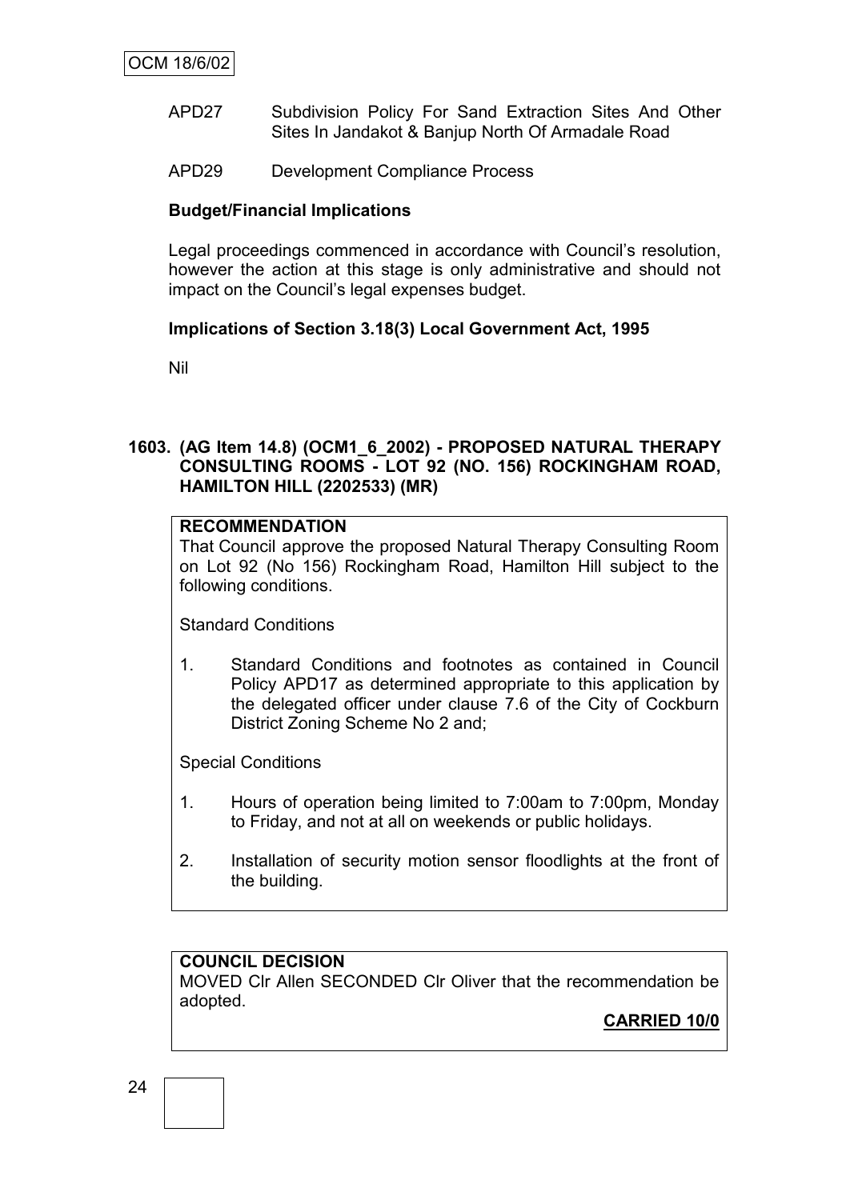APD27 Subdivision Policy For Sand Extraction Sites And Other Sites In Jandakot & Banjup North Of Armadale Road

APD29 Development Compliance Process

**Budget/Financial Implications**

Legal proceedings commenced in accordance with Council's resolution, however the action at this stage is only administrative and should not impact on the Council's legal expenses budget.

**Implications of Section 3.18(3) Local Government Act, 1995**

Nil

### 1603. (AG Item 14.8) (OCM1_6_2002) - PROPOSED NATURAL THERAPY CONSULTING ROOMS - LOT 92 (NO. 156) ROCKINGHAM ROAD, HAMILTON HILL (2202533) (MR)

**RECOMMENDATION**

That Council approve the proposed Natural Therapy Consulting Room on Lot 92 (No 156) Rockingham Road, Hamilton Hill subject to the following conditions.

Standard Conditions

1. Standard Conditions and footnotes as contained in Council Policy APD17 as determined appropriate to this application by the delegated officer under clause 7.6 of the City of Cockburn District Zoning Scheme No 2 and;

Special Conditions

1. Hours of operation being limited to 7:00am to 7:00pm, Monday to Friday, and not at all on weekends or public holidays.
2. Installation of security motion sensor floodlights at the front of the building.

**COUNCIL DECISION**

MOVED Clr Allen SECONDED Clr Oliver that the recommendation be adopted.

**CARRIED 10/0**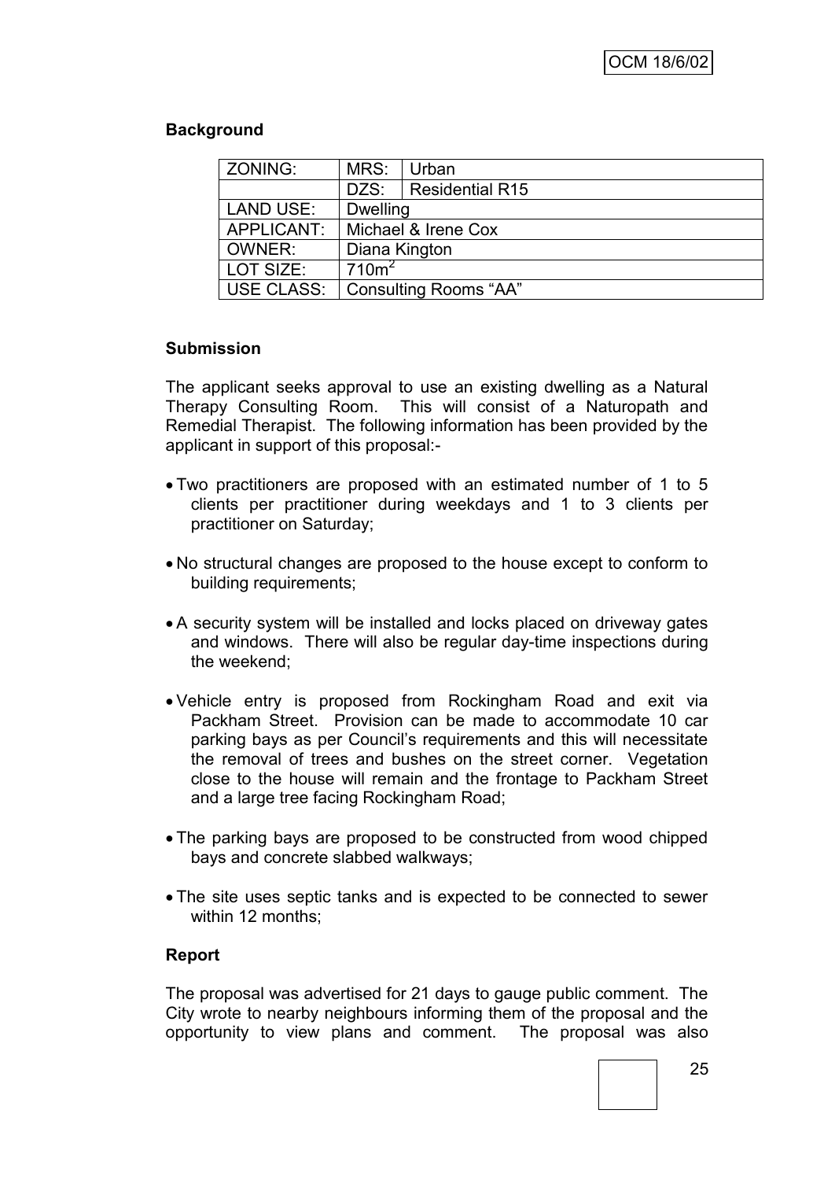### Background

| ZONING: | MRS: | Urban |
|---|---|---|
| | DZS: | Residential R15 |
| LAND USE: | Dwelling | |
| APPLICANT: | Michael & Irene Cox | |
| OWNER: | Diana Kington | |
| LOT SIZE: | 710m$^2$ | |
| USE CLASS: | Consulting Rooms "AA" | |

### Submission

The applicant seeks approval to use an existing dwelling as a Natural Therapy Consulting Room. This will consist of a Naturopath and Remedial Therapist. The following information has been provided by the applicant in support of this proposal:-

- Two practitioners are proposed with an estimated number of 1 to 5 clients per practitioner during weekdays and 1 to 3 clients per practitioner on Saturday;
- No structural changes are proposed to the house except to conform to building requirements;
- A security system will be installed and locks placed on driveway gates and windows. There will also be regular day-time inspections during the weekend;
- Vehicle entry is proposed from Rockingham Road and exit via Packham Street. Provision can be made to accommodate 10 car parking bays as per Council's requirements and this will necessitate the removal of trees and bushes on the street corner. Vegetation close to the house will remain and the frontage to Packham Street and a large tree facing Rockingham Road;
- The parking bays are proposed to be constructed from wood chipped bays and concrete slabbed walkways;
- The site uses septic tanks and is expected to be connected to sewer within 12 months;

### Report

The proposal was advertised for 21 days to gauge public comment. The City wrote to nearby neighbours informing them of the proposal and the opportunity to view plans and comment. The proposal was also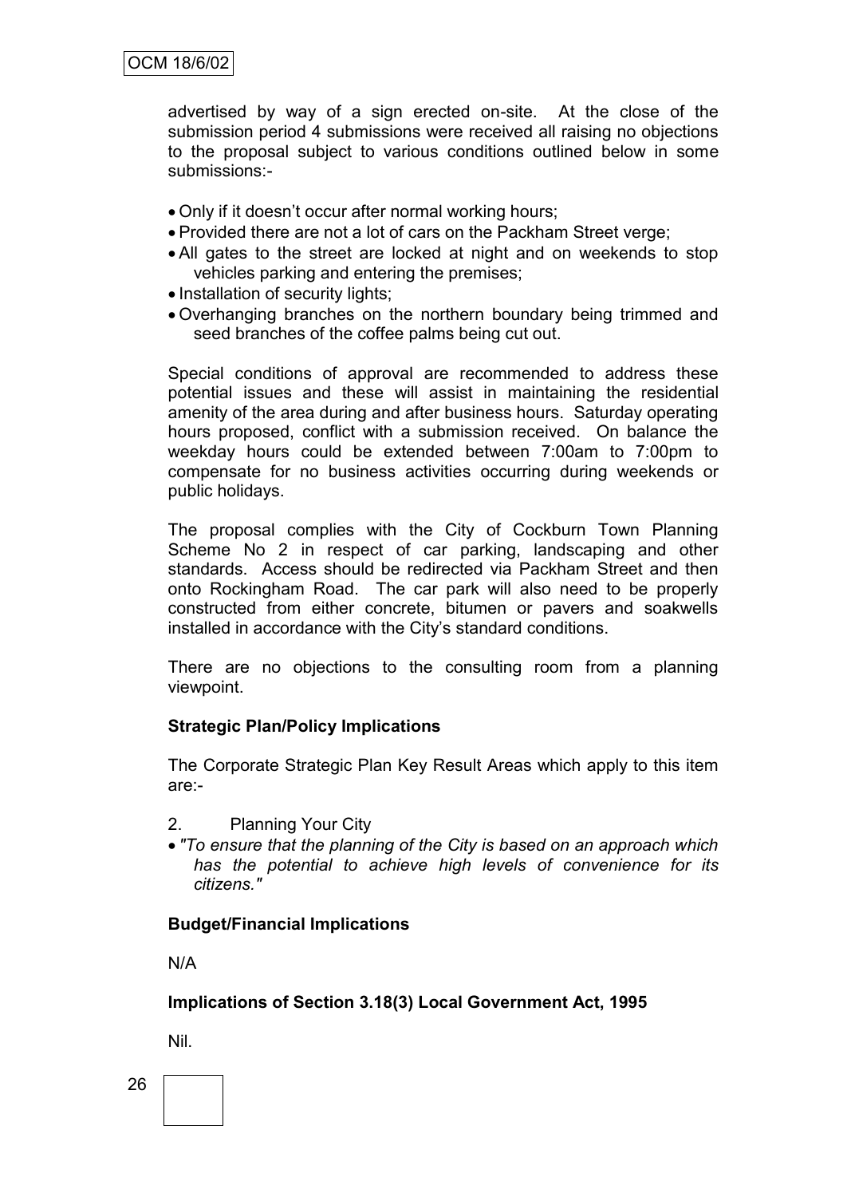advertised by way of a sign erected on-site. At the close of the submission period 4 submissions were received all raising no objections to the proposal subject to various conditions outlined below in some submissions:-

- Only if it doesn't occur after normal working hours;
- Provided there are not a lot of cars on the Packham Street verge;
- All gates to the street are locked at night and on weekends to stop vehicles parking and entering the premises;
- Installation of security lights;
- Overhanging branches on the northern boundary being trimmed and seed branches of the coffee palms being cut out.

Special conditions of approval are recommended to address these potential issues and these will assist in maintaining the residential amenity of the area during and after business hours. Saturday operating hours proposed, conflict with a submission received. On balance the weekday hours could be extended between 7:00am to 7:00pm to compensate for no business activities occurring during weekends or public holidays.

The proposal complies with the City of Cockburn Town Planning Scheme No 2 in respect of car parking, landscaping and other standards. Access should be redirected via Packham Street and then onto Rockingham Road. The car park will also need to be properly constructed from either concrete, bitumen or pavers and soakwells installed in accordance with the City's standard conditions.

There are no objections to the consulting room from a planning viewpoint.

**Strategic Plan/Policy Implications**

The Corporate Strategic Plan Key Result Areas which apply to this item are:-

2. Planning Your City

- *"To ensure that the planning of the City is based on an approach which has the potential to achieve high levels of convenience for its citizens."*

**Budget/Financial Implications**

N/A

**Implications of Section 3.18(3) Local Government Act, 1995**

Nil.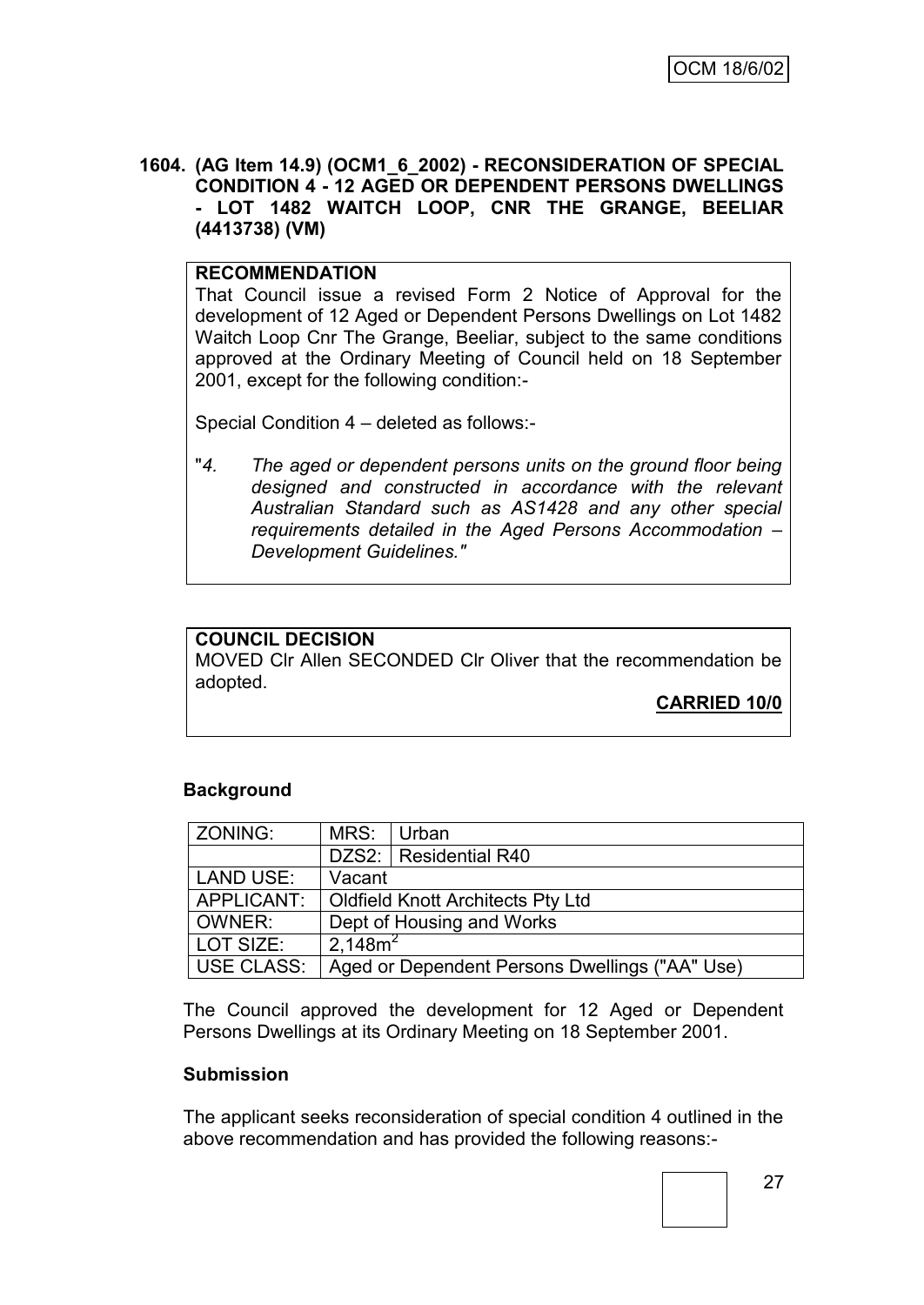**1604. (AG Item 14.9) (OCM1_6_2002) - RECONSIDERATION OF SPECIAL CONDITION 4 - 12 AGED OR DEPENDENT PERSONS DWELLINGS - LOT 1482 WAITCH LOOP, CNR THE GRANGE, BEELIAR (4413738) (VM)**

**RECOMMENDATION**

That Council issue a revised Form 2 Notice of Approval for the development of 12 Aged or Dependent Persons Dwellings on Lot 1482 Waitch Loop Cnr The Grange, Beeliar, subject to the same conditions approved at the Ordinary Meeting of Council held on 18 September 2001, except for the following condition:-

Special Condition 4 – deleted as follows:-

"*4. The aged or dependent persons units on the ground floor being designed and constructed in accordance with the relevant Australian Standard such as AS1428 and any other special requirements detailed in the Aged Persons Accommodation – Development Guidelines.*"

**COUNCIL DECISION**

MOVED Clr Allen SECONDED Clr Oliver that the recommendation be adopted.

**CARRIED 10/0**

**Background**

| ZONING: | MRS: | Urban |
|---|---|---|
| | DZS2: | Residential R40 |
| LAND USE: | Vacant | |
| APPLICANT: | Oldfield Knott Architects Pty Ltd | |
| OWNER: | Dept of Housing and Works | |
| LOT SIZE: | 2,148m$^2$ | |
| USE CLASS: | Aged or Dependent Persons Dwellings ("AA" Use) | |

The Council approved the development for 12 Aged or Dependent Persons Dwellings at its Ordinary Meeting on 18 September 2001.

**Submission**

The applicant seeks reconsideration of special condition 4 outlined in the above recommendation and has provided the following reasons:-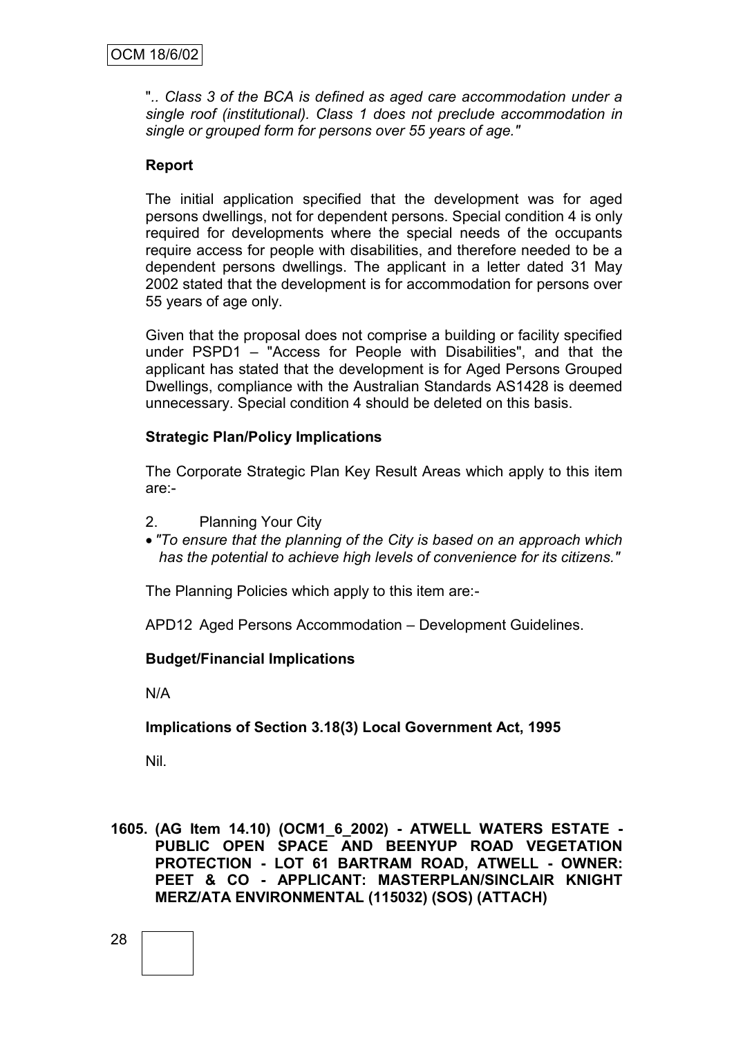*".. Class 3 of the BCA is defined as aged care accommodation under a single roof (institutional). Class 1 does not preclude accommodation in single or grouped form for persons over 55 years of age."*

**Report**

The initial application specified that the development was for aged persons dwellings, not for dependent persons. Special condition 4 is only required for developments where the special needs of the occupants require access for people with disabilities, and therefore needed to be a dependent persons dwellings. The applicant in a letter dated 31 May 2002 stated that the development is for accommodation for persons over 55 years of age only.

Given that the proposal does not comprise a building or facility specified under PSPD1 – "Access for People with Disabilities", and that the applicant has stated that the development is for Aged Persons Grouped Dwellings, compliance with the Australian Standards AS1428 is deemed unnecessary. Special condition 4 should be deleted on this basis.

**Strategic Plan/Policy Implications**

The Corporate Strategic Plan Key Result Areas which apply to this item are:-

2. Planning Your City

- *"To ensure that the planning of the City is based on an approach which has the potential to achieve high levels of convenience for its citizens."*

The Planning Policies which apply to this item are:-

APD12 Aged Persons Accommodation – Development Guidelines.

**Budget/Financial Implications**

N/A

**Implications of Section 3.18(3) Local Government Act, 1995**

Nil.

**1605. (AG Item 14.10) (OCM1_6_2002) - ATWELL WATERS ESTATE - PUBLIC OPEN SPACE AND BEENYUP ROAD VEGETATION PROTECTION - LOT 61 BARTRAM ROAD, ATWELL - OWNER: PEET & CO - APPLICANT: MASTERPLAN/SINCLAIR KNIGHT MERZ/ATA ENVIRONMENTAL (115032) (SOS) (ATTACH)**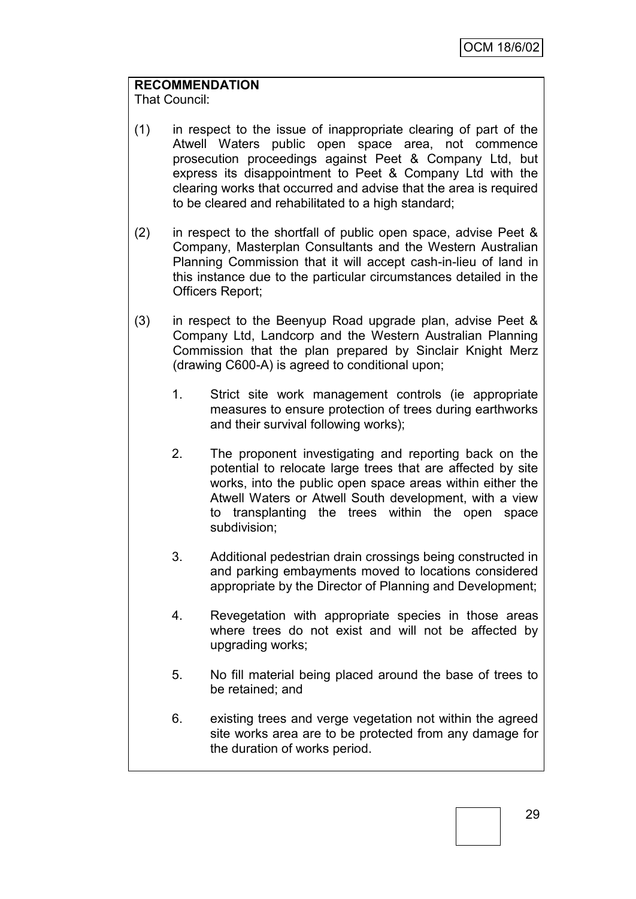**RECOMMENDATION**

That Council:

(1) in respect to the issue of inappropriate clearing of part of the Atwell Waters public open space area, not commence prosecution proceedings against Peet & Company Ltd, but express its disappointment to Peet & Company Ltd with the clearing works that occurred and advise that the area is required to be cleared and rehabilitated to a high standard;

(2) in respect to the shortfall of public open space, advise Peet & Company, Masterplan Consultants and the Western Australian Planning Commission that it will accept cash-in-lieu of land in this instance due to the particular circumstances detailed in the Officers Report;

(3) in respect to the Beenyup Road upgrade plan, advise Peet & Company Ltd, Landcorp and the Western Australian Planning Commission that the plan prepared by Sinclair Knight Merz (drawing C600-A) is agreed to conditional upon;

1. Strict site work management controls (ie appropriate measures to ensure protection of trees during earthworks and their survival following works);

2. The proponent investigating and reporting back on the potential to relocate large trees that are affected by site works, into the public open space areas within either the Atwell Waters or Atwell South development, with a view to transplanting the trees within the open space subdivision;

3. Additional pedestrian drain crossings being constructed in and parking embayments moved to locations considered appropriate by the Director of Planning and Development;

4. Revegetation with appropriate species in those areas where trees do not exist and will not be affected by upgrading works;

5. No fill material being placed around the base of trees to be retained; and

6. existing trees and verge vegetation not within the agreed site works area are to be protected from any damage for the duration of works period.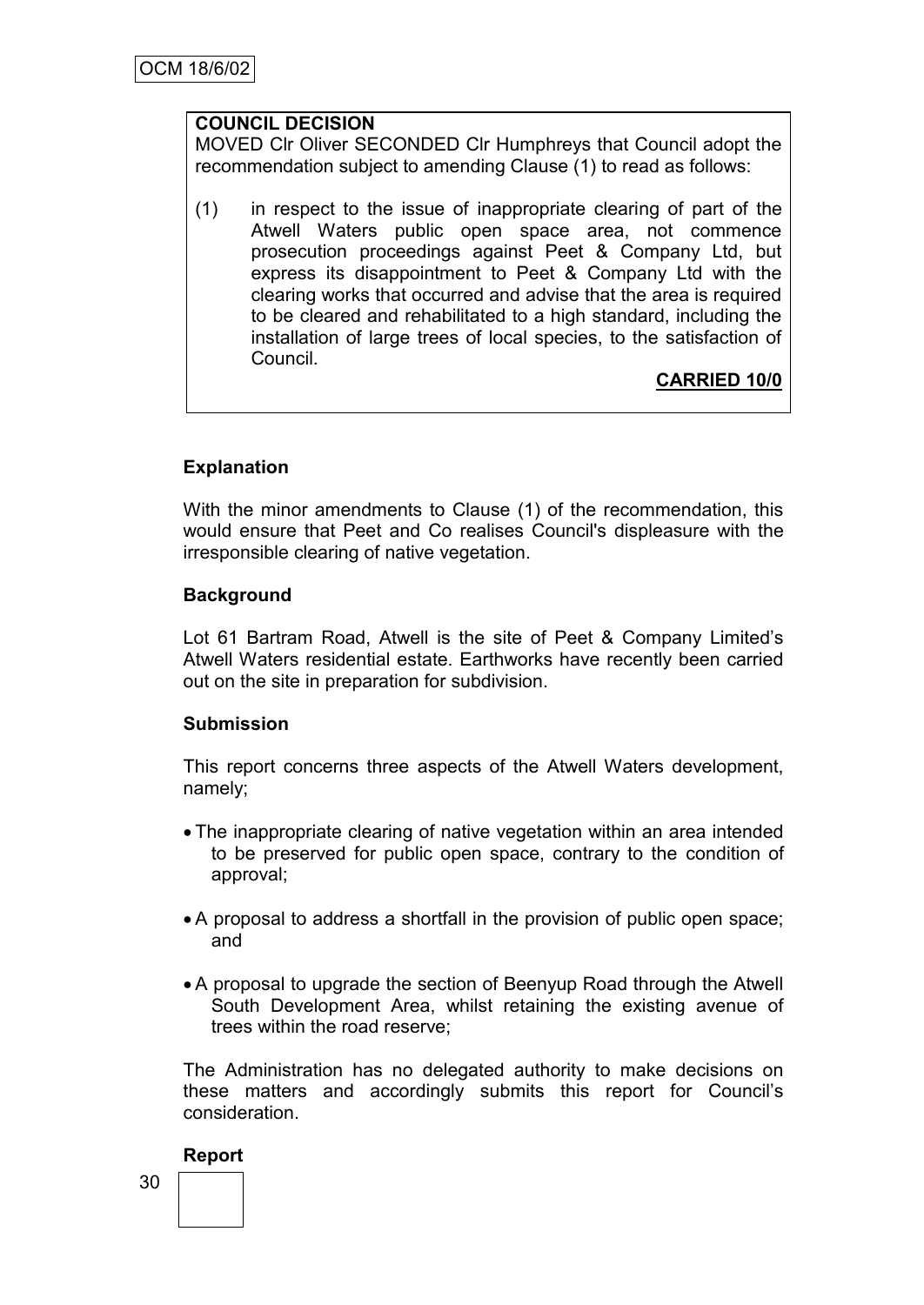**COUNCIL DECISION**

MOVED Clr Oliver SECONDED Clr Humphreys that Council adopt the recommendation subject to amending Clause (1) to read as follows:

(1) in respect to the issue of inappropriate clearing of part of the Atwell Waters public open space area, not commence prosecution proceedings against Peet & Company Ltd, but express its disappointment to Peet & Company Ltd with the clearing works that occurred and advise that the area is required to be cleared and rehabilitated to a high standard, including the installation of large trees of local species, to the satisfaction of Council.

**CARRIED 10/0**

**Explanation**

With the minor amendments to Clause (1) of the recommendation, this would ensure that Peet and Co realises Council's displeasure with the irresponsible clearing of native vegetation.

**Background**

Lot 61 Bartram Road, Atwell is the site of Peet & Company Limited's Atwell Waters residential estate. Earthworks have recently been carried out on the site in preparation for subdivision.

**Submission**

This report concerns three aspects of the Atwell Waters development, namely;

- The inappropriate clearing of native vegetation within an area intended to be preserved for public open space, contrary to the condition of approval;
- A proposal to address a shortfall in the provision of public open space; and
- A proposal to upgrade the section of Beenyup Road through the Atwell South Development Area, whilst retaining the existing avenue of trees within the road reserve;

The Administration has no delegated authority to make decisions on these matters and accordingly submits this report for Council's consideration.

**Report**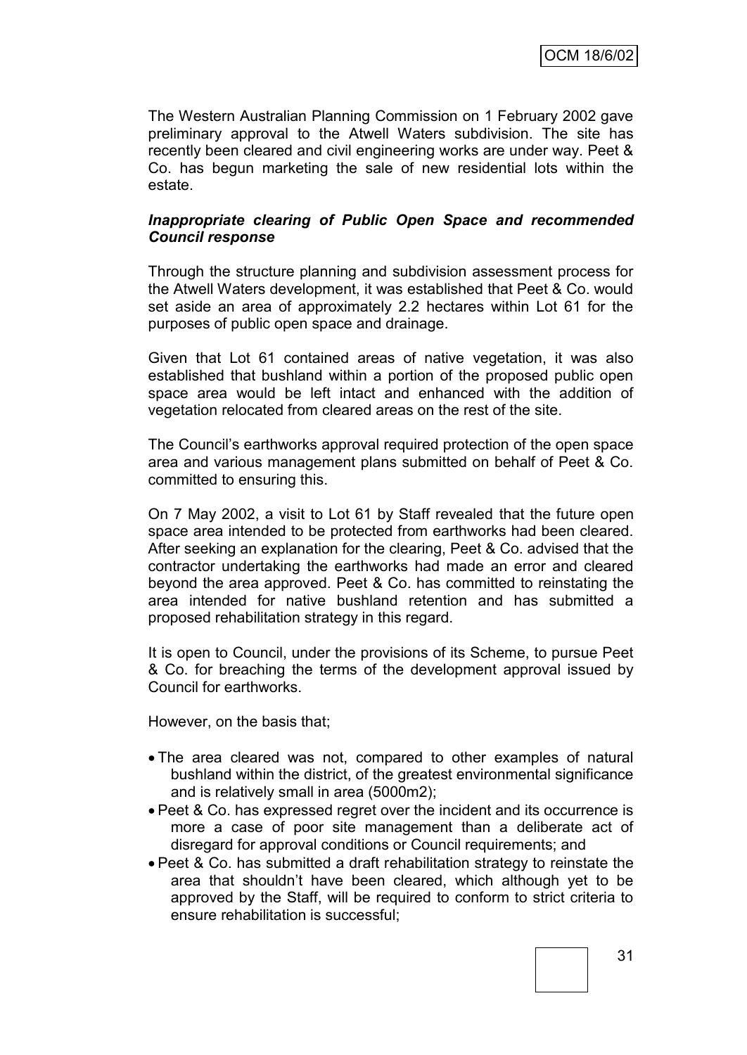The Western Australian Planning Commission on 1 February 2002 gave preliminary approval to the Atwell Waters subdivision. The site has recently been cleared and civil engineering works are under way. Peet & Co. has begun marketing the sale of new residential lots within the estate.

***Inappropriate clearing of Public Open Space and recommended Council response***

Through the structure planning and subdivision assessment process for the Atwell Waters development, it was established that Peet & Co. would set aside an area of approximately 2.2 hectares within Lot 61 for the purposes of public open space and drainage.

Given that Lot 61 contained areas of native vegetation, it was also established that bushland within a portion of the proposed public open space area would be left intact and enhanced with the addition of vegetation relocated from cleared areas on the rest of the site.

The Council's earthworks approval required protection of the open space area and various management plans submitted on behalf of Peet & Co. committed to ensuring this.

On 7 May 2002, a visit to Lot 61 by Staff revealed that the future open space area intended to be protected from earthworks had been cleared. After seeking an explanation for the clearing, Peet & Co. advised that the contractor undertaking the earthworks had made an error and cleared beyond the area approved. Peet & Co. has committed to reinstating the area intended for native bushland retention and has submitted a proposed rehabilitation strategy in this regard.

It is open to Council, under the provisions of its Scheme, to pursue Peet & Co. for breaching the terms of the development approval issued by Council for earthworks.

However, on the basis that;

- The area cleared was not, compared to other examples of natural bushland within the district, of the greatest environmental significance and is relatively small in area (5000m2);
- Peet & Co. has expressed regret over the incident and its occurrence is more a case of poor site management than a deliberate act of disregard for approval conditions or Council requirements; and
- Peet & Co. has submitted a draft rehabilitation strategy to reinstate the area that shouldn't have been cleared, which although yet to be approved by the Staff, will be required to conform to strict criteria to ensure rehabilitation is successful;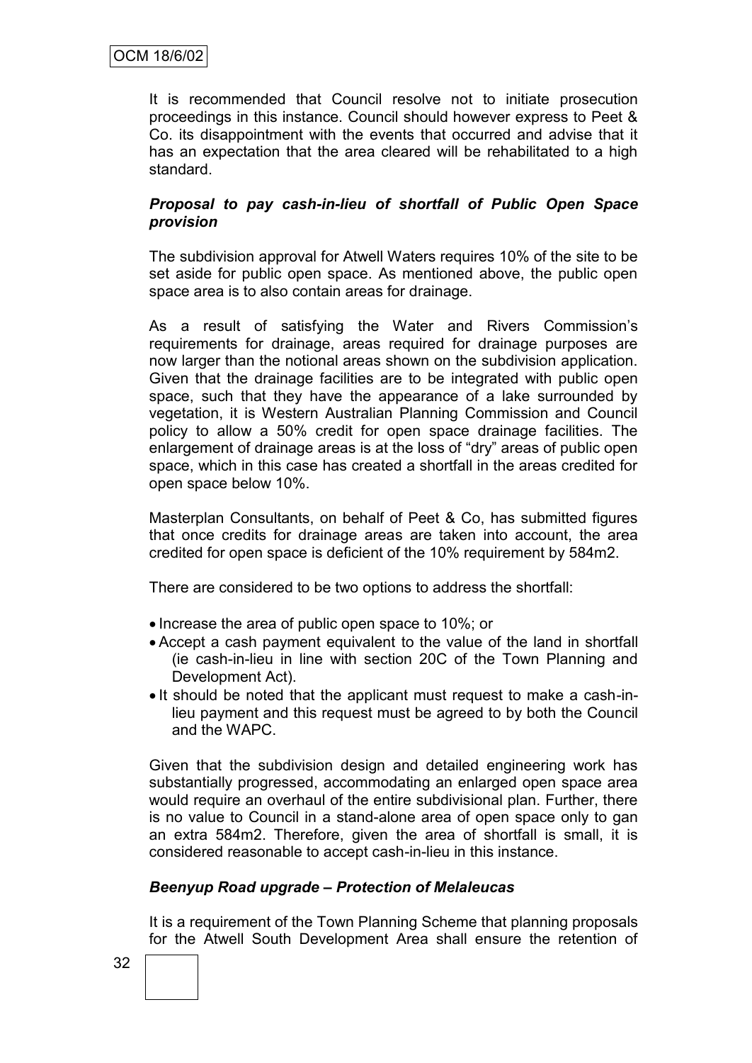It is recommended that Council resolve not to initiate prosecution proceedings in this instance. Council should however express to Peet & Co. its disappointment with the events that occurred and advise that it has an expectation that the area cleared will be rehabilitated to a high standard.

***Proposal to pay cash-in-lieu of shortfall of Public Open Space provision***

The subdivision approval for Atwell Waters requires 10% of the site to be set aside for public open space. As mentioned above, the public open space area is to also contain areas for drainage.

As a result of satisfying the Water and Rivers Commission's requirements for drainage, areas required for drainage purposes are now larger than the notional areas shown on the subdivision application. Given that the drainage facilities are to be integrated with public open space, such that they have the appearance of a lake surrounded by vegetation, it is Western Australian Planning Commission and Council policy to allow a 50% credit for open space drainage facilities. The enlargement of drainage areas is at the loss of "dry" areas of public open space, which in this case has created a shortfall in the areas credited for open space below 10%.

Masterplan Consultants, on behalf of Peet & Co, has submitted figures that once credits for drainage areas are taken into account, the area credited for open space is deficient of the 10% requirement by 584m2.

There are considered to be two options to address the shortfall:

- Increase the area of public open space to 10%; or
- Accept a cash payment equivalent to the value of the land in shortfall (ie cash-in-lieu in line with section 20C of the Town Planning and Development Act).
- It should be noted that the applicant must request to make a cash-in-lieu payment and this request must be agreed to by both the Council and the WAPC.

Given that the subdivision design and detailed engineering work has substantially progressed, accommodating an enlarged open space area would require an overhaul of the entire subdivisional plan. Further, there is no value to Council in a stand-alone area of open space only to gan an extra 584m2. Therefore, given the area of shortfall is small, it is considered reasonable to accept cash-in-lieu in this instance.

***Beenyup Road upgrade – Protection of Melaleucas***

It is a requirement of the Town Planning Scheme that planning proposals for the Atwell South Development Area shall ensure the retention of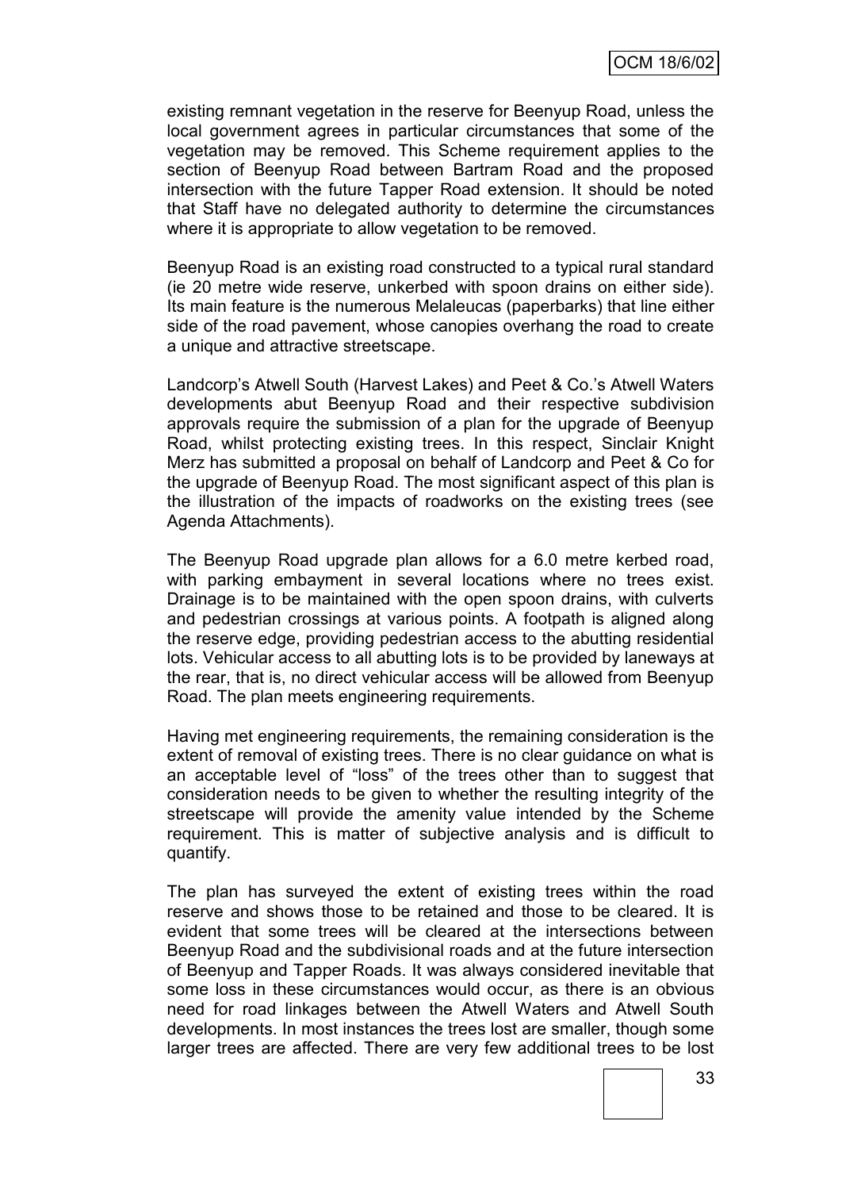existing remnant vegetation in the reserve for Beenyup Road, unless the local government agrees in particular circumstances that some of the vegetation may be removed. This Scheme requirement applies to the section of Beenyup Road between Bartram Road and the proposed intersection with the future Tapper Road extension. It should be noted that Staff have no delegated authority to determine the circumstances where it is appropriate to allow vegetation to be removed.

Beenyup Road is an existing road constructed to a typical rural standard (ie 20 metre wide reserve, unkerbed with spoon drains on either side). Its main feature is the numerous Melaleucas (paperbarks) that line either side of the road pavement, whose canopies overhang the road to create a unique and attractive streetscape.

Landcorp's Atwell South (Harvest Lakes) and Peet & Co.'s Atwell Waters developments abut Beenyup Road and their respective subdivision approvals require the submission of a plan for the upgrade of Beenyup Road, whilst protecting existing trees. In this respect, Sinclair Knight Merz has submitted a proposal on behalf of Landcorp and Peet & Co for the upgrade of Beenyup Road. The most significant aspect of this plan is the illustration of the impacts of roadworks on the existing trees (see Agenda Attachments).

The Beenyup Road upgrade plan allows for a 6.0 metre kerbed road, with parking embayment in several locations where no trees exist. Drainage is to be maintained with the open spoon drains, with culverts and pedestrian crossings at various points. A footpath is aligned along the reserve edge, providing pedestrian access to the abutting residential lots. Vehicular access to all abutting lots is to be provided by laneways at the rear, that is, no direct vehicular access will be allowed from Beenyup Road. The plan meets engineering requirements.

Having met engineering requirements, the remaining consideration is the extent of removal of existing trees. There is no clear guidance on what is an acceptable level of "loss" of the trees other than to suggest that consideration needs to be given to whether the resulting integrity of the streetscape will provide the amenity value intended by the Scheme requirement. This is matter of subjective analysis and is difficult to quantify.

The plan has surveyed the extent of existing trees within the road reserve and shows those to be retained and those to be cleared. It is evident that some trees will be cleared at the intersections between Beenyup Road and the subdivisional roads and at the future intersection of Beenyup and Tapper Roads. It was always considered inevitable that some loss in these circumstances would occur, as there is an obvious need for road linkages between the Atwell Waters and Atwell South developments. In most instances the trees lost are smaller, though some larger trees are affected. There are very few additional trees to be lost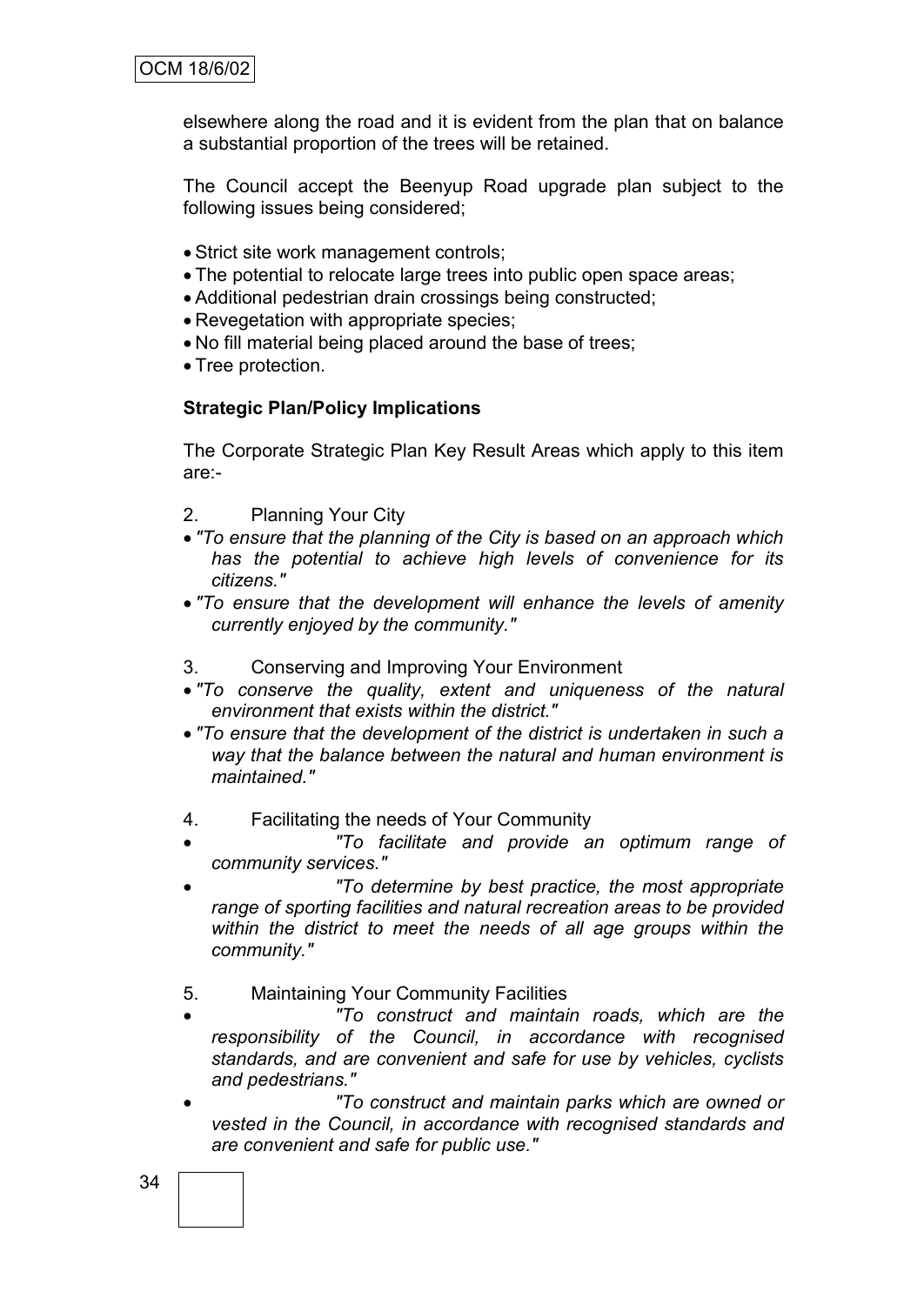elsewhere along the road and it is evident from the plan that on balance a substantial proportion of the trees will be retained.

The Council accept the Beenyup Road upgrade plan subject to the following issues being considered;

- Strict site work management controls;
- The potential to relocate large trees into public open space areas;
- Additional pedestrian drain crossings being constructed;
- Revegetation with appropriate species;
- No fill material being placed around the base of trees;
- Tree protection.

**Strategic Plan/Policy Implications**

The Corporate Strategic Plan Key Result Areas which apply to this item are:-

2. Planning Your City

- *"To ensure that the planning of the City is based on an approach which has the potential to achieve high levels of convenience for its citizens."*
- *"To ensure that the development will enhance the levels of amenity currently enjoyed by the community."*

3. Conserving and Improving Your Environment

- *"To conserve the quality, extent and uniqueness of the natural environment that exists within the district."*
- *"To ensure that the development of the district is undertaken in such a way that the balance between the natural and human environment is maintained."*

4. Facilitating the needs of Your Community

- *"To facilitate and provide an optimum range of community services."*
- *"To determine by best practice, the most appropriate range of sporting facilities and natural recreation areas to be provided within the district to meet the needs of all age groups within the community."*

5. Maintaining Your Community Facilities

- *"To construct and maintain roads, which are the responsibility of the Council, in accordance with recognised standards, and are convenient and safe for use by vehicles, cyclists and pedestrians."*
- *"To construct and maintain parks which are owned or vested in the Council, in accordance with recognised standards and are convenient and safe for public use."*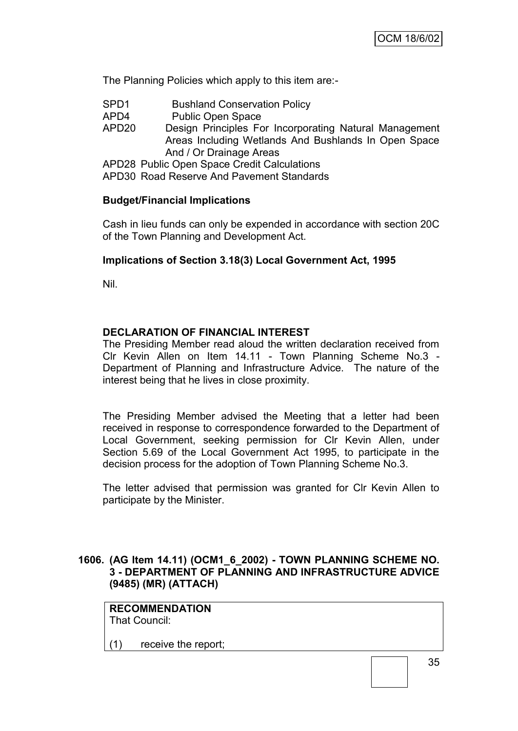The Planning Policies which apply to this item are:-

| | |
|---|---|
| SPD1 | Bushland Conservation Policy |
| APD4 | Public Open Space |
| APD20 | Design Principles For Incorporating Natural Management Areas Including Wetlands And Bushlands In Open Space And / Or Drainage Areas |
| APD28 | Public Open Space Credit Calculations |
| APD30 | Road Reserve And Pavement Standards |

**Budget/Financial Implications**

Cash in lieu funds can only be expended in accordance with section 20C of the Town Planning and Development Act.

**Implications of Section 3.18(3) Local Government Act, 1995**

Nil.

**DECLARATION OF FINANCIAL INTEREST**

The Presiding Member read aloud the written declaration received from Clr Kevin Allen on Item 14.11 - Town Planning Scheme No.3 - Department of Planning and Infrastructure Advice. The nature of the interest being that he lives in close proximity.

The Presiding Member advised the Meeting that a letter had been received in response to correspondence forwarded to the Department of Local Government, seeking permission for Clr Kevin Allen, under Section 5.69 of the Local Government Act 1995, to participate in the decision process for the adoption of Town Planning Scheme No.3.

The letter advised that permission was granted for Clr Kevin Allen to participate by the Minister.

## 1606. (AG Item 14.11) (OCM1_6_2002) - TOWN PLANNING SCHEME NO. 3 - DEPARTMENT OF PLANNING AND INFRASTRUCTURE ADVICE (9485) (MR) (ATTACH)

**RECOMMENDATION**

That Council:

(1) receive the report;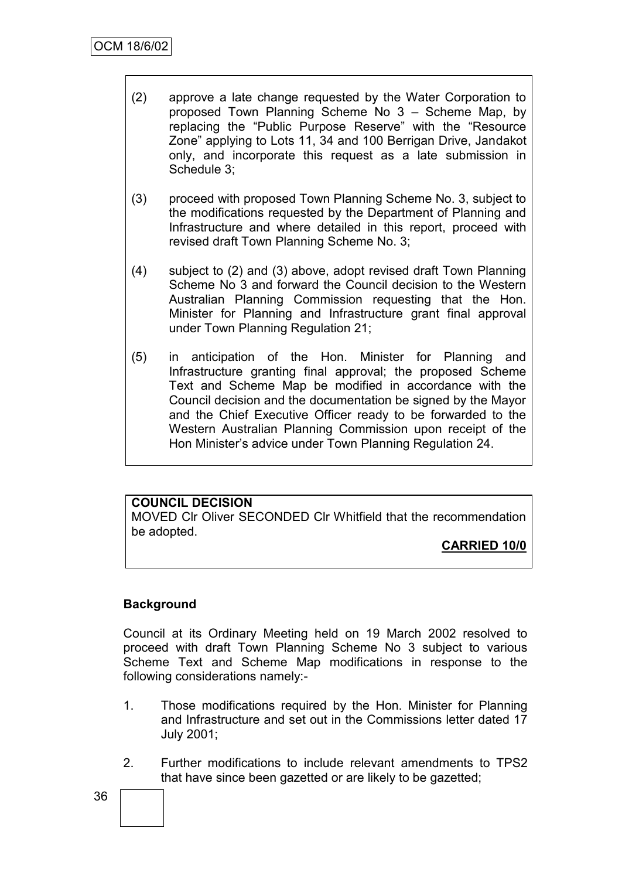(2) approve a late change requested by the Water Corporation to proposed Town Planning Scheme No 3 – Scheme Map, by replacing the "Public Purpose Reserve" with the "Resource Zone" applying to Lots 11, 34 and 100 Berrigan Drive, Jandakot only, and incorporate this request as a late submission in Schedule 3;

(3) proceed with proposed Town Planning Scheme No. 3, subject to the modifications requested by the Department of Planning and Infrastructure and where detailed in this report, proceed with revised draft Town Planning Scheme No. 3;

(4) subject to (2) and (3) above, adopt revised draft Town Planning Scheme No 3 and forward the Council decision to the Western Australian Planning Commission requesting that the Hon. Minister for Planning and Infrastructure grant final approval under Town Planning Regulation 21;

(5) in anticipation of the Hon. Minister for Planning and Infrastructure granting final approval; the proposed Scheme Text and Scheme Map be modified in accordance with the Council decision and the documentation be signed by the Mayor and the Chief Executive Officer ready to be forwarded to the Western Australian Planning Commission upon receipt of the Hon Minister's advice under Town Planning Regulation 24.

**COUNCIL DECISION**

MOVED Clr Oliver SECONDED Clr Whitfield that the recommendation be adopted.

**CARRIED 10/0**

**Background**

Council at its Ordinary Meeting held on 19 March 2002 resolved to proceed with draft Town Planning Scheme No 3 subject to various Scheme Text and Scheme Map modifications in response to the following considerations namely:-

1. Those modifications required by the Hon. Minister for Planning and Infrastructure and set out in the Commissions letter dated 17 July 2001;

2. Further modifications to include relevant amendments to TPS2 that have since been gazetted or are likely to be gazetted;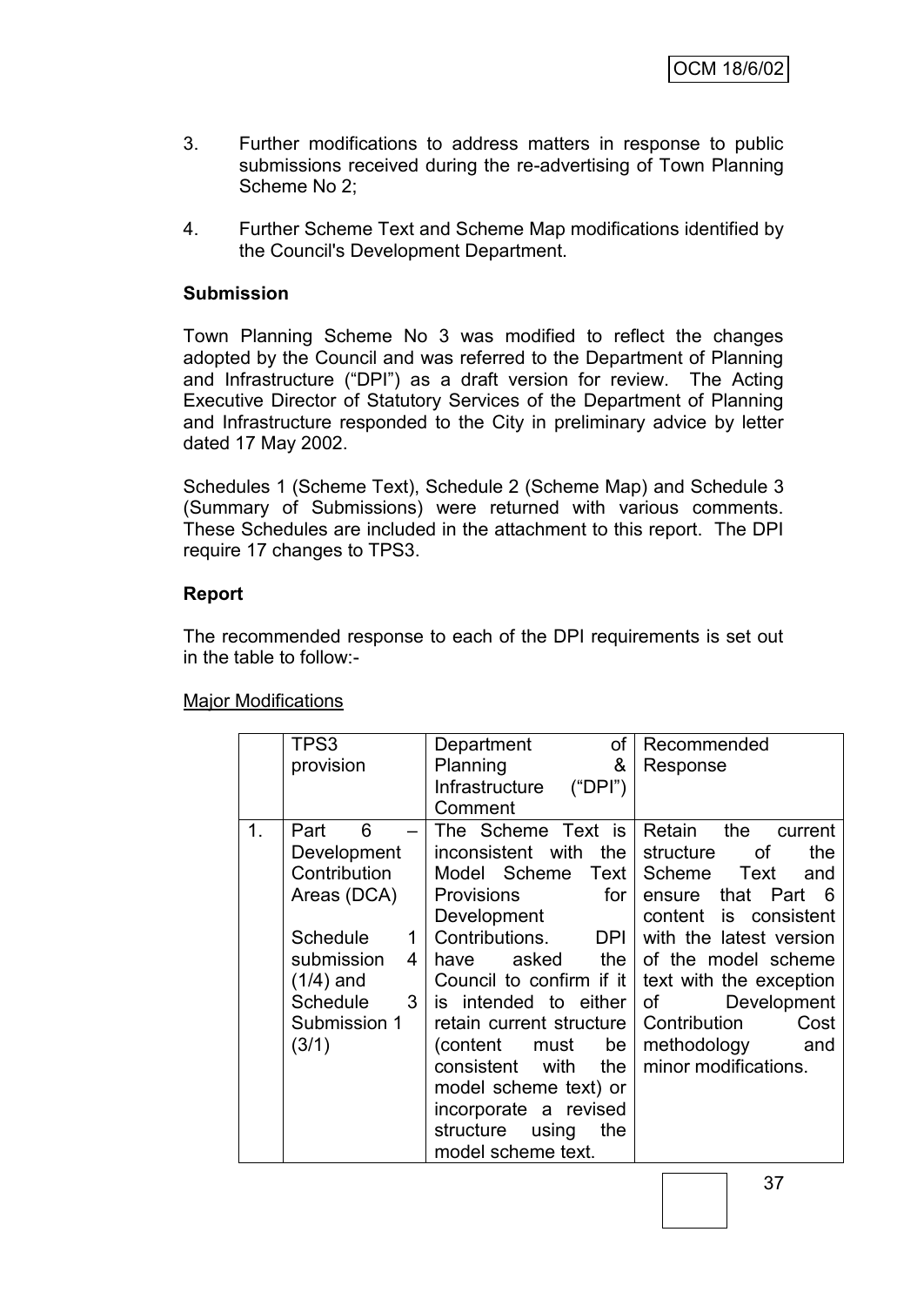3. Further modifications to address matters in response to public submissions received during the re-advertising of Town Planning Scheme No 2;

4. Further Scheme Text and Scheme Map modifications identified by the Council's Development Department.

**Submission**

Town Planning Scheme No 3 was modified to reflect the changes adopted by the Council and was referred to the Department of Planning and Infrastructure ("DPI") as a draft version for review. The Acting Executive Director of Statutory Services of the Department of Planning and Infrastructure responded to the City in preliminary advice by letter dated 17 May 2002.

Schedules 1 (Scheme Text), Schedule 2 (Scheme Map) and Schedule 3 (Summary of Submissions) were returned with various comments. These Schedules are included in the attachment to this report. The DPI require 17 changes to TPS3.

**Report**

The recommended response to each of the DPI requirements is set out in the table to follow:-

Major Modifications

| | TPS3 provision | Department of Planning & Infrastructure ("DPI") Comment | Recommended Response |
|---|---|---|---|
| 1. | Part 6 – Development Contribution Areas (DCA)<br><br>Schedule 1 submission 4 (1/4) and Schedule 3 Submission 1 (3/1) | The Scheme Text is inconsistent with the Model Scheme Text Provisions for Development Contributions. DPI have asked the Council to confirm if it is intended to either retain current structure (content must be consistent with the model scheme text) or incorporate a revised structure using the model scheme text. | Retain the current structure of the Scheme Text and ensure that Part 6 content is consistent with the latest version of the model scheme text with the exception of Development Contribution Cost methodology and minor modifications. |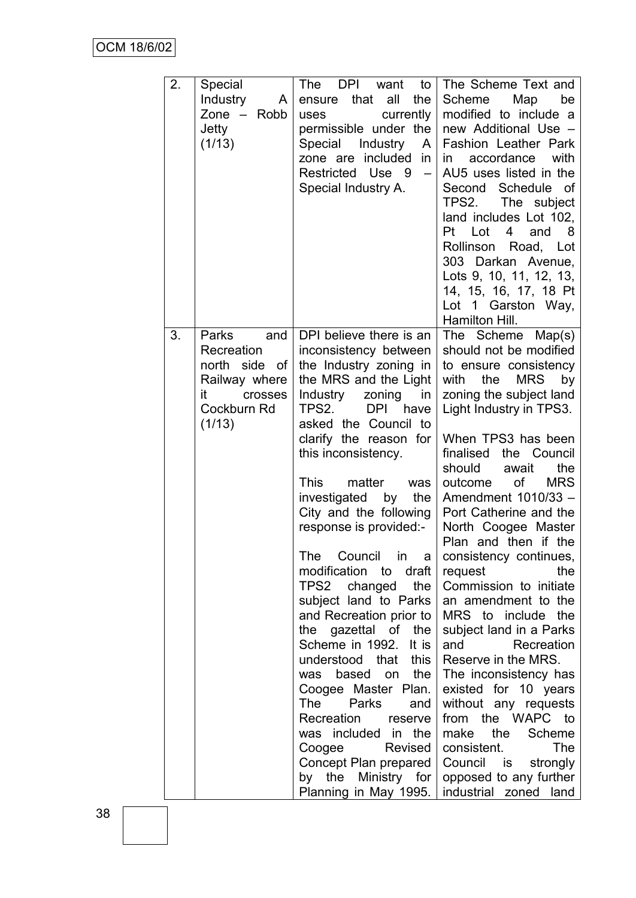| | | | |
|---|---|---|---|
| 2. | Special Industry A Zone – Robb Jetty (1/13) | The DPI want to ensure that all the uses currently permissible under the Special Industry A zone are included in Restricted Use 9 – Special Industry A. | The Scheme Text and Scheme Map be modified to include a new Additional Use – Fashion Leather Park in accordance with AU5 uses listed in the Second Schedule of TPS2. The subject land includes Lot 102, Pt Lot 4 and 8 Rollinson Road, Lot 303 Darkan Avenue, Lots 9, 10, 11, 12, 13, 14, 15, 16, 17, 18 Pt Lot 1 Garston Way, Hamilton Hill. |
| 3. | Parks and Recreation north side of Railway where it crosses Cockburn Rd (1/13) | DPI believe there is an inconsistency between the Industry zoning in the MRS and the Light Industry zoning in TPS2. DPI have asked the Council to clarify the reason for this inconsistency.<br><br>This matter was investigated by the City and the following response is provided:-<br><br>The Council in a modification to draft TPS2 changed the subject land to Parks and Recreation prior to the gazettal of the Scheme in 1992. It is understood that this was based on the Coogee Master Plan. The Parks and Recreation reserve was included in the Coogee Revised Concept Plan prepared by the Ministry for Planning in May 1995. | The Scheme Map(s) should not be modified to ensure consistency with the MRS by zoning the subject land Light Industry in TPS3.<br><br>When TPS3 has been finalised the Council should await the outcome of MRS Amendment 1010/33 – Port Catherine and the North Coogee Master Plan and then if the consistency continues, request the Commission to initiate an amendment to the MRS to include the subject land in a Parks and Recreation Reserve in the MRS. The inconsistency has existed for 10 years without any requests from the WAPC to make the Scheme consistent. The Council is strongly opposed to any further industrial zoned land |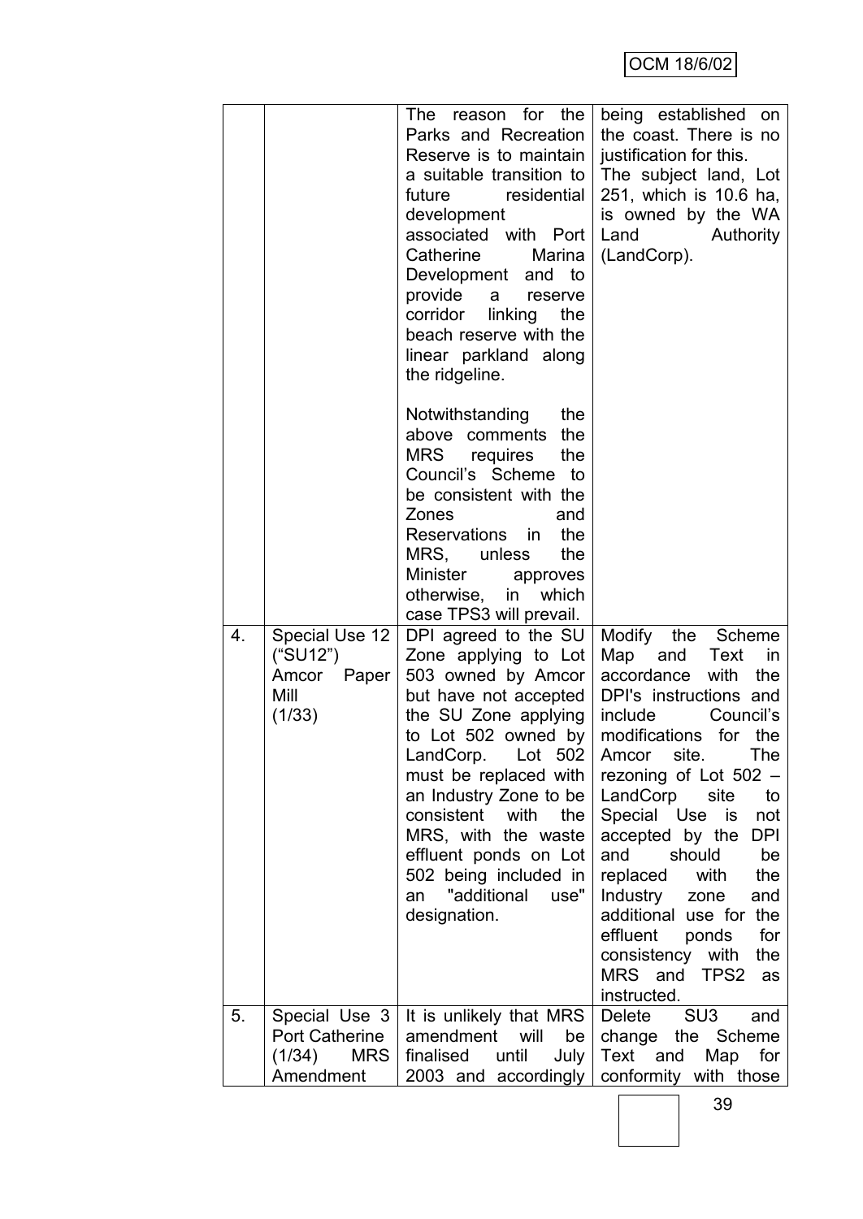| | | | |
|---|---|---|---|
| | | The reason for the Parks and Recreation Reserve is to maintain a suitable transition to future residential development associated with Port Catherine Marina Development and to provide a reserve corridor linking the beach reserve with the linear parkland along the ridgeline.<br><br>Notwithstanding the above comments the MRS requires the Council's Scheme to be consistent with the Zones and Reservations in the MRS, unless the Minister approves otherwise, in which case TPS3 will prevail. | being established on the coast. There is no justification for this.<br>The subject land, Lot 251, which is 10.6 ha, is owned by the WA Land Authority (LandCorp). |
| 4. | Special Use 12 ("SU12") Amcor Paper Mill (1/33) | DPI agreed to the SU Zone applying to Lot 503 owned by Amcor but have not accepted the SU Zone applying to Lot 502 owned by LandCorp. Lot 502 must be replaced with an Industry Zone to be consistent with the MRS, with the waste effluent ponds on Lot 502 being included in an "additional use" designation. | Modify the Scheme Map and Text in accordance with the DPI's instructions and include Council's modifications for the Amcor site. The rezoning of Lot 502 – LandCorp site to Special Use is not accepted by the DPI and should be replaced with the Industry zone and additional use for the effluent ponds for consistency with the MRS and TPS2 as instructed. |
| 5. | Special Use 3 Port Catherine (1/34) MRS Amendment | It is unlikely that MRS amendment will be finalised until July 2003 and accordingly | Delete SU3 and change the Scheme Text and Map for conformity with those |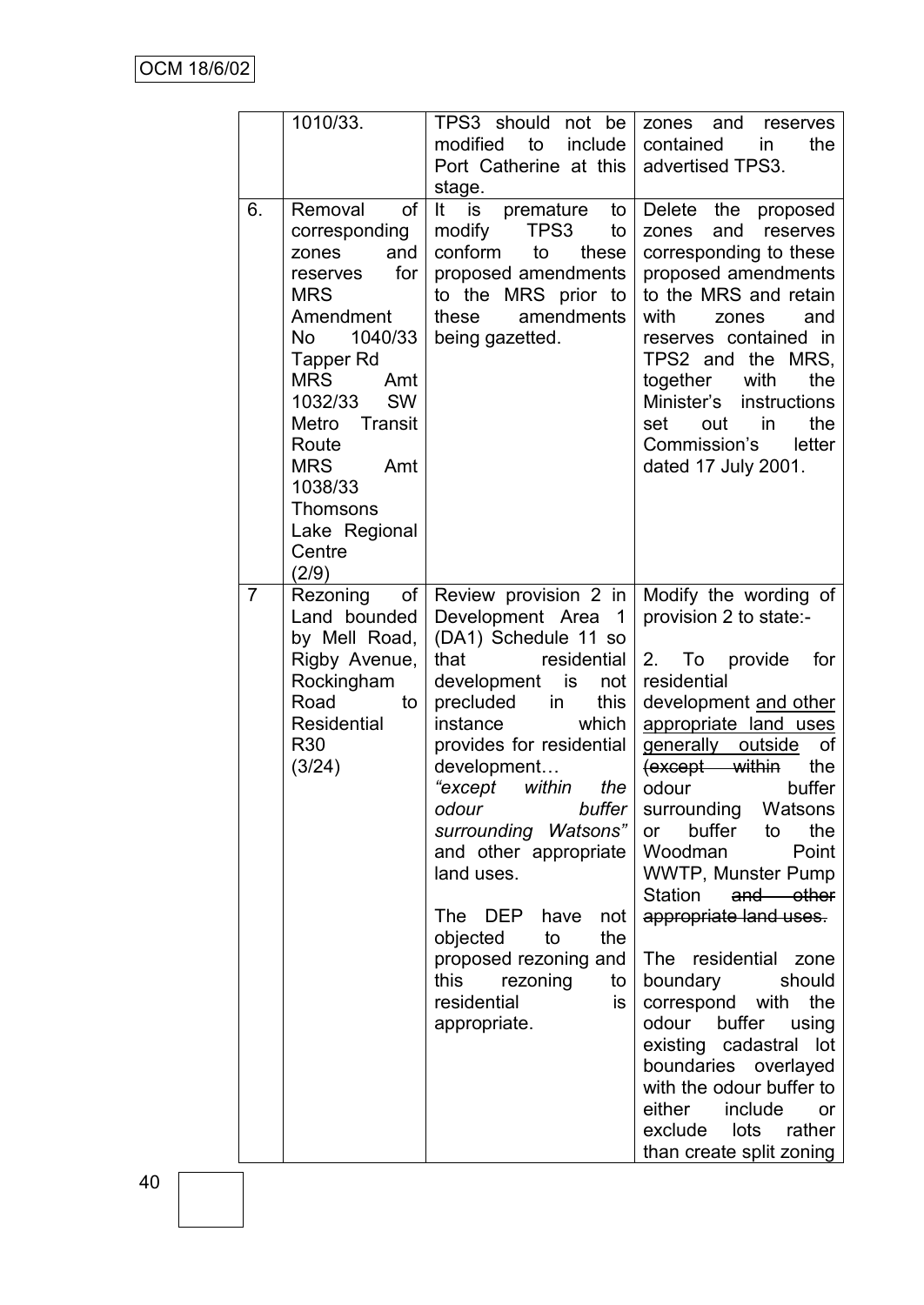| | | | |
|---|---|---|---|
| | 1010/33. | TPS3 should not be modified to include Port Catherine at this stage. | zones and reserves contained in the advertised TPS3. |
| 6. | Removal of corresponding zones and reserves for MRS Amendment No 1040/33 Tapper Rd MRS Amt 1032/33 SW Metro Transit Route MRS Amt 1038/33 Thomsons Lake Regional Centre (2/9) | It is premature to modify TPS3 to conform to these proposed amendments to the MRS prior to these amendments being gazetted. | Delete the proposed zones and reserves corresponding to these proposed amendments to the MRS and retain with zones and reserves contained in TPS2 and the MRS, together with the Minister's instructions set out in the Commission's letter dated 17 July 2001. |
| 7 | Rezoning of Land bounded by Mell Road, Rigby Avenue, Rockingham Road to Residential R30 (3/24) | Review provision 2 in Development Area 1 (DA1) Schedule 11 so that residential development is not precluded in this instance which provides for residential development… *"except within the odour buffer surrounding Watsons"* and other appropriate land uses.<br><br>The DEP have not objected to the proposed rezoning and this rezoning to residential is appropriate. | Modify the wording of provision 2 to state:-<br><br>2. To provide for residential development <u>and other appropriate land uses generally outside</u> of ~~(except within~~ the odour buffer surrounding Watsons or buffer to the Woodman Point WWTP, Munster Pump Station ~~and other appropriate land uses.~~<br><br>The residential zone boundary should correspond with the odour buffer using existing cadastral lot boundaries overlayed with the odour buffer to either include or exclude lots rather than create split zoning |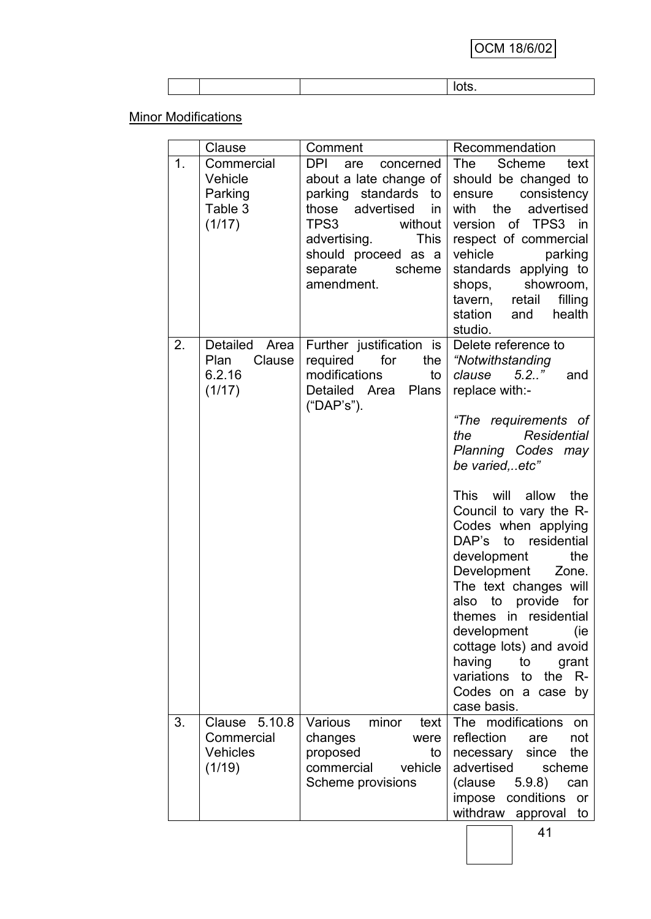| | | | lots. |
|---|---|---|---|

Minor Modifications

| | Clause | Comment | Recommendation |
|---|---|---|---|
| 1. | Commercial Vehicle Parking Table 3 (1/17) | DPI are concerned about a late change of parking standards to those advertised in TPS3 without advertising. This should proceed as a separate scheme amendment. | The Scheme text should be changed to ensure consistency with the advertised version of TPS3 in respect of commercial vehicle parking standards applying to shops, showroom, tavern, retail filling station and health studio. |
| 2. | Detailed Area Plan Clause 6.2.16 (1/17) | Further justification is required for the modifications to Detailed Area Plans ("DAP's"). | Delete reference to *"Notwithstanding clause 5.2.."* and replace with:- *"The requirements of the Residential Planning Codes may be varied,..etc"* This will allow the Council to vary the R-Codes when applying DAP's to residential development the Development Zone. The text changes will also to provide for themes in residential development (ie cottage lots) and avoid having to grant variations to the R-Codes on a case by case basis. |
| 3. | Clause 5.10.8 Commercial Vehicles (1/19) | Various minor text changes were proposed to commercial vehicle Scheme provisions | The modifications on reflection are not necessary since the advertised scheme (clause 5.9.8) can impose conditions or withdraw approval to |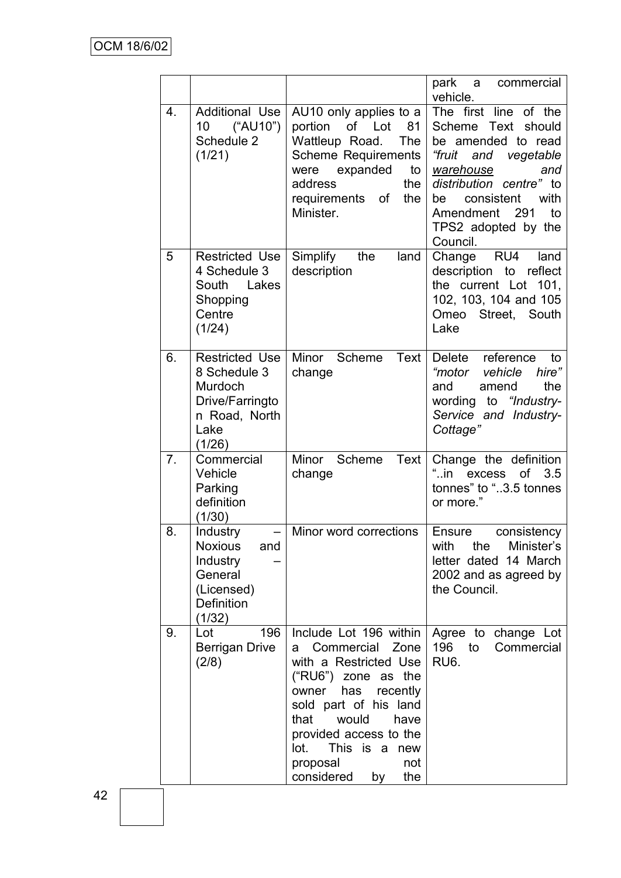| | | | park a commercial vehicle. |
|---|---|---|---|
| 4. | Additional Use 10 ("AU10") Schedule 2 (1/21) | AU10 only applies to a portion of Lot 81 Wattleup Road. The Scheme Requirements were expanded to address the requirements of the Minister. | The first line of the Scheme Text should be amended to read *"fruit and vegetable* ***warehouse*** *and distribution centre"* to be consistent with Amendment 291 to TPS2 adopted by the Council. |
| 5 | Restricted Use 4 Schedule 3 South Lakes Shopping Centre (1/24) | Simplify the land description | Change RU4 land description to reflect the current Lot 101, 102, 103, 104 and 105 Omeo Street, South Lake |
| 6. | Restricted Use 8 Schedule 3 Murdoch Drive/Farrington Road, North Lake (1/26) | Minor Scheme Text change | Delete reference to *"motor vehicle hire"* and amend the wording to *"Industry-Service and Industry-Cottage"* |
| 7. | Commercial Vehicle Parking definition (1/30) | Minor Scheme Text change | Change the definition "..in excess of 3.5 tonnes" to "..3.5 tonnes or more." |
| 8. | Industry – Noxious and Industry – General (Licensed) Definition (1/32) | Minor word corrections | Ensure consistency with the Minister's letter dated 14 March 2002 and as agreed by the Council. |
| 9. | Lot 196 Berrigan Drive (2/8) | Include Lot 196 within a Commercial Zone with a Restricted Use ("RU6") zone as the owner has recently sold part of his land that would have provided access to the lot. This is a new proposal not considered by the | Agree to change Lot 196 to Commercial RU6. |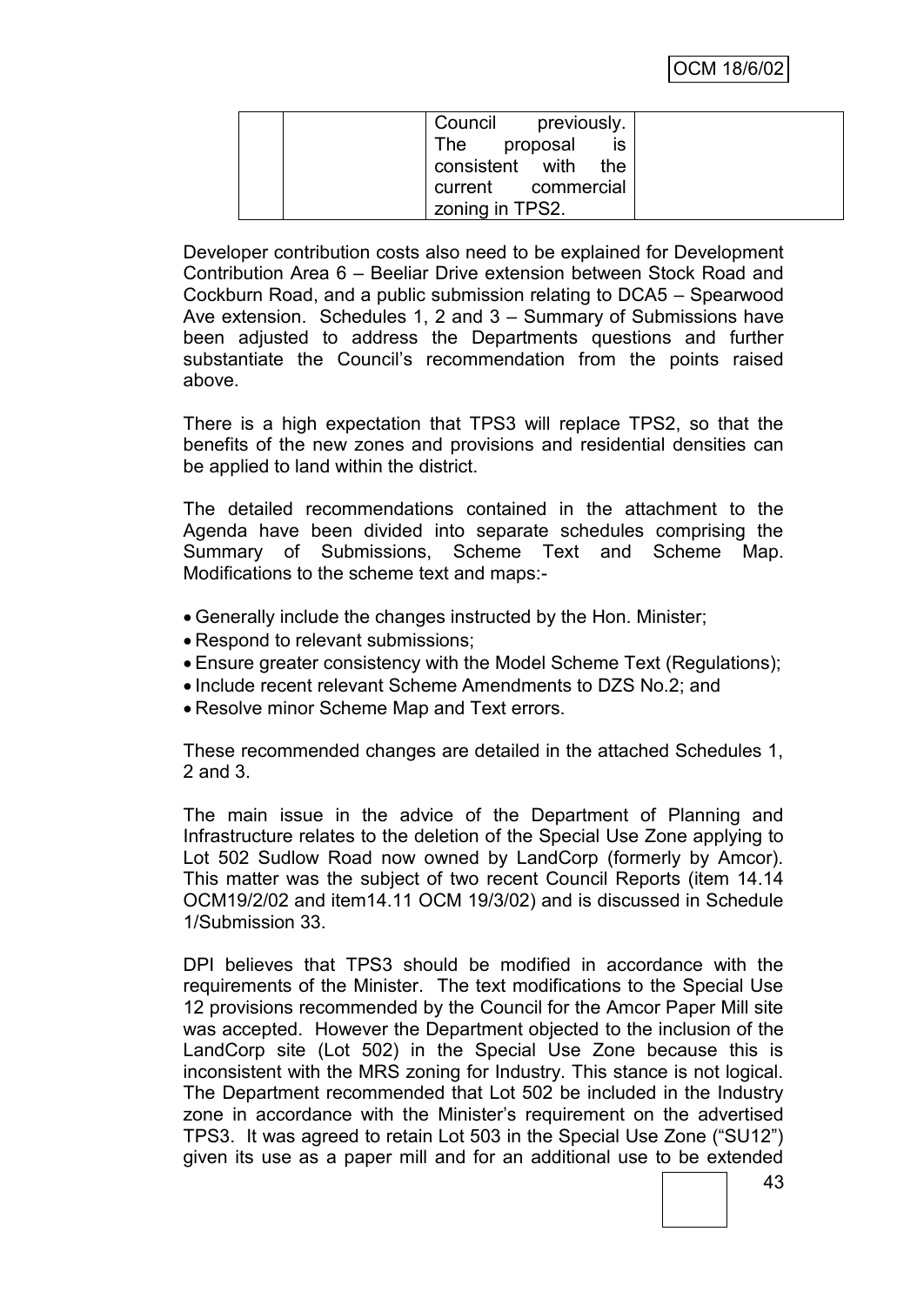| | | Council previously. The proposal is consistent with the current commercial zoning in TPS2. | |
|---|---|---|---|

Developer contribution costs also need to be explained for Development Contribution Area 6 – Beeliar Drive extension between Stock Road and Cockburn Road, and a public submission relating to DCA5 – Spearwood Ave extension. Schedules 1, 2 and 3 – Summary of Submissions have been adjusted to address the Departments questions and further substantiate the Council's recommendation from the points raised above.

There is a high expectation that TPS3 will replace TPS2, so that the benefits of the new zones and provisions and residential densities can be applied to land within the district.

The detailed recommendations contained in the attachment to the Agenda have been divided into separate schedules comprising the Summary of Submissions, Scheme Text and Scheme Map. Modifications to the scheme text and maps:-

- Generally include the changes instructed by the Hon. Minister;
- Respond to relevant submissions;
- Ensure greater consistency with the Model Scheme Text (Regulations);
- Include recent relevant Scheme Amendments to DZS No.2; and
- Resolve minor Scheme Map and Text errors.

These recommended changes are detailed in the attached Schedules 1, 2 and 3.

The main issue in the advice of the Department of Planning and Infrastructure relates to the deletion of the Special Use Zone applying to Lot 502 Sudlow Road now owned by LandCorp (formerly by Amcor). This matter was the subject of two recent Council Reports (item 14.14 OCM19/2/02 and item14.11 OCM 19/3/02) and is discussed in Schedule 1/Submission 33.

DPI believes that TPS3 should be modified in accordance with the requirements of the Minister. The text modifications to the Special Use 12 provisions recommended by the Council for the Amcor Paper Mill site was accepted. However the Department objected to the inclusion of the LandCorp site (Lot 502) in the Special Use Zone because this is inconsistent with the MRS zoning for Industry. This stance is not logical. The Department recommended that Lot 502 be included in the Industry zone in accordance with the Minister's requirement on the advertised TPS3. It was agreed to retain Lot 503 in the Special Use Zone ("SU12") given its use as a paper mill and for an additional use to be extended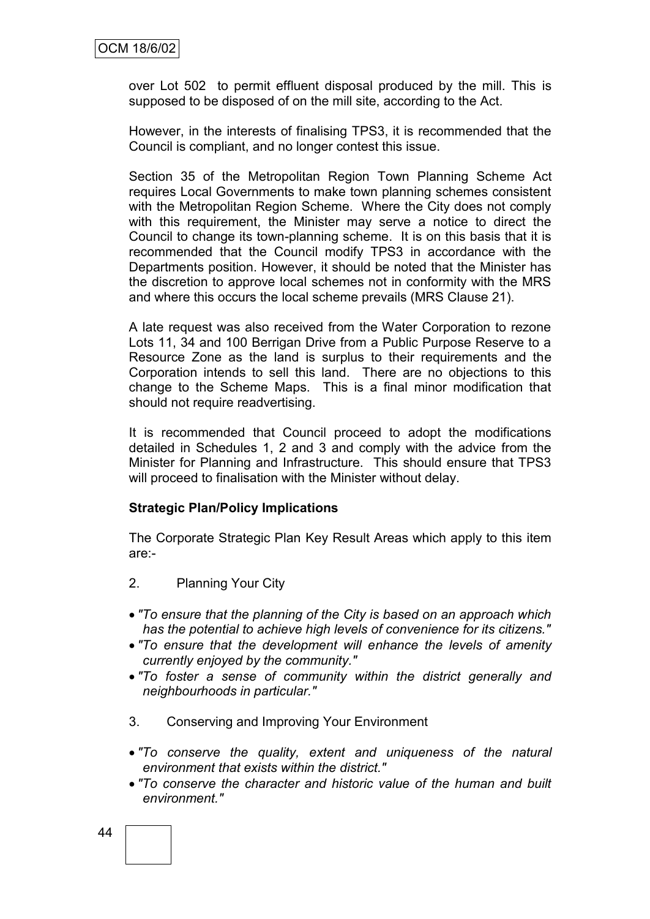over Lot 502 to permit effluent disposal produced by the mill. This is supposed to be disposed of on the mill site, according to the Act.

However, in the interests of finalising TPS3, it is recommended that the Council is compliant, and no longer contest this issue.

Section 35 of the Metropolitan Region Town Planning Scheme Act requires Local Governments to make town planning schemes consistent with the Metropolitan Region Scheme. Where the City does not comply with this requirement, the Minister may serve a notice to direct the Council to change its town-planning scheme. It is on this basis that it is recommended that the Council modify TPS3 in accordance with the Departments position. However, it should be noted that the Minister has the discretion to approve local schemes not in conformity with the MRS and where this occurs the local scheme prevails (MRS Clause 21).

A late request was also received from the Water Corporation to rezone Lots 11, 34 and 100 Berrigan Drive from a Public Purpose Reserve to a Resource Zone as the land is surplus to their requirements and the Corporation intends to sell this land. There are no objections to this change to the Scheme Maps. This is a final minor modification that should not require readvertising.

It is recommended that Council proceed to adopt the modifications detailed in Schedules 1, 2 and 3 and comply with the advice from the Minister for Planning and Infrastructure. This should ensure that TPS3 will proceed to finalisation with the Minister without delay.

**Strategic Plan/Policy Implications**

The Corporate Strategic Plan Key Result Areas which apply to this item are:-

2. Planning Your City

- *"To ensure that the planning of the City is based on an approach which has the potential to achieve high levels of convenience for its citizens."*
- *"To ensure that the development will enhance the levels of amenity currently enjoyed by the community."*
- *"To foster a sense of community within the district generally and neighbourhoods in particular."*

3. Conserving and Improving Your Environment

- *"To conserve the quality, extent and uniqueness of the natural environment that exists within the district."*
- *"To conserve the character and historic value of the human and built environment."*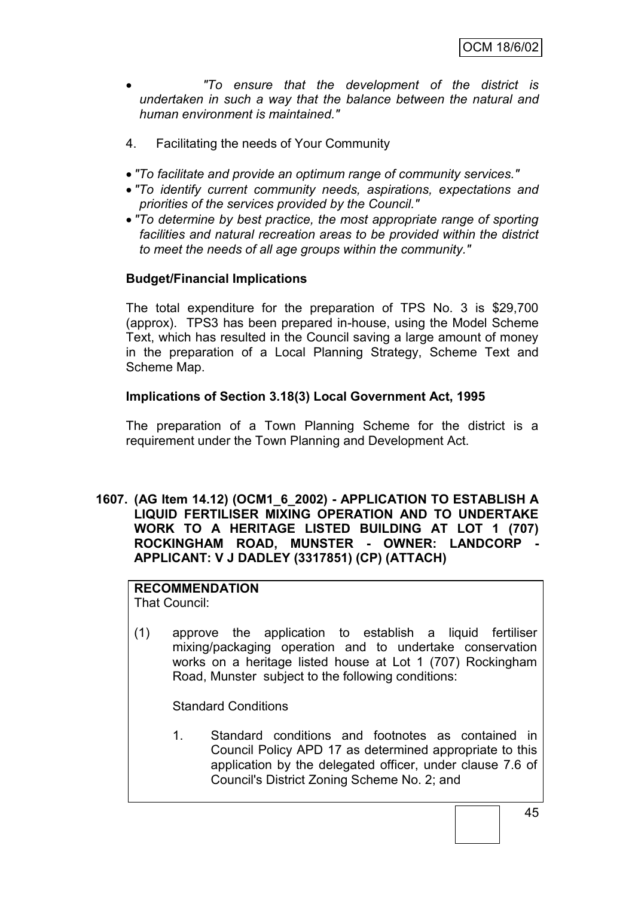- *"To ensure that the development of the district is undertaken in such a way that the balance between the natural and human environment is maintained."*

4. Facilitating the needs of Your Community

- *"To facilitate and provide an optimum range of community services."*
- *"To identify current community needs, aspirations, expectations and priorities of the services provided by the Council."*
- *"To determine by best practice, the most appropriate range of sporting facilities and natural recreation areas to be provided within the district to meet the needs of all age groups within the community."*

**Budget/Financial Implications**

The total expenditure for the preparation of TPS No. 3 is $29,700 (approx). TPS3 has been prepared in-house, using the Model Scheme Text, which has resulted in the Council saving a large amount of money in the preparation of a Local Planning Strategy, Scheme Text and Scheme Map.

**Implications of Section 3.18(3) Local Government Act, 1995**

The preparation of a Town Planning Scheme for the district is a requirement under the Town Planning and Development Act.

**1607. (AG Item 14.12) (OCM1_6_2002) - APPLICATION TO ESTABLISH A LIQUID FERTILISER MIXING OPERATION AND TO UNDERTAKE WORK TO A HERITAGE LISTED BUILDING AT LOT 1 (707) ROCKINGHAM ROAD, MUNSTER - OWNER: LANDCORP - APPLICANT: V J DADLEY (3317851) (CP) (ATTACH)**

**RECOMMENDATION**
That Council:

(1) approve the application to establish a liquid fertiliser mixing/packaging operation and to undertake conservation works on a heritage listed house at Lot 1 (707) Rockingham Road, Munster subject to the following conditions:

Standard Conditions

1. Standard conditions and footnotes as contained in Council Policy APD 17 as determined appropriate to this application by the delegated officer, under clause 7.6 of Council's District Zoning Scheme No. 2; and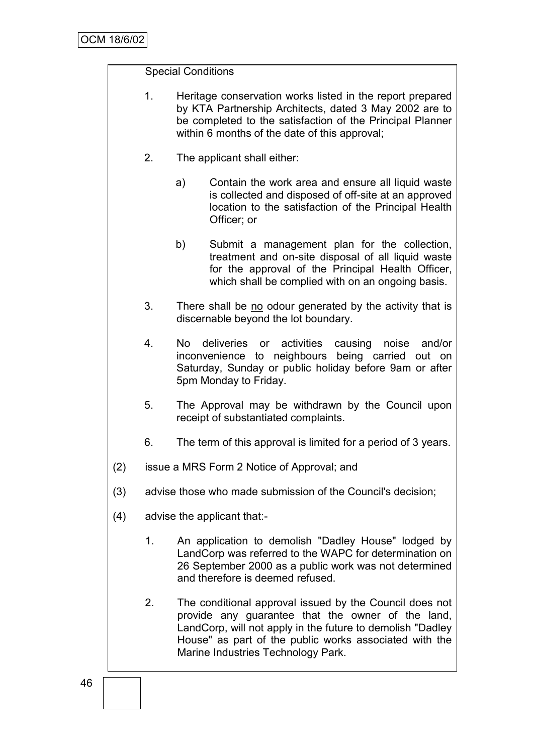Special Conditions

1. Heritage conservation works listed in the report prepared by KTA Partnership Architects, dated 3 May 2002 are to be completed to the satisfaction of the Principal Planner within 6 months of the date of this approval;

2. The applicant shall either:

   a) Contain the work area and ensure all liquid waste is collected and disposed of off-site at an approved location to the satisfaction of the Principal Health Officer; or

   b) Submit a management plan for the collection, treatment and on-site disposal of all liquid waste for the approval of the Principal Health Officer, which shall be complied with on an ongoing basis.

3. There shall be <u>no</u> odour generated by the activity that is discernable beyond the lot boundary.

4. No deliveries or activities causing noise and/or inconvenience to neighbours being carried out on Saturday, Sunday or public holiday before 9am or after 5pm Monday to Friday.

5. The Approval may be withdrawn by the Council upon receipt of substantiated complaints.

6. The term of this approval is limited for a period of 3 years.

(2) issue a MRS Form 2 Notice of Approval; and

(3) advise those who made submission of the Council's decision;

(4) advise the applicant that:-

   1. An application to demolish "Dadley House" lodged by LandCorp was referred to the WAPC for determination on 26 September 2000 as a public work was not determined and therefore is deemed refused.

   2. The conditional approval issued by the Council does not provide any guarantee that the owner of the land, LandCorp, will not apply in the future to demolish "Dadley House" as part of the public works associated with the Marine Industries Technology Park.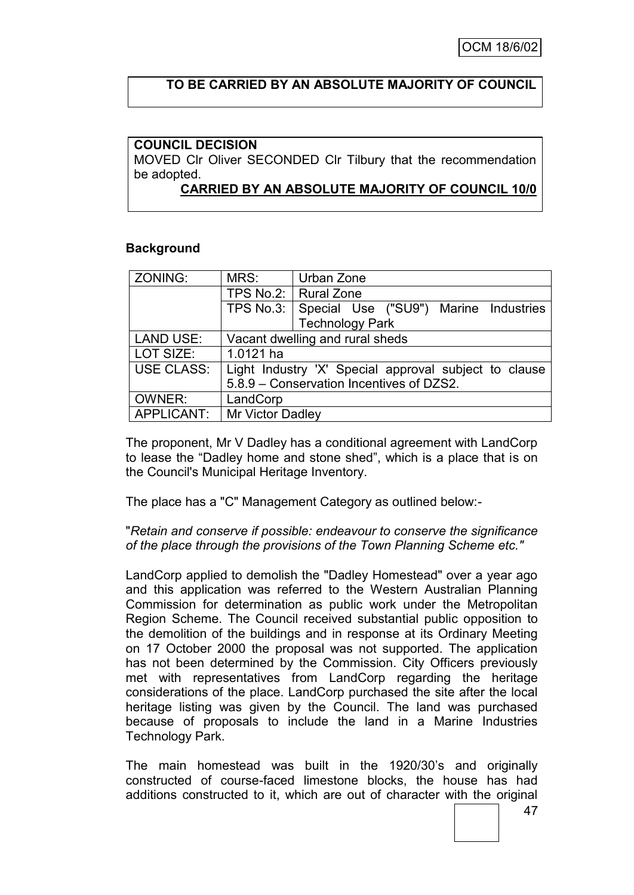**TO BE CARRIED BY AN ABSOLUTE MAJORITY OF COUNCIL**

**COUNCIL DECISION**

MOVED Clr Oliver SECONDED Clr Tilbury that the recommendation be adopted.

**CARRIED BY AN ABSOLUTE MAJORITY OF COUNCIL 10/0**

## Background

| ZONING: | MRS: | Urban Zone |
|---|---|---|
| | TPS No.2: | Rural Zone |
| | TPS No.3: | Special Use ("SU9") Marine Industries Technology Park |
| LAND USE: | Vacant dwelling and rural sheds | |
| LOT SIZE: | 1.0121 ha | |
| USE CLASS: | Light Industry 'X' Special approval subject to clause 5.8.9 – Conservation Incentives of DZS2. | |
| OWNER: | LandCorp | |
| APPLICANT: | Mr Victor Dadley | |

The proponent, Mr V Dadley has a conditional agreement with LandCorp to lease the "Dadley home and stone shed", which is a place that is on the Council's Municipal Heritage Inventory.

The place has a "C" Management Category as outlined below:-

"*Retain and conserve if possible: endeavour to conserve the significance of the place through the provisions of the Town Planning Scheme etc."*

LandCorp applied to demolish the "Dadley Homestead" over a year ago and this application was referred to the Western Australian Planning Commission for determination as public work under the Metropolitan Region Scheme. The Council received substantial public opposition to the demolition of the buildings and in response at its Ordinary Meeting on 17 October 2000 the proposal was not supported. The application has not been determined by the Commission. City Officers previously met with representatives from LandCorp regarding the heritage considerations of the place. LandCorp purchased the site after the local heritage listing was given by the Council. The land was purchased because of proposals to include the land in a Marine Industries Technology Park.

The main homestead was built in the 1920/30's and originally constructed of course-faced limestone blocks, the house has had additions constructed to it, which are out of character with the original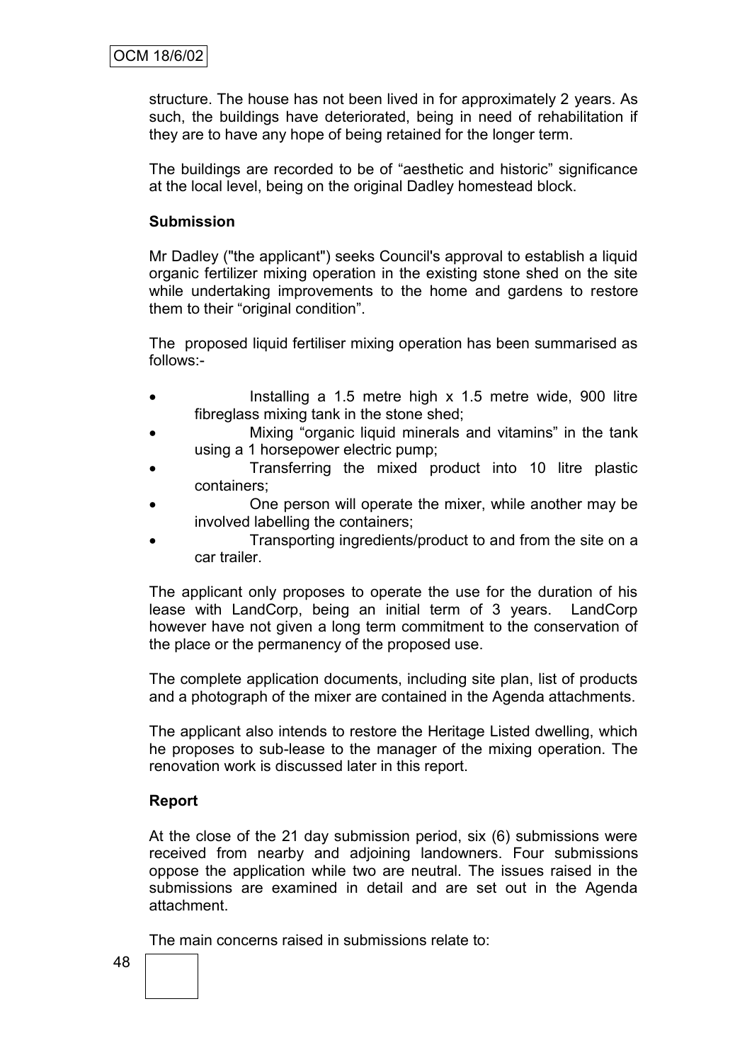structure. The house has not been lived in for approximately 2 years. As such, the buildings have deteriorated, being in need of rehabilitation if they are to have any hope of being retained for the longer term.

The buildings are recorded to be of "aesthetic and historic" significance at the local level, being on the original Dadley homestead block.

**Submission**

Mr Dadley ("the applicant") seeks Council's approval to establish a liquid organic fertilizer mixing operation in the existing stone shed on the site while undertaking improvements to the home and gardens to restore them to their "original condition".

The proposed liquid fertiliser mixing operation has been summarised as follows:-

- Installing a 1.5 metre high x 1.5 metre wide, 900 litre fibreglass mixing tank in the stone shed;
- Mixing "organic liquid minerals and vitamins" in the tank using a 1 horsepower electric pump;
- Transferring the mixed product into 10 litre plastic containers;
- One person will operate the mixer, while another may be involved labelling the containers;
- Transporting ingredients/product to and from the site on a car trailer.

The applicant only proposes to operate the use for the duration of his lease with LandCorp, being an initial term of 3 years. LandCorp however have not given a long term commitment to the conservation of the place or the permanency of the proposed use.

The complete application documents, including site plan, list of products and a photograph of the mixer are contained in the Agenda attachments.

The applicant also intends to restore the Heritage Listed dwelling, which he proposes to sub-lease to the manager of the mixing operation. The renovation work is discussed later in this report.

**Report**

At the close of the 21 day submission period, six (6) submissions were received from nearby and adjoining landowners. Four submissions oppose the application while two are neutral. The issues raised in the submissions are examined in detail and are set out in the Agenda attachment.

The main concerns raised in submissions relate to: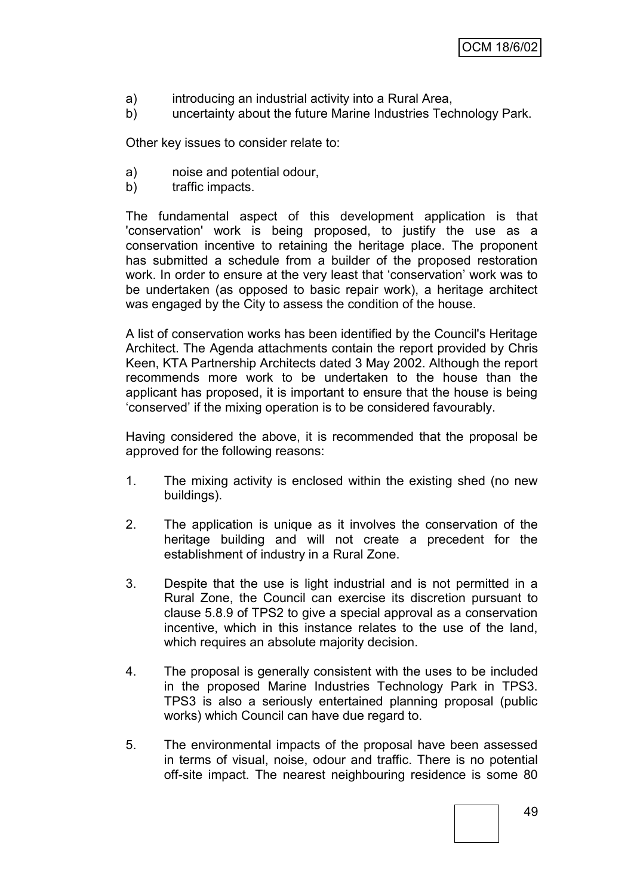a) introducing an industrial activity into a Rural Area,
b) uncertainty about the future Marine Industries Technology Park.

Other key issues to consider relate to:

a) noise and potential odour,
b) traffic impacts.

The fundamental aspect of this development application is that 'conservation' work is being proposed, to justify the use as a conservation incentive to retaining the heritage place. The proponent has submitted a schedule from a builder of the proposed restoration work. In order to ensure at the very least that 'conservation' work was to be undertaken (as opposed to basic repair work), a heritage architect was engaged by the City to assess the condition of the house.

A list of conservation works has been identified by the Council's Heritage Architect. The Agenda attachments contain the report provided by Chris Keen, KTA Partnership Architects dated 3 May 2002. Although the report recommends more work to be undertaken to the house than the applicant has proposed, it is important to ensure that the house is being 'conserved' if the mixing operation is to be considered favourably.

Having considered the above, it is recommended that the proposal be approved for the following reasons:

1. The mixing activity is enclosed within the existing shed (no new buildings).

2. The application is unique as it involves the conservation of the heritage building and will not create a precedent for the establishment of industry in a Rural Zone.

3. Despite that the use is light industrial and is not permitted in a Rural Zone, the Council can exercise its discretion pursuant to clause 5.8.9 of TPS2 to give a special approval as a conservation incentive, which in this instance relates to the use of the land, which requires an absolute majority decision.

4. The proposal is generally consistent with the uses to be included in the proposed Marine Industries Technology Park in TPS3. TPS3 is also a seriously entertained planning proposal (public works) which Council can have due regard to.

5. The environmental impacts of the proposal have been assessed in terms of visual, noise, odour and traffic. There is no potential off-site impact. The nearest neighbouring residence is some 80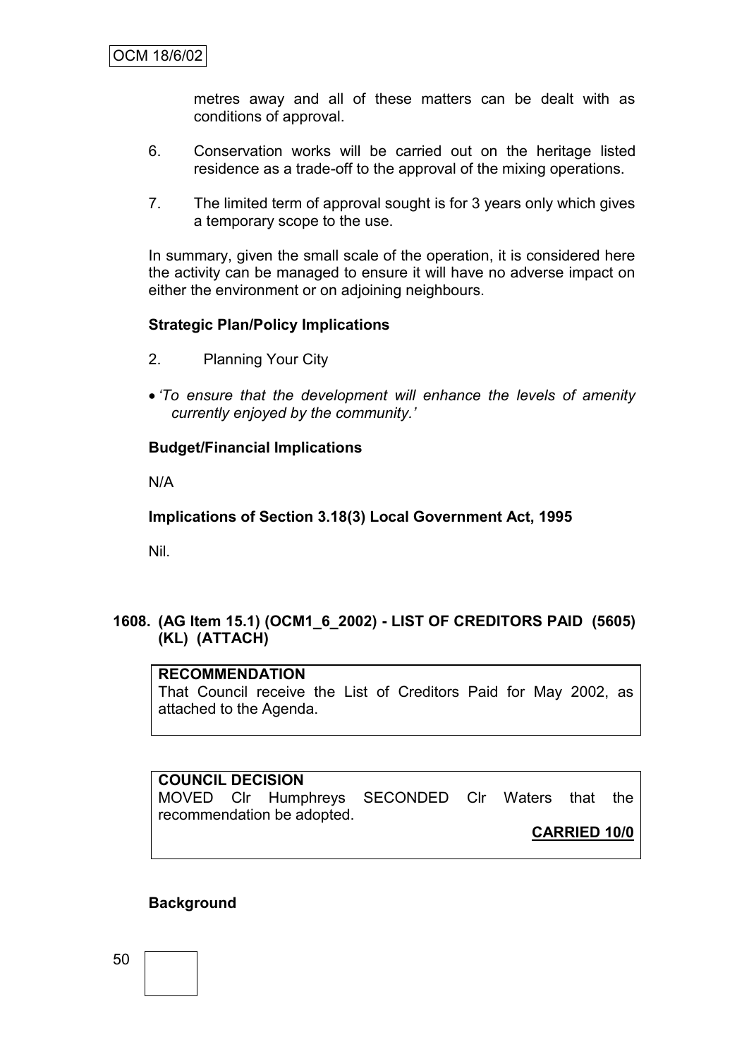metres away and all of these matters can be dealt with as conditions of approval.

6. Conservation works will be carried out on the heritage listed residence as a trade-off to the approval of the mixing operations.

7. The limited term of approval sought is for 3 years only which gives a temporary scope to the use.

In summary, given the small scale of the operation, it is considered here the activity can be managed to ensure it will have no adverse impact on either the environment or on adjoining neighbours.

**Strategic Plan/Policy Implications**

2. Planning Your City

- *'To ensure that the development will enhance the levels of amenity currently enjoyed by the community.'*

**Budget/Financial Implications**

N/A

**Implications of Section 3.18(3) Local Government Act, 1995**

Nil.

**1608. (AG Item 15.1) (OCM1_6_2002) - LIST OF CREDITORS PAID (5605) (KL) (ATTACH)**

**RECOMMENDATION**
That Council receive the List of Creditors Paid for May 2002, as attached to the Agenda.

**COUNCIL DECISION**
MOVED Clr Humphreys SECONDED Clr Waters that the recommendation be adopted.

**CARRIED 10/0**

**Background**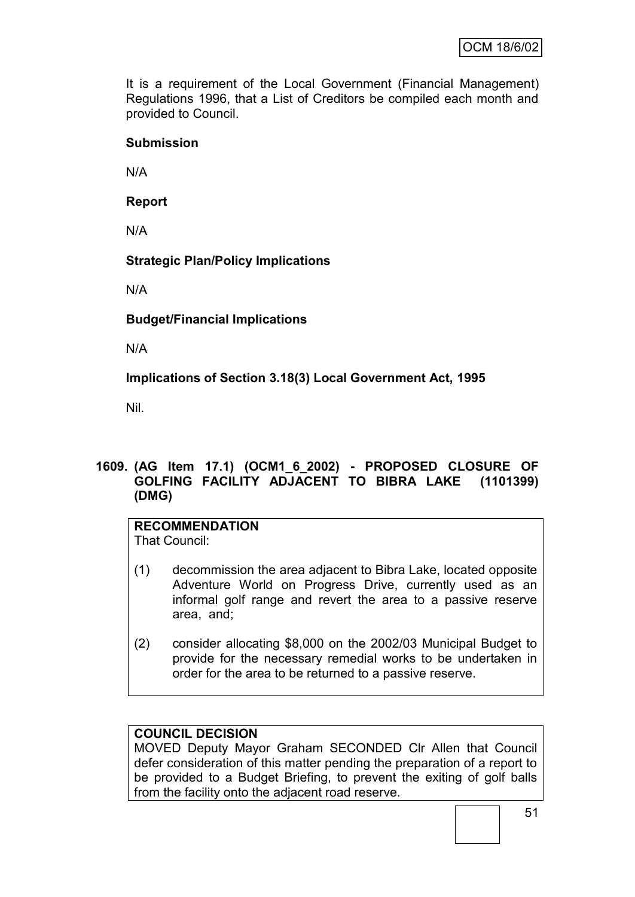It is a requirement of the Local Government (Financial Management) Regulations 1996, that a List of Creditors be compiled each month and provided to Council.

**Submission**

N/A

**Report**

N/A

**Strategic Plan/Policy Implications**

N/A

**Budget/Financial Implications**

N/A

**Implications of Section 3.18(3) Local Government Act, 1995**

Nil.

## 1609. (AG Item 17.1) (OCM1_6_2002) - PROPOSED CLOSURE OF GOLFING FACILITY ADJACENT TO BIBRA LAKE (1101399) (DMG)

**RECOMMENDATION**
That Council:

(1) decommission the area adjacent to Bibra Lake, located opposite Adventure World on Progress Drive, currently used as an informal golf range and revert the area to a passive reserve area, and;

(2) consider allocating $8,000 on the 2002/03 Municipal Budget to provide for the necessary remedial works to be undertaken in order for the area to be returned to a passive reserve.

**COUNCIL DECISION**
MOVED Deputy Mayor Graham SECONDED Clr Allen that Council defer consideration of this matter pending the preparation of a report to be provided to a Budget Briefing, to prevent the exiting of golf balls from the facility onto the adjacent road reserve.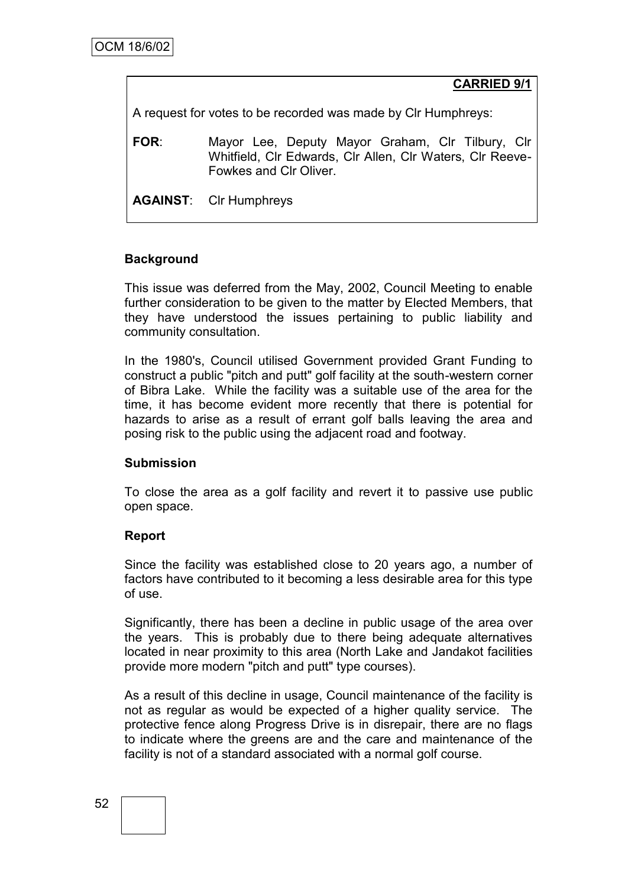**CARRIED 9/1**

A request for votes to be recorded was made by Clr Humphreys:

**FOR**: Mayor Lee, Deputy Mayor Graham, Clr Tilbury, Clr Whitfield, Clr Edwards, Clr Allen, Clr Waters, Clr Reeve-Fowkes and Clr Oliver.

**AGAINST**: Clr Humphreys

**Background**

This issue was deferred from the May, 2002, Council Meeting to enable further consideration to be given to the matter by Elected Members, that they have understood the issues pertaining to public liability and community consultation.

In the 1980's, Council utilised Government provided Grant Funding to construct a public "pitch and putt" golf facility at the south-western corner of Bibra Lake. While the facility was a suitable use of the area for the time, it has become evident more recently that there is potential for hazards to arise as a result of errant golf balls leaving the area and posing risk to the public using the adjacent road and footway.

**Submission**

To close the area as a golf facility and revert it to passive use public open space.

**Report**

Since the facility was established close to 20 years ago, a number of factors have contributed to it becoming a less desirable area for this type of use.

Significantly, there has been a decline in public usage of the area over the years. This is probably due to there being adequate alternatives located in near proximity to this area (North Lake and Jandakot facilities provide more modern "pitch and putt" type courses).

As a result of this decline in usage, Council maintenance of the facility is not as regular as would be expected of a higher quality service. The protective fence along Progress Drive is in disrepair, there are no flags to indicate where the greens are and the care and maintenance of the facility is not of a standard associated with a normal golf course.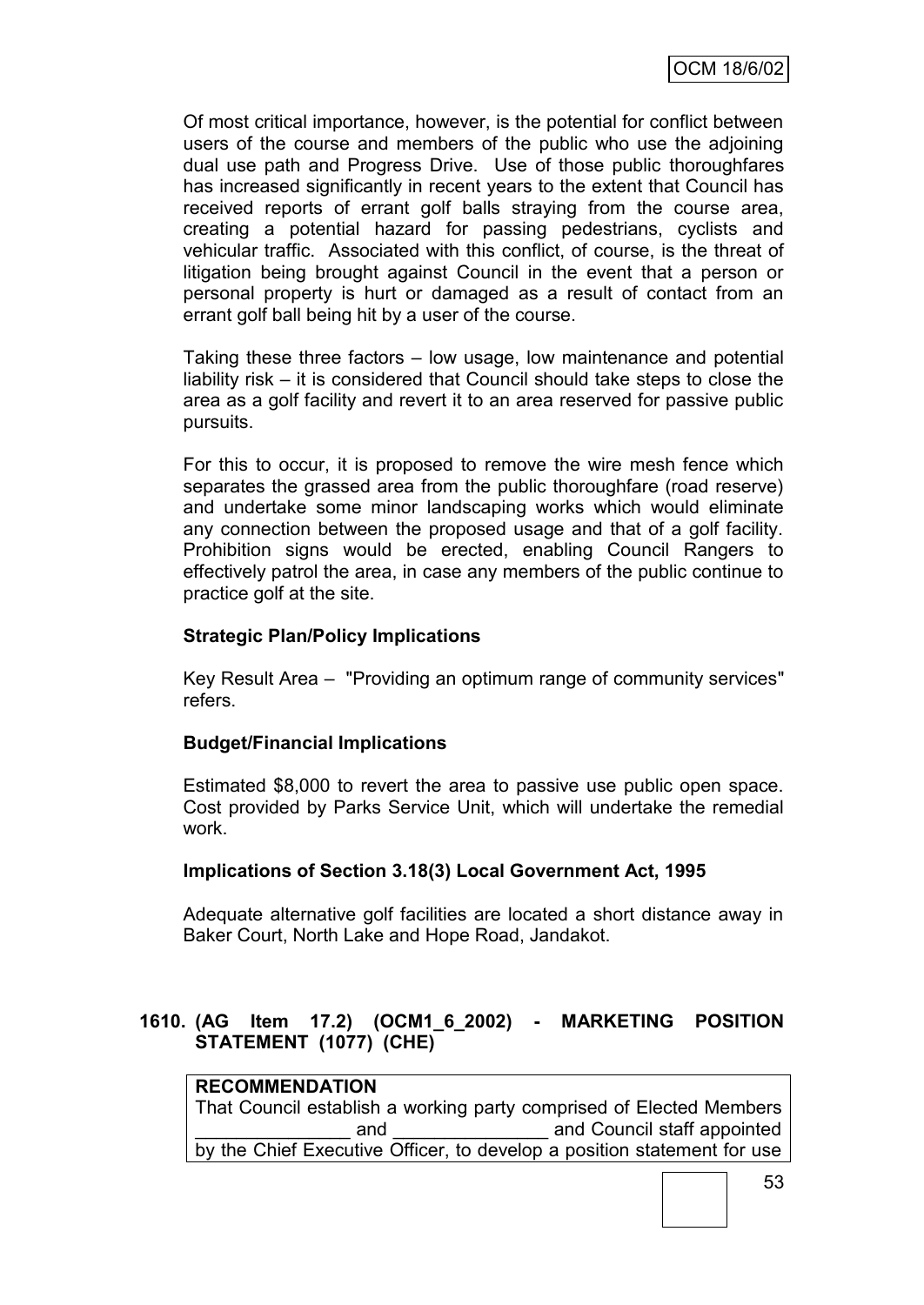Of most critical importance, however, is the potential for conflict between users of the course and members of the public who use the adjoining dual use path and Progress Drive. Use of those public thoroughfares has increased significantly in recent years to the extent that Council has received reports of errant golf balls straying from the course area, creating a potential hazard for passing pedestrians, cyclists and vehicular traffic. Associated with this conflict, of course, is the threat of litigation being brought against Council in the event that a person or personal property is hurt or damaged as a result of contact from an errant golf ball being hit by a user of the course.

Taking these three factors – low usage, low maintenance and potential liability risk – it is considered that Council should take steps to close the area as a golf facility and revert it to an area reserved for passive public pursuits.

For this to occur, it is proposed to remove the wire mesh fence which separates the grassed area from the public thoroughfare (road reserve) and undertake some minor landscaping works which would eliminate any connection between the proposed usage and that of a golf facility. Prohibition signs would be erected, enabling Council Rangers to effectively patrol the area, in case any members of the public continue to practice golf at the site.

**Strategic Plan/Policy Implications**

Key Result Area – "Providing an optimum range of community services" refers.

**Budget/Financial Implications**

Estimated $8,000 to revert the area to passive use public open space. Cost provided by Parks Service Unit, which will undertake the remedial work.

**Implications of Section 3.18(3) Local Government Act, 1995**

Adequate alternative golf facilities are located a short distance away in Baker Court, North Lake and Hope Road, Jandakot.

## 1610. (AG Item 17.2) (OCM1_6_2002) - MARKETING POSITION STATEMENT (1077) (CHE)

**RECOMMENDATION**

That Council establish a working party comprised of Elected Members _______________ and _______________ and Council staff appointed by the Chief Executive Officer, to develop a position statement for use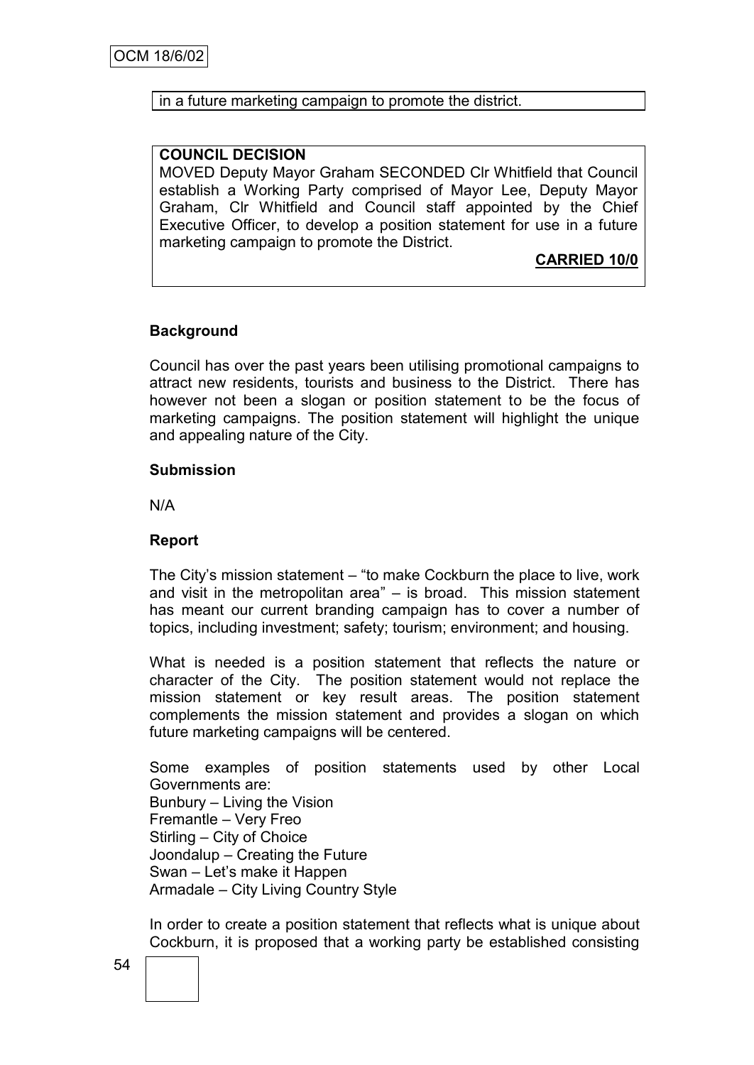in a future marketing campaign to promote the district.

**COUNCIL DECISION**

MOVED Deputy Mayor Graham SECONDED Clr Whitfield that Council establish a Working Party comprised of Mayor Lee, Deputy Mayor Graham, Clr Whitfield and Council staff appointed by the Chief Executive Officer, to develop a position statement for use in a future marketing campaign to promote the District.

**CARRIED 10/0**

**Background**

Council has over the past years been utilising promotional campaigns to attract new residents, tourists and business to the District. There has however not been a slogan or position statement to be the focus of marketing campaigns. The position statement will highlight the unique and appealing nature of the City.

**Submission**

N/A

**Report**

The City's mission statement – "to make Cockburn the place to live, work and visit in the metropolitan area" – is broad. This mission statement has meant our current branding campaign has to cover a number of topics, including investment; safety; tourism; environment; and housing.

What is needed is a position statement that reflects the nature or character of the City. The position statement would not replace the mission statement or key result areas. The position statement complements the mission statement and provides a slogan on which future marketing campaigns will be centered.

Some examples of position statements used by other Local Governments are:
Bunbury – Living the Vision
Fremantle – Very Freo
Stirling – City of Choice
Joondalup – Creating the Future
Swan – Let's make it Happen
Armadale – City Living Country Style

In order to create a position statement that reflects what is unique about Cockburn, it is proposed that a working party be established consisting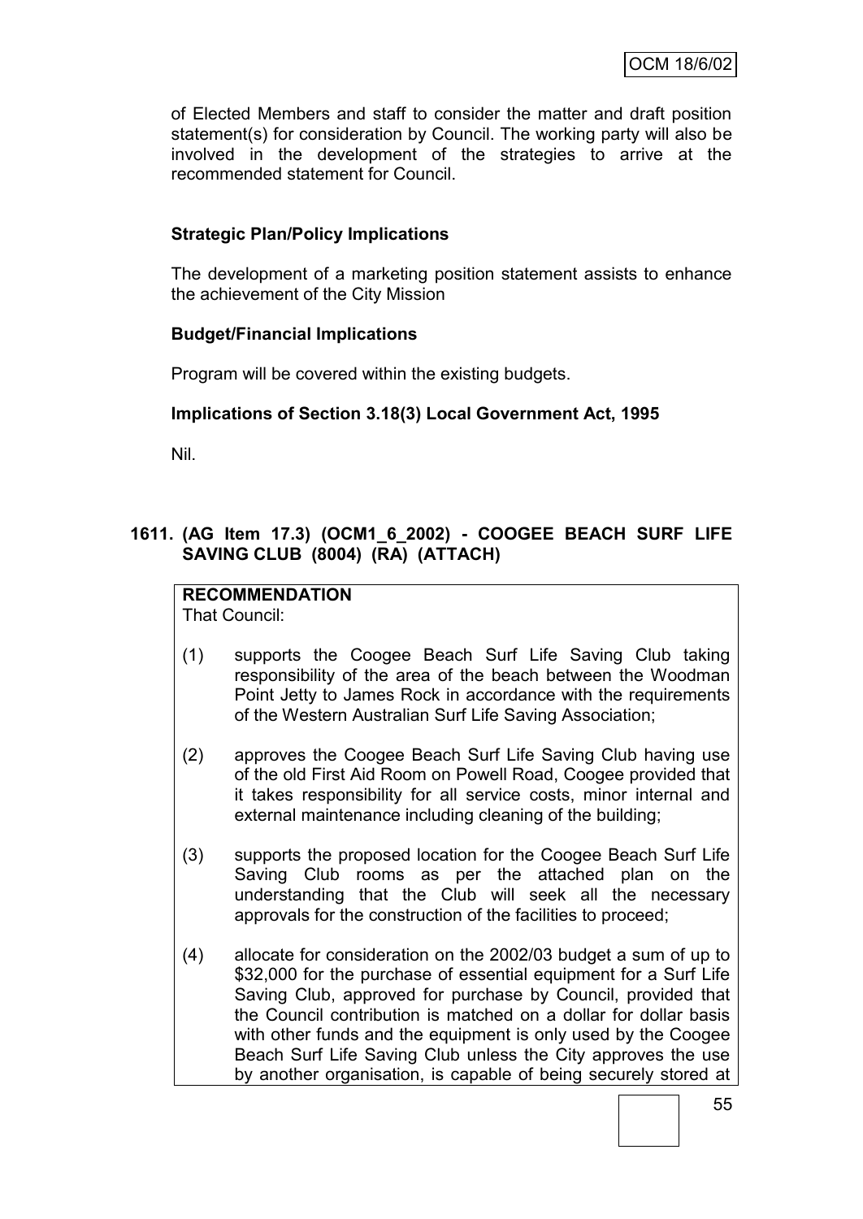of Elected Members and staff to consider the matter and draft position statement(s) for consideration by Council. The working party will also be involved in the development of the strategies to arrive at the recommended statement for Council.

**Strategic Plan/Policy Implications**

The development of a marketing position statement assists to enhance the achievement of the City Mission

**Budget/Financial Implications**

Program will be covered within the existing budgets.

**Implications of Section 3.18(3) Local Government Act, 1995**

Nil.

## 1611. (AG Item 17.3) (OCM1_6_2002) - COOGEE BEACH SURF LIFE SAVING CLUB (8004) (RA) (ATTACH)

**RECOMMENDATION**
That Council:

(1) supports the Coogee Beach Surf Life Saving Club taking responsibility of the area of the beach between the Woodman Point Jetty to James Rock in accordance with the requirements of the Western Australian Surf Life Saving Association;

(2) approves the Coogee Beach Surf Life Saving Club having use of the old First Aid Room on Powell Road, Coogee provided that it takes responsibility for all service costs, minor internal and external maintenance including cleaning of the building;

(3) supports the proposed location for the Coogee Beach Surf Life Saving Club rooms as per the attached plan on the understanding that the Club will seek all the necessary approvals for the construction of the facilities to proceed;

(4) allocate for consideration on the 2002/03 budget a sum of up to $32,000 for the purchase of essential equipment for a Surf Life Saving Club, approved for purchase by Council, provided that the Council contribution is matched on a dollar for dollar basis with other funds and the equipment is only used by the Coogee Beach Surf Life Saving Club unless the City approves the use by another organisation, is capable of being securely stored at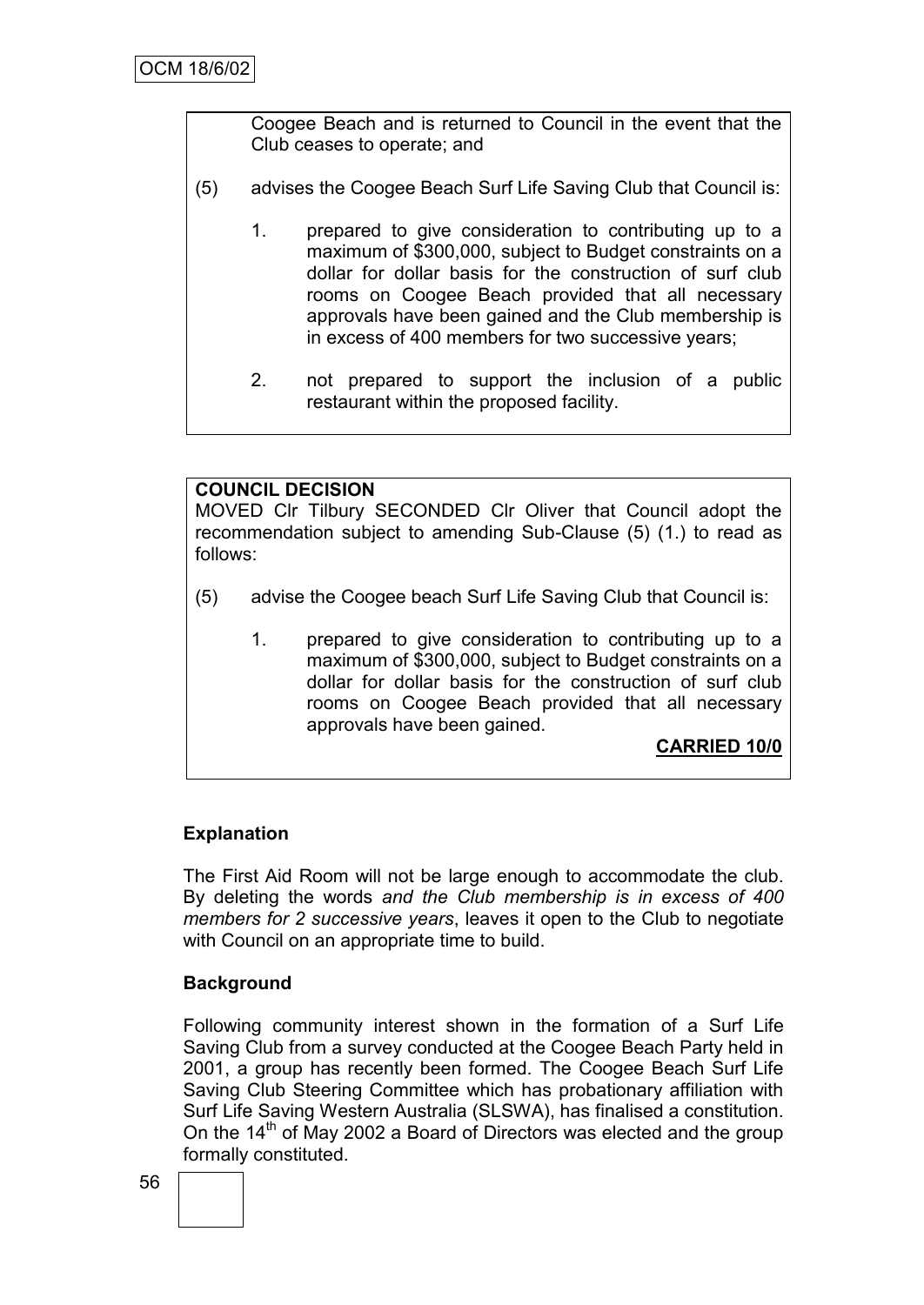Coogee Beach and is returned to Council in the event that the Club ceases to operate; and

(5) advises the Coogee Beach Surf Life Saving Club that Council is:

1. prepared to give consideration to contributing up to a maximum of $300,000, subject to Budget constraints on a dollar for dollar basis for the construction of surf club rooms on Coogee Beach provided that all necessary approvals have been gained and the Club membership is in excess of 400 members for two successive years;

2. not prepared to support the inclusion of a public restaurant within the proposed facility.

**COUNCIL DECISION**

MOVED Clr Tilbury SECONDED Clr Oliver that Council adopt the recommendation subject to amending Sub-Clause (5) (1.) to read as follows:

(5) advise the Coogee beach Surf Life Saving Club that Council is:

1. prepared to give consideration to contributing up to a maximum of $300,000, subject to Budget constraints on a dollar for dollar basis for the construction of surf club rooms on Coogee Beach provided that all necessary approvals have been gained.

**CARRIED 10/0**

**Explanation**

The First Aid Room will not be large enough to accommodate the club. By deleting the words *and the Club membership is in excess of 400 members for 2 successive years*, leaves it open to the Club to negotiate with Council on an appropriate time to build.

**Background**

Following community interest shown in the formation of a Surf Life Saving Club from a survey conducted at the Coogee Beach Party held in 2001, a group has recently been formed. The Coogee Beach Surf Life Saving Club Steering Committee which has probationary affiliation with Surf Life Saving Western Australia (SLSWA), has finalised a constitution. On the 14th of May 2002 a Board of Directors was elected and the group formally constituted.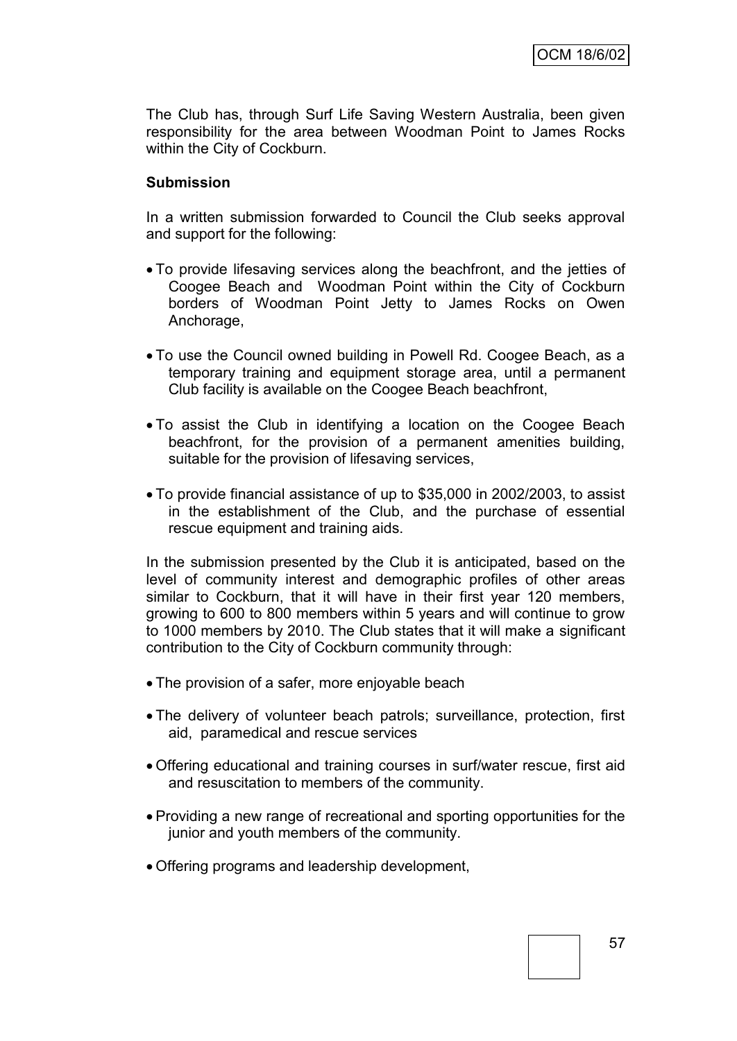The Club has, through Surf Life Saving Western Australia, been given responsibility for the area between Woodman Point to James Rocks within the City of Cockburn.

**Submission**

In a written submission forwarded to Council the Club seeks approval and support for the following:

- To provide lifesaving services along the beachfront, and the jetties of Coogee Beach and Woodman Point within the City of Cockburn borders of Woodman Point Jetty to James Rocks on Owen Anchorage,
- To use the Council owned building in Powell Rd. Coogee Beach, as a temporary training and equipment storage area, until a permanent Club facility is available on the Coogee Beach beachfront,
- To assist the Club in identifying a location on the Coogee Beach beachfront, for the provision of a permanent amenities building, suitable for the provision of lifesaving services,
- To provide financial assistance of up to $35,000 in 2002/2003, to assist in the establishment of the Club, and the purchase of essential rescue equipment and training aids.

In the submission presented by the Club it is anticipated, based on the level of community interest and demographic profiles of other areas similar to Cockburn, that it will have in their first year 120 members, growing to 600 to 800 members within 5 years and will continue to grow to 1000 members by 2010. The Club states that it will make a significant contribution to the City of Cockburn community through:

- The provision of a safer, more enjoyable beach
- The delivery of volunteer beach patrols; surveillance, protection, first aid, paramedical and rescue services
- Offering educational and training courses in surf/water rescue, first aid and resuscitation to members of the community.
- Providing a new range of recreational and sporting opportunities for the junior and youth members of the community.
- Offering programs and leadership development,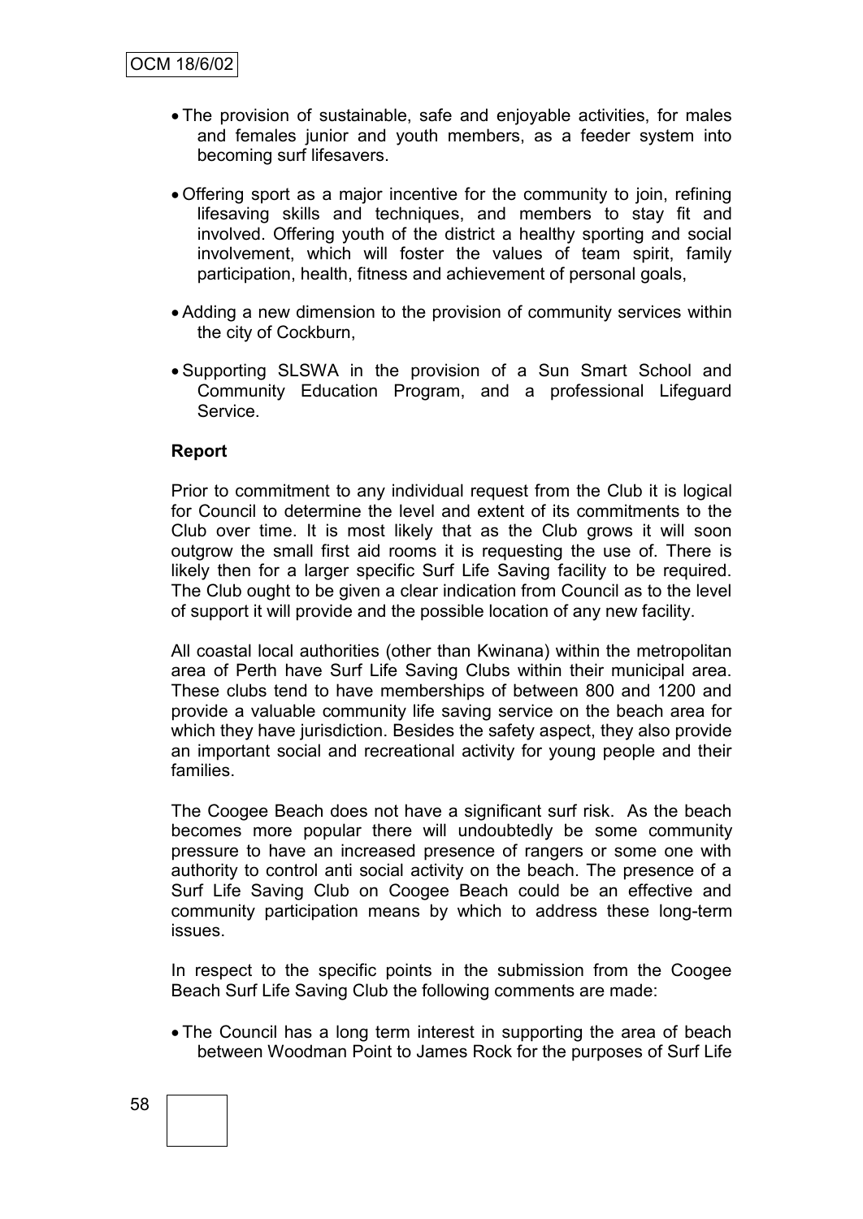- The provision of sustainable, safe and enjoyable activities, for males and females junior and youth members, as a feeder system into becoming surf lifesavers.

- Offering sport as a major incentive for the community to join, refining lifesaving skills and techniques, and members to stay fit and involved. Offering youth of the district a healthy sporting and social involvement, which will foster the values of team spirit, family participation, health, fitness and achievement of personal goals,

- Adding a new dimension to the provision of community services within the city of Cockburn,

- Supporting SLSWA in the provision of a Sun Smart School and Community Education Program, and a professional Lifeguard Service.

**Report**

Prior to commitment to any individual request from the Club it is logical for Council to determine the level and extent of its commitments to the Club over time. It is most likely that as the Club grows it will soon outgrow the small first aid rooms it is requesting the use of. There is likely then for a larger specific Surf Life Saving facility to be required. The Club ought to be given a clear indication from Council as to the level of support it will provide and the possible location of any new facility.

All coastal local authorities (other than Kwinana) within the metropolitan area of Perth have Surf Life Saving Clubs within their municipal area. These clubs tend to have memberships of between 800 and 1200 and provide a valuable community life saving service on the beach area for which they have jurisdiction. Besides the safety aspect, they also provide an important social and recreational activity for young people and their families.

The Coogee Beach does not have a significant surf risk. As the beach becomes more popular there will undoubtedly be some community pressure to have an increased presence of rangers or some one with authority to control anti social activity on the beach. The presence of a Surf Life Saving Club on Coogee Beach could be an effective and community participation means by which to address these long-term issues.

In respect to the specific points in the submission from the Coogee Beach Surf Life Saving Club the following comments are made:

- The Council has a long term interest in supporting the area of beach between Woodman Point to James Rock for the purposes of Surf Life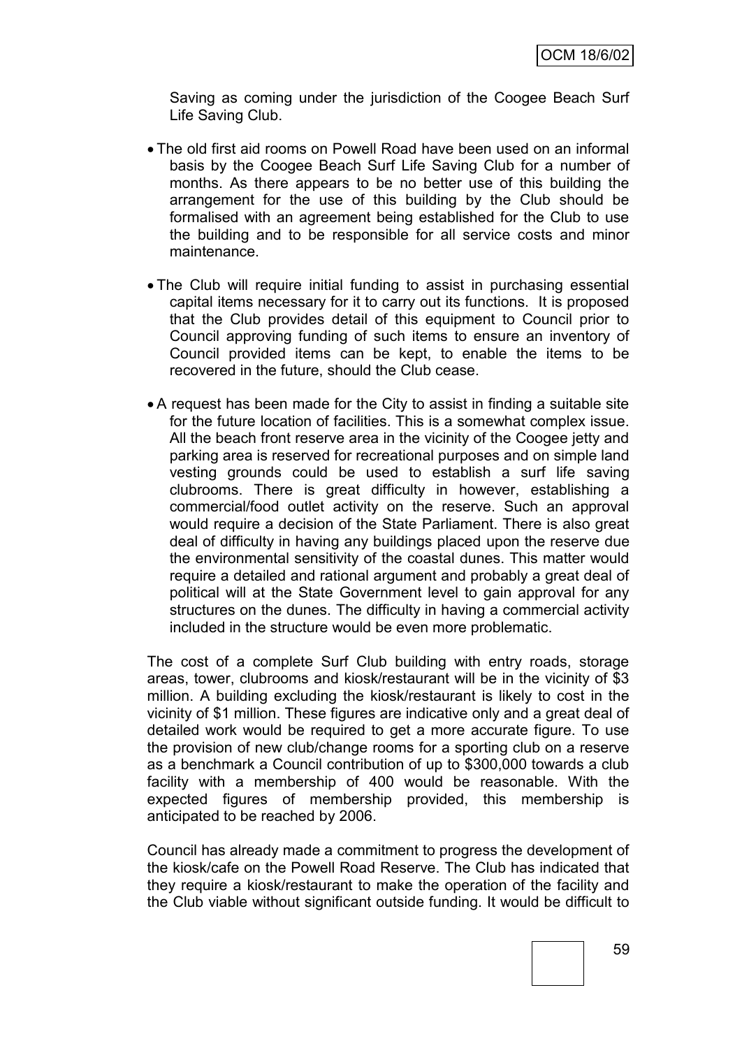Saving as coming under the jurisdiction of the Coogee Beach Surf Life Saving Club.

- The old first aid rooms on Powell Road have been used on an informal basis by the Coogee Beach Surf Life Saving Club for a number of months. As there appears to be no better use of this building the arrangement for the use of this building by the Club should be formalised with an agreement being established for the Club to use the building and to be responsible for all service costs and minor maintenance.

- The Club will require initial funding to assist in purchasing essential capital items necessary for it to carry out its functions. It is proposed that the Club provides detail of this equipment to Council prior to Council approving funding of such items to ensure an inventory of Council provided items can be kept, to enable the items to be recovered in the future, should the Club cease.

- A request has been made for the City to assist in finding a suitable site for the future location of facilities. This is a somewhat complex issue. All the beach front reserve area in the vicinity of the Coogee jetty and parking area is reserved for recreational purposes and on simple land vesting grounds could be used to establish a surf life saving clubrooms. There is great difficulty in however, establishing a commercial/food outlet activity on the reserve. Such an approval would require a decision of the State Parliament. There is also great deal of difficulty in having any buildings placed upon the reserve due the environmental sensitivity of the coastal dunes. This matter would require a detailed and rational argument and probably a great deal of political will at the State Government level to gain approval for any structures on the dunes. The difficulty in having a commercial activity included in the structure would be even more problematic.

The cost of a complete Surf Club building with entry roads, storage areas, tower, clubrooms and kiosk/restaurant will be in the vicinity of $3 million. A building excluding the kiosk/restaurant is likely to cost in the vicinity of $1 million. These figures are indicative only and a great deal of detailed work would be required to get a more accurate figure. To use the provision of new club/change rooms for a sporting club on a reserve as a benchmark a Council contribution of up to $300,000 towards a club facility with a membership of 400 would be reasonable. With the expected figures of membership provided, this membership is anticipated to be reached by 2006.

Council has already made a commitment to progress the development of the kiosk/cafe on the Powell Road Reserve. The Club has indicated that they require a kiosk/restaurant to make the operation of the facility and the Club viable without significant outside funding. It would be difficult to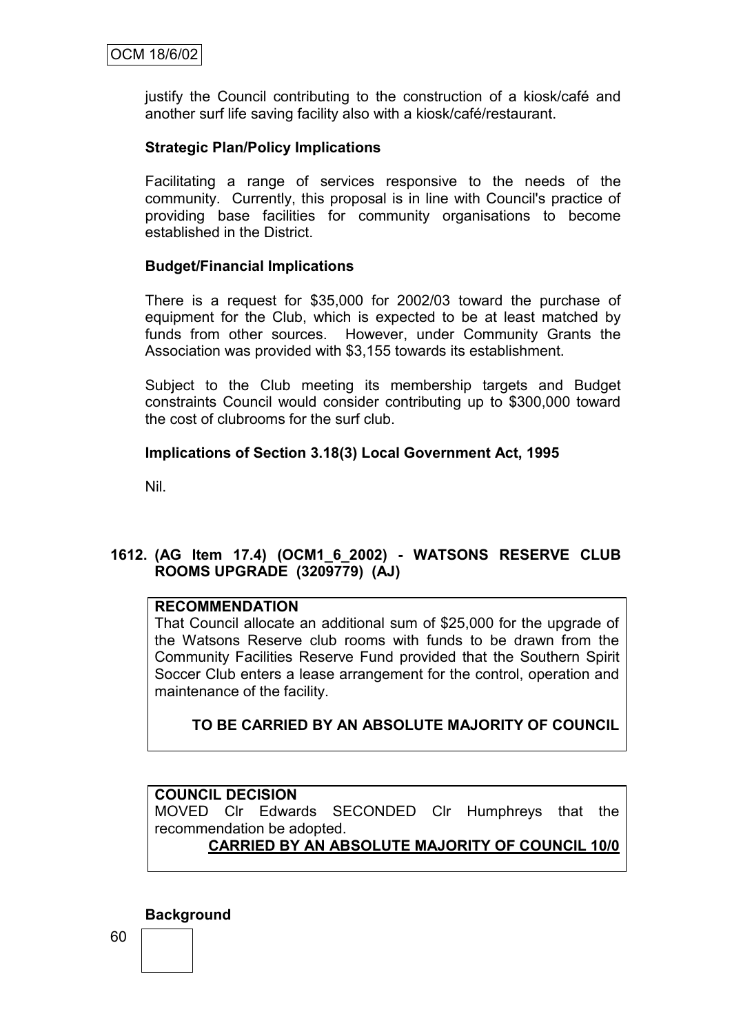justify the Council contributing to the construction of a kiosk/café and another surf life saving facility also with a kiosk/café/restaurant.

**Strategic Plan/Policy Implications**

Facilitating a range of services responsive to the needs of the community. Currently, this proposal is in line with Council's practice of providing base facilities for community organisations to become established in the District.

**Budget/Financial Implications**

There is a request for $35,000 for 2002/03 toward the purchase of equipment for the Club, which is expected to be at least matched by funds from other sources. However, under Community Grants the Association was provided with $3,155 towards its establishment.

Subject to the Club meeting its membership targets and Budget constraints Council would consider contributing up to $300,000 toward the cost of clubrooms for the surf club.

**Implications of Section 3.18(3) Local Government Act, 1995**

Nil.

## 1612. (AG Item 17.4) (OCM1_6_2002) - WATSONS RESERVE CLUB ROOMS UPGRADE (3209779) (AJ)

**RECOMMENDATION**

That Council allocate an additional sum of $25,000 for the upgrade of the Watsons Reserve club rooms with funds to be drawn from the Community Facilities Reserve Fund provided that the Southern Spirit Soccer Club enters a lease arrangement for the control, operation and maintenance of the facility.

**TO BE CARRIED BY AN ABSOLUTE MAJORITY OF COUNCIL**

**COUNCIL DECISION**

MOVED Clr Edwards SECONDED Clr Humphreys that the recommendation be adopted.

**CARRIED BY AN ABSOLUTE MAJORITY OF COUNCIL 10/0**

**Background**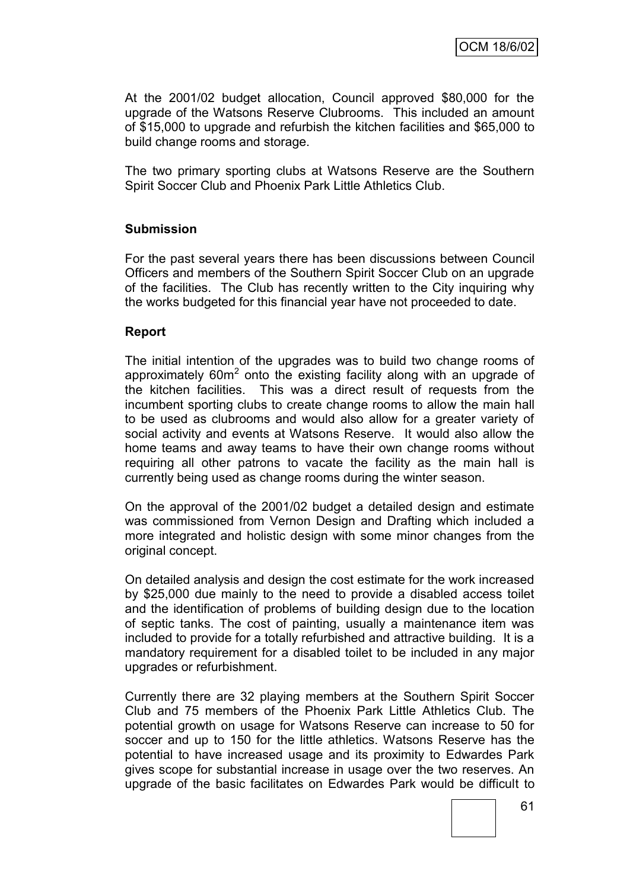At the 2001/02 budget allocation, Council approved $80,000 for the upgrade of the Watsons Reserve Clubrooms. This included an amount of $15,000 to upgrade and refurbish the kitchen facilities and $65,000 to build change rooms and storage.

The two primary sporting clubs at Watsons Reserve are the Southern Spirit Soccer Club and Phoenix Park Little Athletics Club.

**Submission**

For the past several years there has been discussions between Council Officers and members of the Southern Spirit Soccer Club on an upgrade of the facilities. The Club has recently written to the City inquiring why the works budgeted for this financial year have not proceeded to date.

**Report**

The initial intention of the upgrades was to build two change rooms of approximately $60m^2$ onto the existing facility along with an upgrade of the kitchen facilities. This was a direct result of requests from the incumbent sporting clubs to create change rooms to allow the main hall to be used as clubrooms and would also allow for a greater variety of social activity and events at Watsons Reserve. It would also allow the home teams and away teams to have their own change rooms without requiring all other patrons to vacate the facility as the main hall is currently being used as change rooms during the winter season.

On the approval of the 2001/02 budget a detailed design and estimate was commissioned from Vernon Design and Drafting which included a more integrated and holistic design with some minor changes from the original concept.

On detailed analysis and design the cost estimate for the work increased by $25,000 due mainly to the need to provide a disabled access toilet and the identification of problems of building design due to the location of septic tanks. The cost of painting, usually a maintenance item was included to provide for a totally refurbished and attractive building. It is a mandatory requirement for a disabled toilet to be included in any major upgrades or refurbishment.

Currently there are 32 playing members at the Southern Spirit Soccer Club and 75 members of the Phoenix Park Little Athletics Club. The potential growth on usage for Watsons Reserve can increase to 50 for soccer and up to 150 for the little athletics. Watsons Reserve has the potential to have increased usage and its proximity to Edwardes Park gives scope for substantial increase in usage over the two reserves. An upgrade of the basic facilitates on Edwardes Park would be difficult to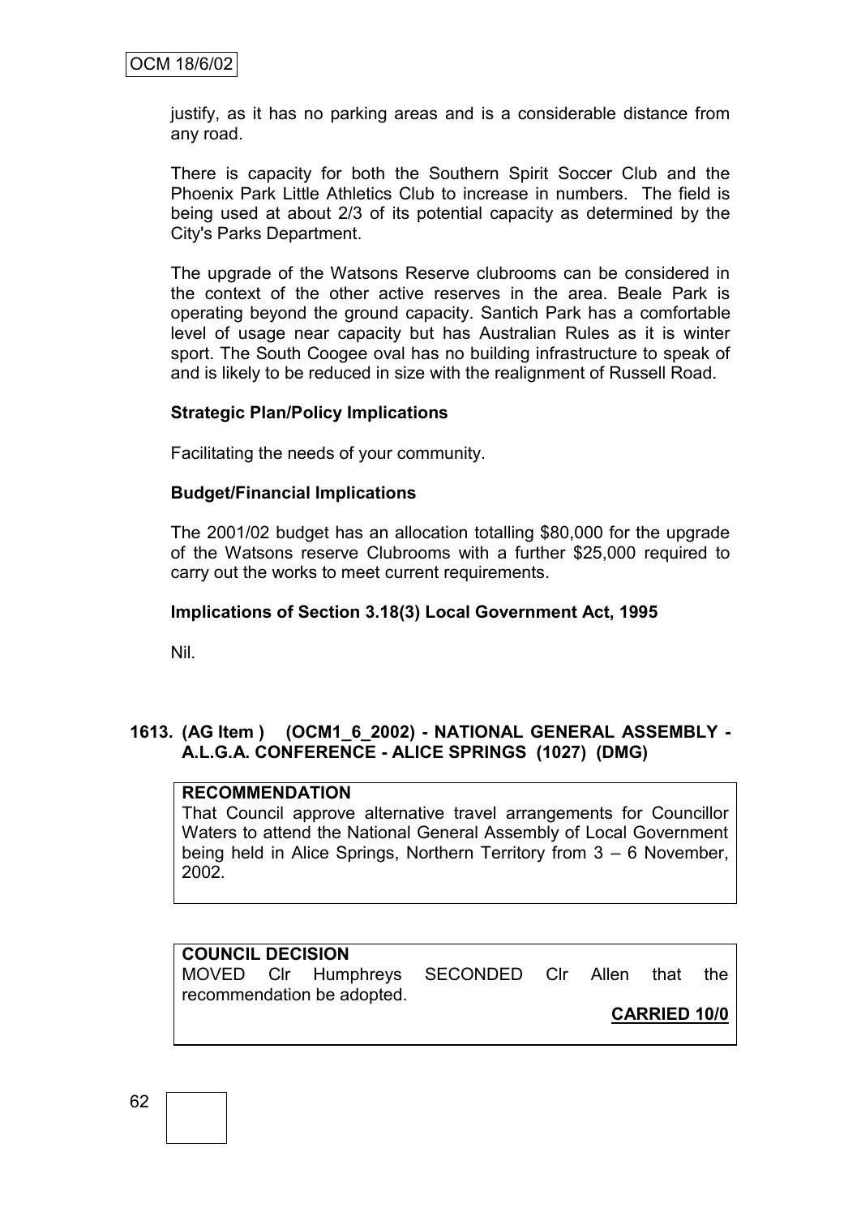justify, as it has no parking areas and is a considerable distance from any road.

There is capacity for both the Southern Spirit Soccer Club and the Phoenix Park Little Athletics Club to increase in numbers. The field is being used at about 2/3 of its potential capacity as determined by the City's Parks Department.

The upgrade of the Watsons Reserve clubrooms can be considered in the context of the other active reserves in the area. Beale Park is operating beyond the ground capacity. Santich Park has a comfortable level of usage near capacity but has Australian Rules as it is winter sport. The South Coogee oval has no building infrastructure to speak of and is likely to be reduced in size with the realignment of Russell Road.

**Strategic Plan/Policy Implications**

Facilitating the needs of your community.

**Budget/Financial Implications**

The 2001/02 budget has an allocation totalling $80,000 for the upgrade of the Watsons reserve Clubrooms with a further $25,000 required to carry out the works to meet current requirements.

**Implications of Section 3.18(3) Local Government Act, 1995**

Nil.

## 1613. (AG Item ) (OCM1_6_2002) - NATIONAL GENERAL ASSEMBLY - A.L.G.A. CONFERENCE - ALICE SPRINGS (1027) (DMG)

**RECOMMENDATION**

That Council approve alternative travel arrangements for Councillor Waters to attend the National General Assembly of Local Government being held in Alice Springs, Northern Territory from 3 – 6 November, 2002.

**COUNCIL DECISION**

MOVED Clr Humphreys SECONDED Clr Allen that the recommendation be adopted.

**CARRIED 10/0**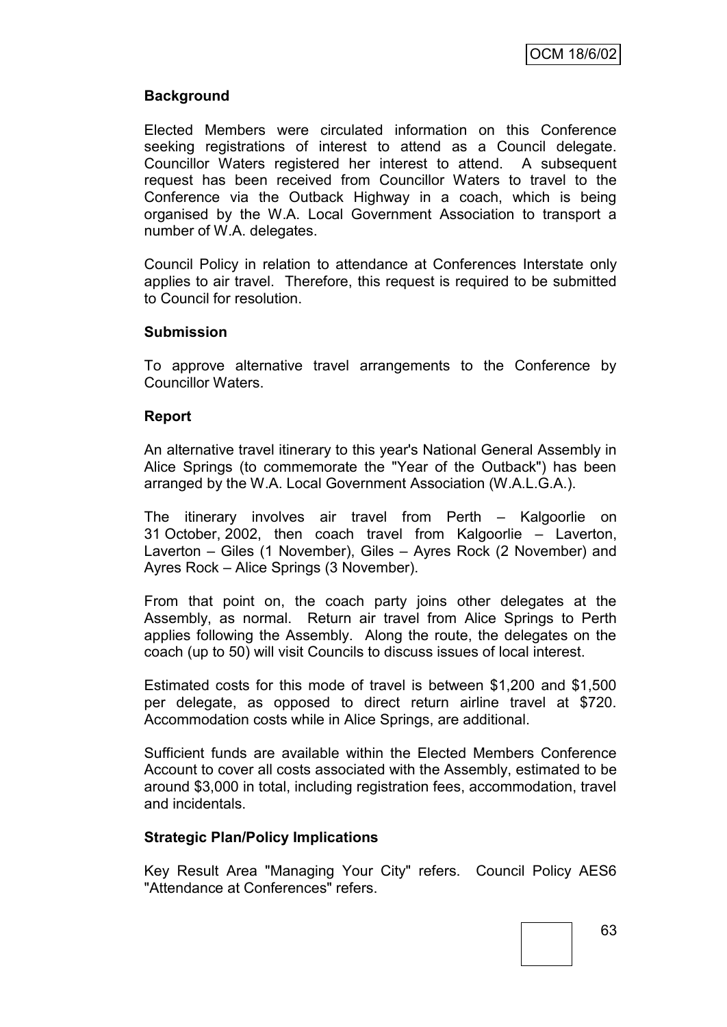**Background**

Elected Members were circulated information on this Conference seeking registrations of interest to attend as a Council delegate. Councillor Waters registered her interest to attend. A subsequent request has been received from Councillor Waters to travel to the Conference via the Outback Highway in a coach, which is being organised by the W.A. Local Government Association to transport a number of W.A. delegates.

Council Policy in relation to attendance at Conferences Interstate only applies to air travel. Therefore, this request is required to be submitted to Council for resolution.

**Submission**

To approve alternative travel arrangements to the Conference by Councillor Waters.

**Report**

An alternative travel itinerary to this year's National General Assembly in Alice Springs (to commemorate the "Year of the Outback") has been arranged by the W.A. Local Government Association (W.A.L.G.A.).

The itinerary involves air travel from Perth – Kalgoorlie on 31 October, 2002, then coach travel from Kalgoorlie – Laverton, Laverton – Giles (1 November), Giles – Ayres Rock (2 November) and Ayres Rock – Alice Springs (3 November).

From that point on, the coach party joins other delegates at the Assembly, as normal. Return air travel from Alice Springs to Perth applies following the Assembly. Along the route, the delegates on the coach (up to 50) will visit Councils to discuss issues of local interest.

Estimated costs for this mode of travel is between $1,200 and $1,500 per delegate, as opposed to direct return airline travel at $720. Accommodation costs while in Alice Springs, are additional.

Sufficient funds are available within the Elected Members Conference Account to cover all costs associated with the Assembly, estimated to be around $3,000 in total, including registration fees, accommodation, travel and incidentals.

**Strategic Plan/Policy Implications**

Key Result Area "Managing Your City" refers. Council Policy AES6 "Attendance at Conferences" refers.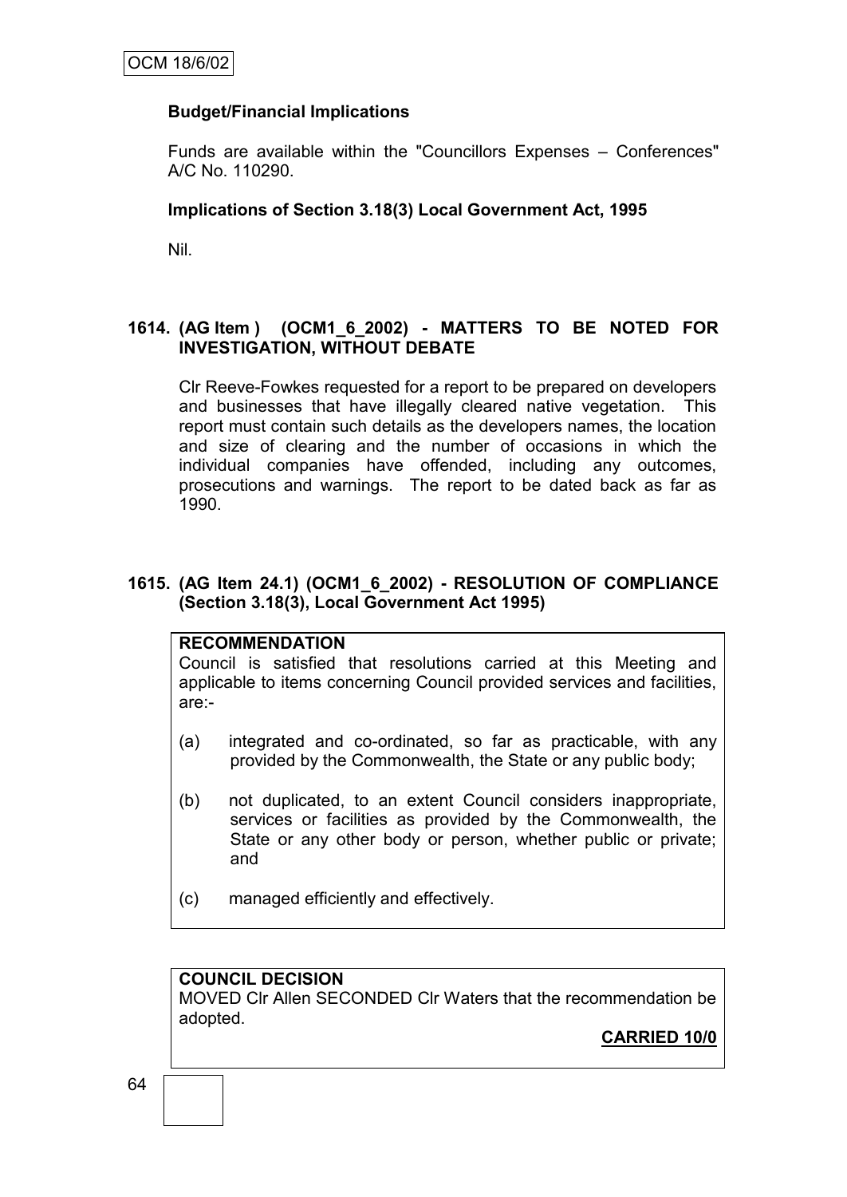**Budget/Financial Implications**

Funds are available within the "Councillors Expenses – Conferences" A/C No. 110290.

**Implications of Section 3.18(3) Local Government Act, 1995**

Nil.

## 1614. (AG Item ) (OCM1_6_2002) - MATTERS TO BE NOTED FOR INVESTIGATION, WITHOUT DEBATE

Clr Reeve-Fowkes requested for a report to be prepared on developers and businesses that have illegally cleared native vegetation. This report must contain such details as the developers names, the location and size of clearing and the number of occasions in which the individual companies have offended, including any outcomes, prosecutions and warnings. The report to be dated back as far as 1990.

## 1615. (AG Item 24.1) (OCM1_6_2002) - RESOLUTION OF COMPLIANCE (Section 3.18(3), Local Government Act 1995)

**RECOMMENDATION**

Council is satisfied that resolutions carried at this Meeting and applicable to items concerning Council provided services and facilities, are:-

(a) integrated and co-ordinated, so far as practicable, with any provided by the Commonwealth, the State or any public body;

(b) not duplicated, to an extent Council considers inappropriate, services or facilities as provided by the Commonwealth, the State or any other body or person, whether public or private; and

(c) managed efficiently and effectively.

**COUNCIL DECISION**

MOVED Clr Allen SECONDED Clr Waters that the recommendation be adopted.

**CARRIED 10/0**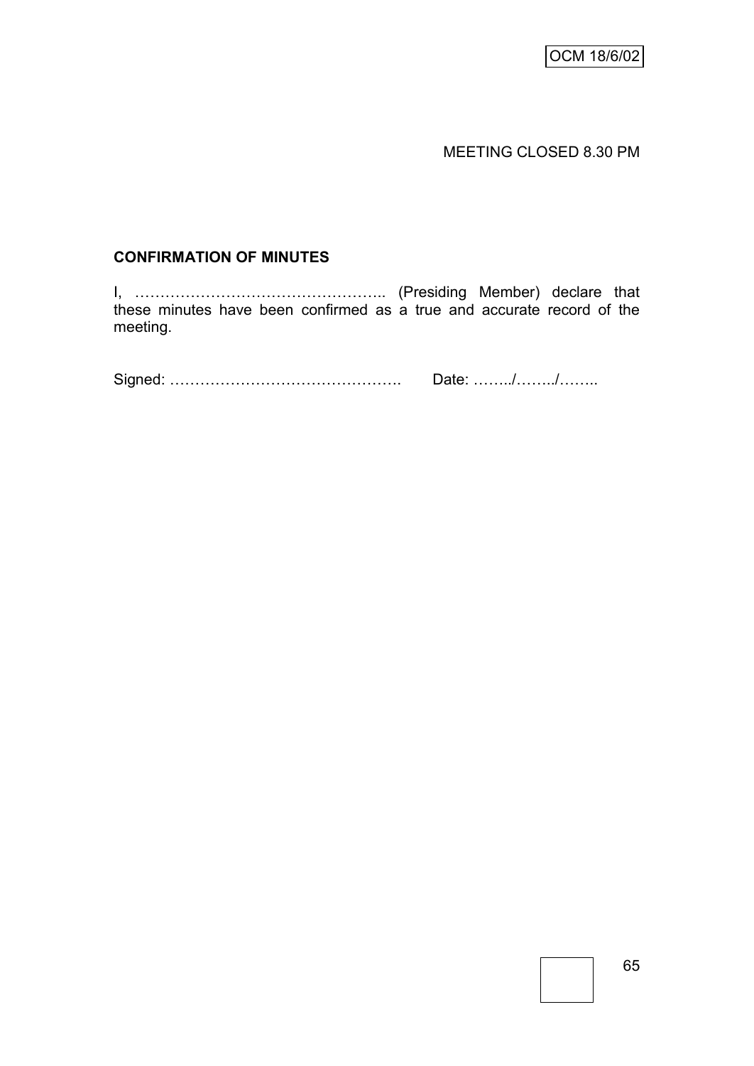MEETING CLOSED 8.30 PM

**CONFIRMATION OF MINUTES**

I, ………………………………………….. (Presiding Member) declare that these minutes have been confirmed as a true and accurate record of the meeting.

Signed: ………………………………………. Date: ……../……../……..